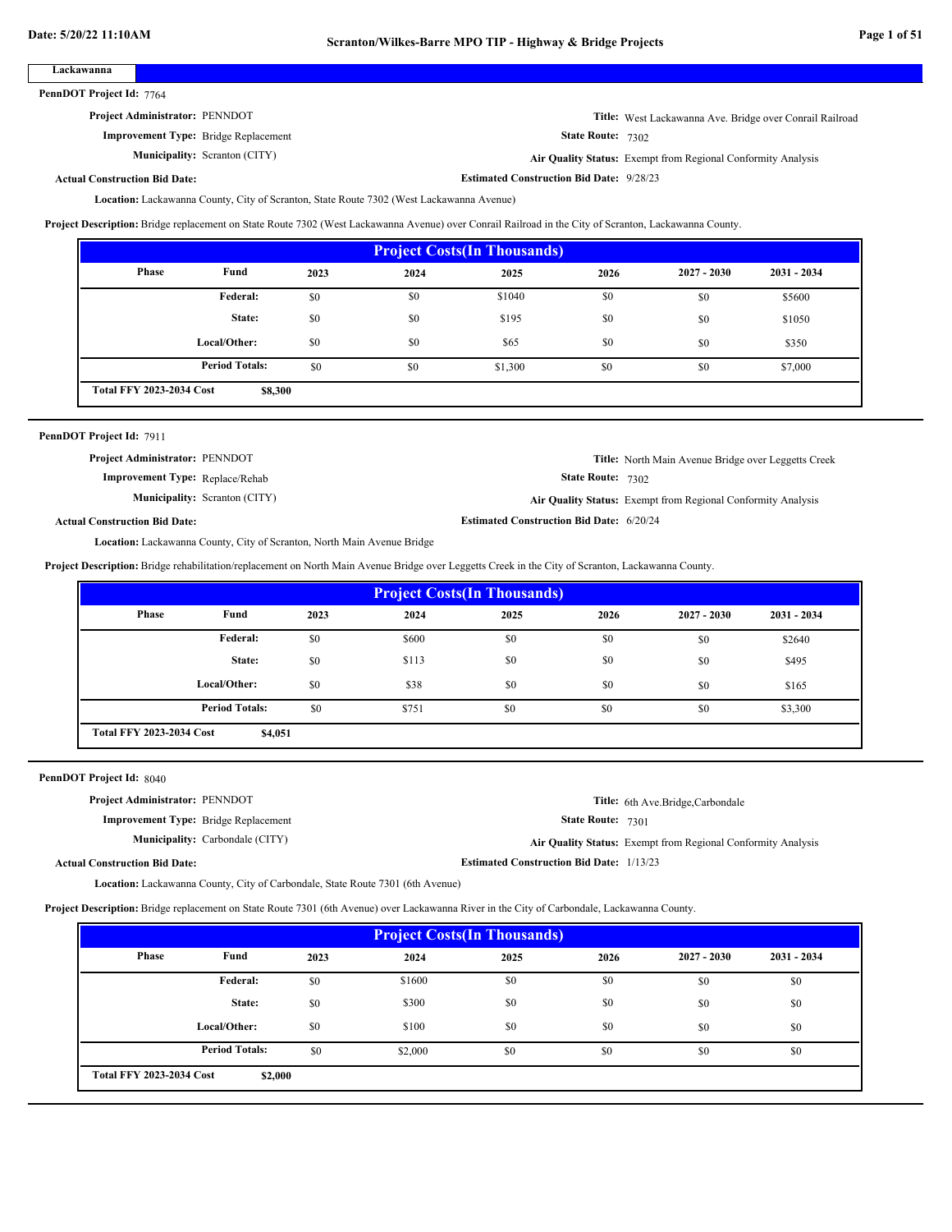**Lackawanna**

**PennDOT Project Id:** 7764

**Project Administrator:** PENNDOT

**Title:** West Lackawanna Ave. Bridge over Conrail Railroad

**Improvement Type:** Bridge Replacement

**State Route:** 7302

**Municipality:** Scranton (CITY)

**Air Quality Status:** Exempt from Regional Conformity Analysis

**Actual Construction Bid Date:**

**Estimated Construction Bid Date:** 9/28/23

**Location:** Lackawanna County, City of Scranton, State Route 7302 (West Lackawanna Avenue)

**Project Description:** Bridge replacement on State Route 7302 (West Lackawanna Avenue) over Conrail Railroad in the City of Scranton, Lackawanna County.

| Project Costs(In Thousands) | | | | | | | |
|---|---|---|---|---|---|---|---|
| Phase | Fund | 2023 | 2024 | 2025 | 2026 | 2027 - 2030 | 2031 - 2034 |
| | Federal: | $0 | $0 | $1040 | $0 | $0 | $5600 |
| | State: | $0 | $0 | $195 | $0 | $0 | $1050 |
| | Local/Other: | $0 | $0 | $65 | $0 | $0 | $350 |
| | Period Totals: | $0 | $0 | $1,300 | $0 | $0 | $7,000 |
| Total FFY 2023-2034 Cost | $8,300 | | | | | | |

**PennDOT Project Id:** 7911

**Project Administrator:** PENNDOT

**Title:** North Main Avenue Bridge over Leggetts Creek

**Improvement Type:** Replace/Rehab

**State Route:** 7302

**Municipality:** Scranton (CITY)

**Air Quality Status:** Exempt from Regional Conformity Analysis

**Actual Construction Bid Date:**

**Estimated Construction Bid Date:** 6/20/24

**Location:** Lackawanna County, City of Scranton, North Main Avenue Bridge

**Project Description:** Bridge rehabilitation/replacement on North Main Avenue Bridge over Leggetts Creek in the City of Scranton, Lackawanna County.

| Project Costs(In Thousands) | | | | | | | |
|---|---|---|---|---|---|---|---|
| Phase | Fund | 2023 | 2024 | 2025 | 2026 | 2027 - 2030 | 2031 - 2034 |
| | Federal: | $0 | $600 | $0 | $0 | $0 | $2640 |
| | State: | $0 | $113 | $0 | $0 | $0 | $495 |
| | Local/Other: | $0 | $38 | $0 | $0 | $0 | $165 |
| | Period Totals: | $0 | $751 | $0 | $0 | $0 | $3,300 |
| Total FFY 2023-2034 Cost | $4,051 | | | | | | |

**PennDOT Project Id:** 8040

**Project Administrator:** PENNDOT

**Title:** 6th Ave.Bridge,Carbondale

**Improvement Type:** Bridge Replacement

**State Route:** 7301

**Municipality:** Carbondale (CITY)

**Air Quality Status:** Exempt from Regional Conformity Analysis

**Actual Construction Bid Date:**

**Estimated Construction Bid Date:** 1/13/23

**Location:** Lackawanna County, City of Carbondale, State Route 7301 (6th Avenue)

**Project Description:** Bridge replacement on State Route 7301 (6th Avenue) over Lackawanna River in the City of Carbondale, Lackawanna County.

| Project Costs(In Thousands) | | | | | | | |
|---|---|---|---|---|---|---|---|
| Phase | Fund | 2023 | 2024 | 2025 | 2026 | 2027 - 2030 | 2031 - 2034 |
| | Federal: | $0 | $1600 | $0 | $0 | $0 | $0 |
| | State: | $0 | $300 | $0 | $0 | $0 | $0 |
| | Local/Other: | $0 | $100 | $0 | $0 | $0 | $0 |
| | Period Totals: | $0 | $2,000 | $0 | $0 | $0 | $0 |
| Total FFY 2023-2034 Cost | $2,000 | | | | | | |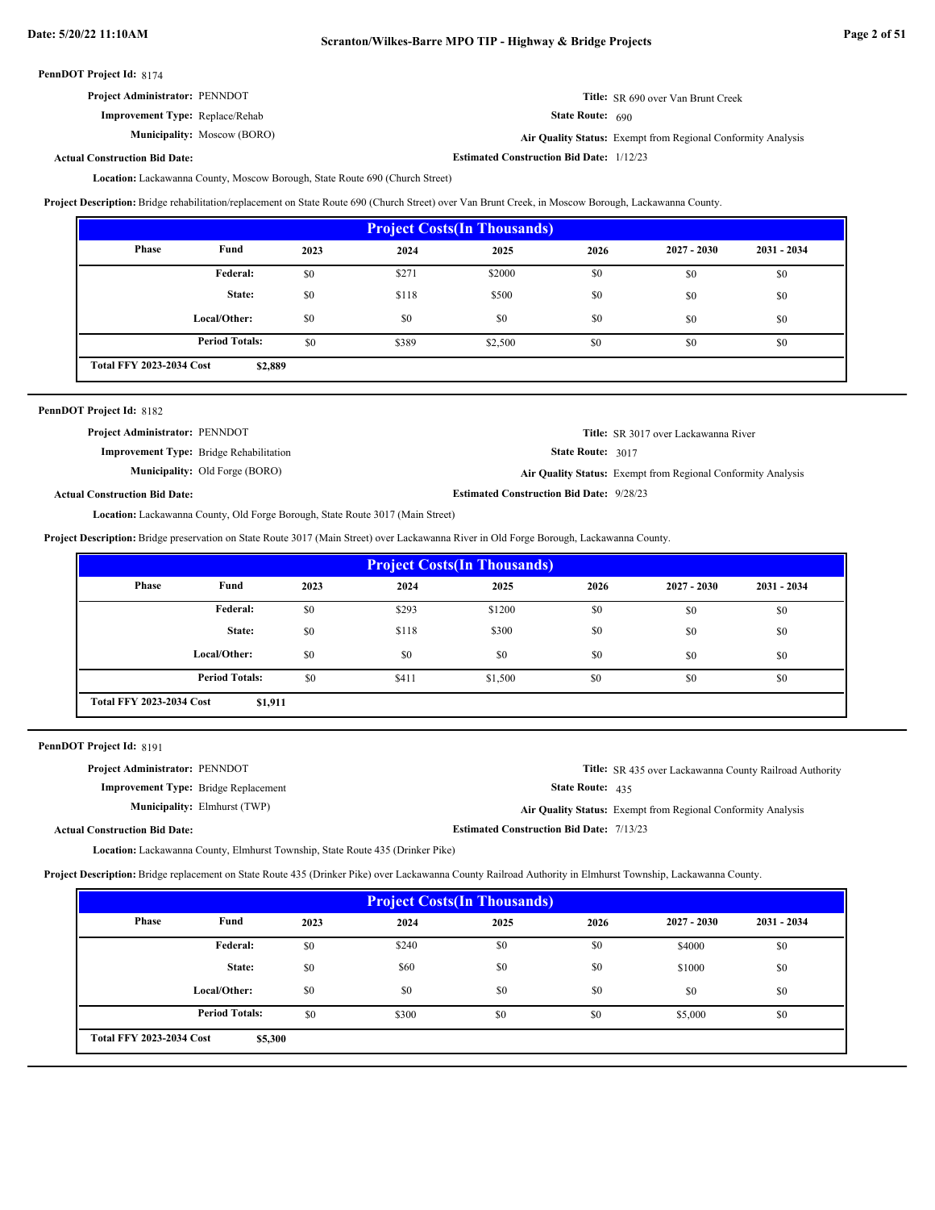**PennDOT Project Id:** 8174

**Project Administrator:** PENNDOT

**Title:** SR 690 over Van Brunt Creek

**Improvement Type:** Replace/Rehab

**State Route:** 690

**Municipality:** Moscow (BORO)

**Air Quality Status:** Exempt from Regional Conformity Analysis

**Actual Construction Bid Date:**

**Estimated Construction Bid Date:** 1/12/23

**Location:** Lackawanna County, Moscow Borough, State Route 690 (Church Street)

**Project Description:** Bridge rehabilitation/replacement on State Route 690 (Church Street) over Van Brunt Creek, in Moscow Borough, Lackawanna County.

| Project Costs(In Thousands) | | | | | | | |
|---|---|---|---|---|---|---|---|
| Phase | Fund | 2023 | 2024 | 2025 | 2026 | 2027 - 2030 | 2031 - 2034 |
| | Federal: | $0 | $271 | $2000 | $0 | $0 | $0 |
| | State: | $0 | $118 | $500 | $0 | $0 | $0 |
| | Local/Other: | $0 | $0 | $0 | $0 | $0 | $0 |
| | Period Totals: | $0 | $389 | $2,500 | $0 | $0 | $0 |
| Total FFY 2023-2034 Cost | $2,889 | | | | | | |

**PennDOT Project Id:** 8182

**Project Administrator:** PENNDOT

**Title:** SR 3017 over Lackawanna River

**Improvement Type:** Bridge Rehabilitation

**State Route:** 3017

**Municipality:** Old Forge (BORO)

**Air Quality Status:** Exempt from Regional Conformity Analysis

**Actual Construction Bid Date:**

**Estimated Construction Bid Date:** 9/28/23

**Location:** Lackawanna County, Old Forge Borough, State Route 3017 (Main Street)

**Project Description:** Bridge preservation on State Route 3017 (Main Street) over Lackawanna River in Old Forge Borough, Lackawanna County.

| Project Costs(In Thousands) | | | | | | | |
|---|---|---|---|---|---|---|---|
| Phase | Fund | 2023 | 2024 | 2025 | 2026 | 2027 - 2030 | 2031 - 2034 |
| | Federal: | $0 | $293 | $1200 | $0 | $0 | $0 |
| | State: | $0 | $118 | $300 | $0 | $0 | $0 |
| | Local/Other: | $0 | $0 | $0 | $0 | $0 | $0 |
| | Period Totals: | $0 | $411 | $1,500 | $0 | $0 | $0 |
| Total FFY 2023-2034 Cost | $1,911 | | | | | | |

**PennDOT Project Id:** 8191

**Project Administrator:** PENNDOT

**Title:** SR 435 over Lackawanna County Railroad Authority

**Improvement Type:** Bridge Replacement

**State Route:** 435

**Municipality:** Elmhurst (TWP)

**Air Quality Status:** Exempt from Regional Conformity Analysis

**Actual Construction Bid Date:**

**Estimated Construction Bid Date:** 7/13/23

**Location:** Lackawanna County, Elmhurst Township, State Route 435 (Drinker Pike)

**Project Description:** Bridge replacement on State Route 435 (Drinker Pike) over Lackawanna County Railroad Authority in Elmhurst Township, Lackawanna County.

| Project Costs(In Thousands) | | | | | | | |
|---|---|---|---|---|---|---|---|
| Phase | Fund | 2023 | 2024 | 2025 | 2026 | 2027 - 2030 | 2031 - 2034 |
| | Federal: | $0 | $240 | $0 | $0 | $4000 | $0 |
| | State: | $0 | $60 | $0 | $0 | $1000 | $0 |
| | Local/Other: | $0 | $0 | $0 | $0 | $0 | $0 |
| | Period Totals: | $0 | $300 | $0 | $0 | $5,000 | $0 |
| Total FFY 2023-2034 Cost | $5,300 | | | | | | |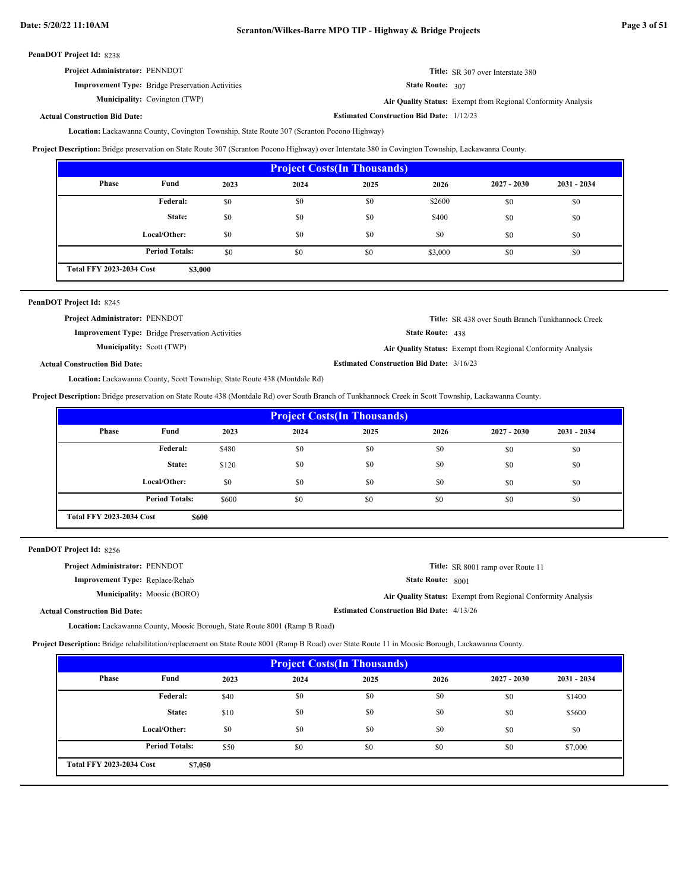**PennDOT Project Id:** 8238

**Project Administrator:** PENNDOT

**Title:** SR 307 over Interstate 380

**Improvement Type:** Bridge Preservation Activities

**State Route:** 307

**Municipality:** Covington (TWP)

**Air Quality Status:** Exempt from Regional Conformity Analysis

**Actual Construction Bid Date:**

**Estimated Construction Bid Date:** 1/12/23

**Location:** Lackawanna County, Covington Township, State Route 307 (Scranton Pocono Highway)

**Project Description:** Bridge preservation on State Route 307 (Scranton Pocono Highway) over Interstate 380 in Covington Township, Lackawanna County.

| Project Costs(In Thousands) | | | | | | | |
|---|---|---|---|---|---|---|---|
| Phase | Fund | 2023 | 2024 | 2025 | 2026 | 2027 - 2030 | 2031 - 2034 |
| | Federal: | $0 | $0 | $0 | $2600 | $0 | $0 |
| | State: | $0 | $0 | $0 | $400 | $0 | $0 |
| | Local/Other: | $0 | $0 | $0 | $0 | $0 | $0 |
| | Period Totals: | $0 | $0 | $0 | $3,000 | $0 | $0 |
| Total FFY 2023-2034 Cost | $3,000 | | | | | | |

---

**PennDOT Project Id:** 8245

**Project Administrator:** PENNDOT

**Title:** SR 438 over South Branch Tunkhannock Creek

**Improvement Type:** Bridge Preservation Activities

**State Route:** 438

**Municipality:** Scott (TWP)

**Air Quality Status:** Exempt from Regional Conformity Analysis

**Actual Construction Bid Date:**

**Estimated Construction Bid Date:** 3/16/23

**Location:** Lackawanna County, Scott Township, State Route 438 (Montdale Rd)

**Project Description:** Bridge preservation on State Route 438 (Montdale Rd) over South Branch of Tunkhannock Creek in Scott Township, Lackawanna County.

| Project Costs(In Thousands) | | | | | | | |
|---|---|---|---|---|---|---|---|
| Phase | Fund | 2023 | 2024 | 2025 | 2026 | 2027 - 2030 | 2031 - 2034 |
| | Federal: | $480 | $0 | $0 | $0 | $0 | $0 |
| | State: | $120 | $0 | $0 | $0 | $0 | $0 |
| | Local/Other: | $0 | $0 | $0 | $0 | $0 | $0 |
| | Period Totals: | $600 | $0 | $0 | $0 | $0 | $0 |
| Total FFY 2023-2034 Cost | $600 | | | | | | |

---

**PennDOT Project Id:** 8256

**Project Administrator:** PENNDOT

**Title:** SR 8001 ramp over Route 11

**Improvement Type:** Replace/Rehab

**State Route:** 8001

**Municipality:** Moosic (BORO)

**Air Quality Status:** Exempt from Regional Conformity Analysis

**Actual Construction Bid Date:**

**Estimated Construction Bid Date:** 4/13/26

**Location:** Lackawanna County, Moosic Borough, State Route 8001 (Ramp B Road)

**Project Description:** Bridge rehabilitation/replacement on State Route 8001 (Ramp B Road) over State Route 11 in Moosic Borough, Lackawanna County.

| Project Costs(In Thousands) | | | | | | | |
|---|---|---|---|---|---|---|---|
| Phase | Fund | 2023 | 2024 | 2025 | 2026 | 2027 - 2030 | 2031 - 2034 |
| | Federal: | $40 | $0 | $0 | $0 | $0 | $1400 |
| | State: | $10 | $0 | $0 | $0 | $0 | $5600 |
| | Local/Other: | $0 | $0 | $0 | $0 | $0 | $0 |
| | Period Totals: | $50 | $0 | $0 | $0 | $0 | $7,000 |
| Total FFY 2023-2034 Cost | $7,050 | | | | | | |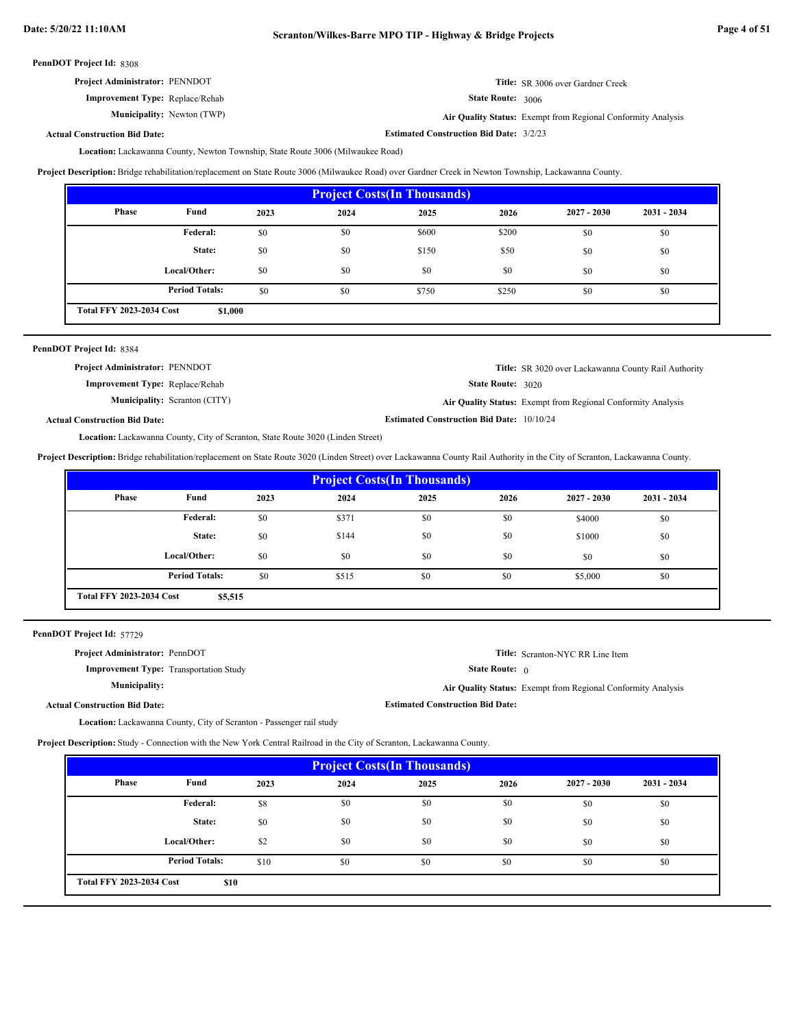**PennDOT Project Id:** 8308

**Project Administrator:** PENNDOT

**Title:** SR 3006 over Gardner Creek

**Improvement Type:** Replace/Rehab

**State Route:** 3006

**Municipality:** Newton (TWP)

**Air Quality Status:** Exempt from Regional Conformity Analysis

**Actual Construction Bid Date:**

**Estimated Construction Bid Date:** 3/2/23

**Location:** Lackawanna County, Newton Township, State Route 3006 (Milwaukee Road)

**Project Description:** Bridge rehabilitation/replacement on State Route 3006 (Milwaukee Road) over Gardner Creek in Newton Township, Lackawanna County.

| Project Costs(In Thousands) | | | | | | | |
|---|---|---|---|---|---|---|---|
| Phase | Fund | 2023 | 2024 | 2025 | 2026 | 2027 - 2030 | 2031 - 2034 |
| | Federal: | $0 | $0 | $600 | $200 | $0 | $0 |
| | State: | $0 | $0 | $150 | $50 | $0 | $0 |
| | Local/Other: | $0 | $0 | $0 | $0 | $0 | $0 |
| | Period Totals: | $0 | $0 | $750 | $250 | $0 | $0 |
| Total FFY 2023-2034 Cost | $1,000 | | | | | | |

---

**PennDOT Project Id:** 8384

**Project Administrator:** PENNDOT

**Title:** SR 3020 over Lackawanna County Rail Authority

**Improvement Type:** Replace/Rehab

**State Route:** 3020

**Municipality:** Scranton (CITY)

**Air Quality Status:** Exempt from Regional Conformity Analysis

**Actual Construction Bid Date:**

**Estimated Construction Bid Date:** 10/10/24

**Location:** Lackawanna County, City of Scranton, State Route 3020 (Linden Street)

**Project Description:** Bridge rehabilitation/replacement on State Route 3020 (Linden Street) over Lackawanna County Rail Authority in the City of Scranton, Lackawanna County.

| Project Costs(In Thousands) | | | | | | | |
|---|---|---|---|---|---|---|---|
| Phase | Fund | 2023 | 2024 | 2025 | 2026 | 2027 - 2030 | 2031 - 2034 |
| | Federal: | $0 | $371 | $0 | $0 | $4000 | $0 |
| | State: | $0 | $144 | $0 | $0 | $1000 | $0 |
| | Local/Other: | $0 | $0 | $0 | $0 | $0 | $0 |
| | Period Totals: | $0 | $515 | $0 | $0 | $5,000 | $0 |
| Total FFY 2023-2034 Cost | $5,515 | | | | | | |

---

**PennDOT Project Id:** 57729

**Project Administrator:** PennDOT

**Title:** Scranton-NYC RR Line Item

**Improvement Type:** Transportation Study

**State Route:** 0

**Municipality:**

**Air Quality Status:** Exempt from Regional Conformity Analysis

**Actual Construction Bid Date:**

**Estimated Construction Bid Date:**

**Location:** Lackawanna County, City of Scranton - Passenger rail study

**Project Description:** Study - Connection with the New York Central Railroad in the City of Scranton, Lackawanna County.

| Project Costs(In Thousands) | | | | | | | |
|---|---|---|---|---|---|---|---|
| Phase | Fund | 2023 | 2024 | 2025 | 2026 | 2027 - 2030 | 2031 - 2034 |
| | Federal: | $8 | $0 | $0 | $0 | $0 | $0 |
| | State: | $0 | $0 | $0 | $0 | $0 | $0 |
| | Local/Other: | $2 | $0 | $0 | $0 | $0 | $0 |
| | Period Totals: | $10 | $0 | $0 | $0 | $0 | $0 |
| Total FFY 2023-2034 Cost | $10 | | | | | | |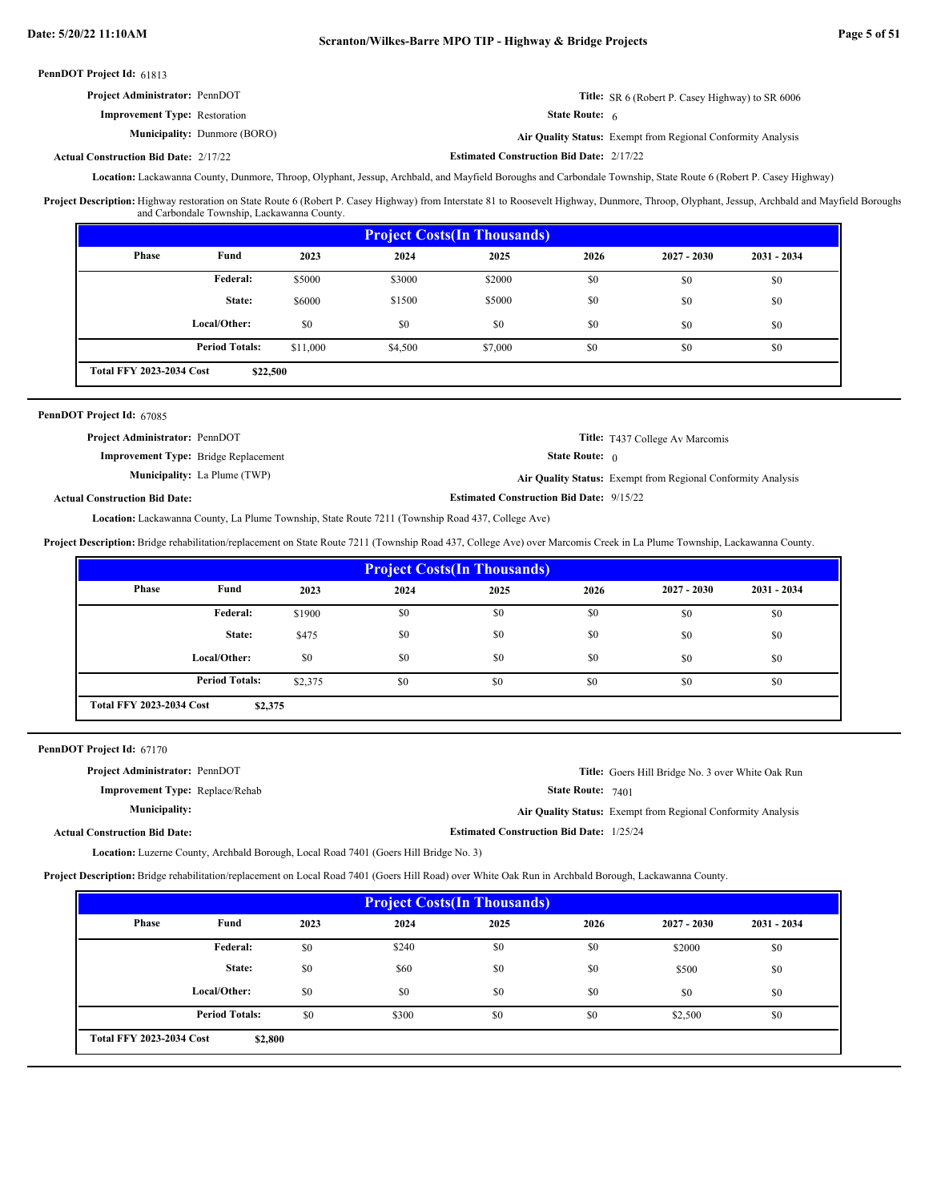**PennDOT Project Id:** 61813

**Project Administrator:** PennDOT

**Title:** SR 6 (Robert P. Casey Highway) to SR 6006

**Improvement Type:** Restoration

**State Route:** 6

**Municipality:** Dunmore (BORO)

**Air Quality Status:** Exempt from Regional Conformity Analysis

**Actual Construction Bid Date:** 2/17/22

**Estimated Construction Bid Date:** 2/17/22

**Location:** Lackawanna County, Dunmore, Throop, Olyphant, Jessup, Archbald, and Mayfield Boroughs and Carbondale Township, State Route 6 (Robert P. Casey Highway)

**Project Description:** Highway restoration on State Route 6 (Robert P. Casey Highway) from Interstate 81 to Roosevelt Highway, Dunmore, Throop, Olyphant, Jessup, Archbald and Mayfield Boroughs and Carbondale Township, Lackawanna County.

| Project Costs(In Thousands) | | | | | | | |
|---|---|---|---|---|---|---|---|
| Phase | Fund | 2023 | 2024 | 2025 | 2026 | 2027 - 2030 | 2031 - 2034 |
| | Federal: | $5000 | $3000 | $2000 | $0 | $0 | $0 |
| | State: | $6000 | $1500 | $5000 | $0 | $0 | $0 |
| | Local/Other: | $0 | $0 | $0 | $0 | $0 | $0 |
| | Period Totals: | $11,000 | $4,500 | $7,000 | $0 | $0 | $0 |
| Total FFY 2023-2034 Cost | $22,500 | | | | | | |

---

**PennDOT Project Id:** 67085

**Project Administrator:** PennDOT

**Title:** T437 College Av Marcomis

**Improvement Type:** Bridge Replacement

**State Route:** 0

**Municipality:** La Plume (TWP)

**Air Quality Status:** Exempt from Regional Conformity Analysis

**Actual Construction Bid Date:**

**Estimated Construction Bid Date:** 9/15/22

**Location:** Lackawanna County, La Plume Township, State Route 7211 (Township Road 437, College Ave)

**Project Description:** Bridge rehabilitation/replacement on State Route 7211 (Township Road 437, College Ave) over Marcomis Creek in La Plume Township, Lackawanna County.

| Project Costs(In Thousands) | | | | | | | |
|---|---|---|---|---|---|---|---|
| Phase | Fund | 2023 | 2024 | 2025 | 2026 | 2027 - 2030 | 2031 - 2034 |
| | Federal: | $1900 | $0 | $0 | $0 | $0 | $0 |
| | State: | $475 | $0 | $0 | $0 | $0 | $0 |
| | Local/Other: | $0 | $0 | $0 | $0 | $0 | $0 |
| | Period Totals: | $2,375 | $0 | $0 | $0 | $0 | $0 |
| Total FFY 2023-2034 Cost | $2,375 | | | | | | |

---

**PennDOT Project Id:** 67170

**Project Administrator:** PennDOT

**Title:** Goers Hill Bridge No. 3 over White Oak Run

**Improvement Type:** Replace/Rehab

**State Route:** 7401

**Municipality:**

**Air Quality Status:** Exempt from Regional Conformity Analysis

**Actual Construction Bid Date:**

**Estimated Construction Bid Date:** 1/25/24

**Location:** Luzerne County, Archbald Borough, Local Road 7401 (Goers Hill Bridge No. 3)

**Project Description:** Bridge rehabilitation/replacement on Local Road 7401 (Goers Hill Road) over White Oak Run in Archbald Borough, Lackawanna County.

| Project Costs(In Thousands) | | | | | | | |
|---|---|---|---|---|---|---|---|
| Phase | Fund | 2023 | 2024 | 2025 | 2026 | 2027 - 2030 | 2031 - 2034 |
| | Federal: | $0 | $240 | $0 | $0 | $2000 | $0 |
| | State: | $0 | $60 | $0 | $0 | $500 | $0 |
| | Local/Other: | $0 | $0 | $0 | $0 | $0 | $0 |
| | Period Totals: | $0 | $300 | $0 | $0 | $2,500 | $0 |
| Total FFY 2023-2034 Cost | $2,800 | | | | | | |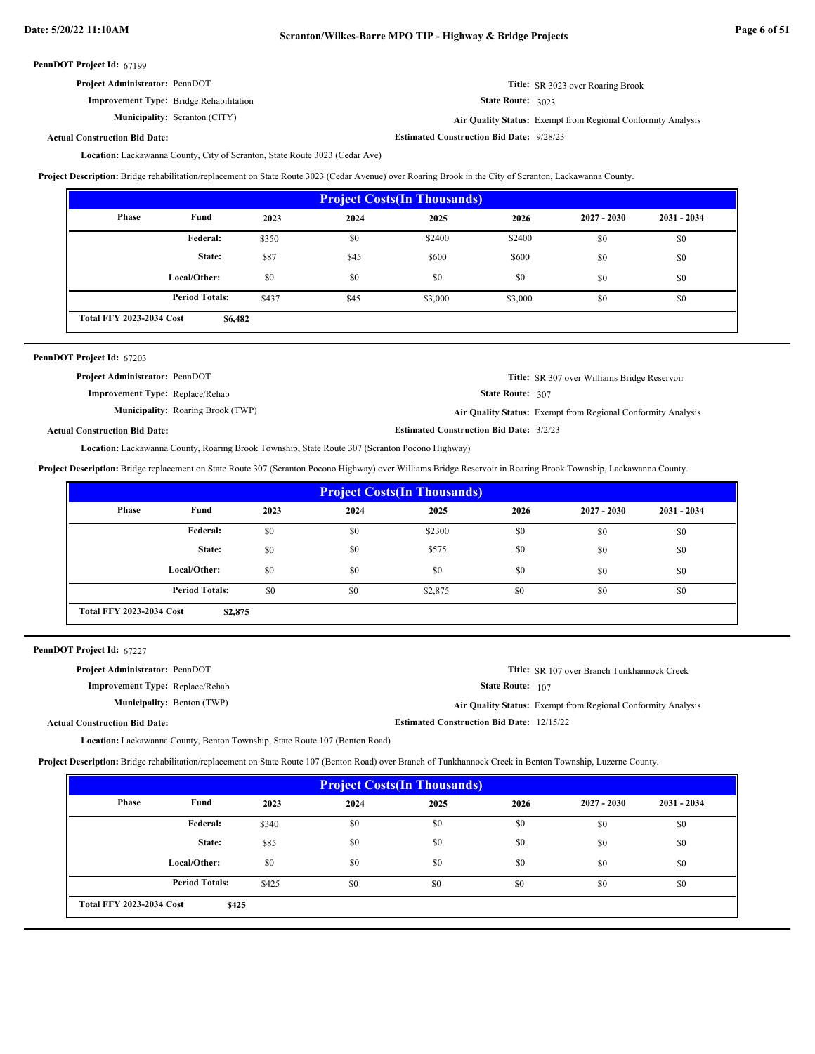**PennDOT Project Id:** 67199

**Project Administrator:** PennDOT

**Title:** SR 3023 over Roaring Brook

**Improvement Type:** Bridge Rehabilitation

**State Route:** 3023

**Municipality:** Scranton (CITY)

**Air Quality Status:** Exempt from Regional Conformity Analysis

**Actual Construction Bid Date:**

**Estimated Construction Bid Date:** 9/28/23

**Location:** Lackawanna County, City of Scranton, State Route 3023 (Cedar Ave)

**Project Description:** Bridge rehabilitation/replacement on State Route 3023 (Cedar Avenue) over Roaring Brook in the City of Scranton, Lackawanna County.

**Project Costs(In Thousands)**

| Phase | Fund | 2023 | 2024 | 2025 | 2026 | 2027 - 2030 | 2031 - 2034 |
|---|---|---|---|---|---|---|---|
| | Federal: | $350 | $0 | $2400 | $2400 | $0 | $0 |
| | State: | $87 | $45 | $600 | $600 | $0 | $0 |
| | Local/Other: | $0 | $0 | $0 | $0 | $0 | $0 |
| | Period Totals: | $437 | $45 | $3,000 | $3,000 | $0 | $0 |

**Total FFY 2023-2034 Cost** **$6,482**

---

**PennDOT Project Id:** 67203

**Project Administrator:** PennDOT

**Title:** SR 307 over Williams Bridge Reservoir

**Improvement Type:** Replace/Rehab

**State Route:** 307

**Municipality:** Roaring Brook (TWP)

**Air Quality Status:** Exempt from Regional Conformity Analysis

**Actual Construction Bid Date:**

**Estimated Construction Bid Date:** 3/2/23

**Location:** Lackawanna County, Roaring Brook Township, State Route 307 (Scranton Pocono Highway)

**Project Description:** Bridge replacement on State Route 307 (Scranton Pocono Highway) over Williams Bridge Reservoir in Roaring Brook Township, Lackawanna County.

**Project Costs(In Thousands)**

| Phase | Fund | 2023 | 2024 | 2025 | 2026 | 2027 - 2030 | 2031 - 2034 |
|---|---|---|---|---|---|---|---|
| | Federal: | $0 | $0 | $2300 | $0 | $0 | $0 |
| | State: | $0 | $0 | $575 | $0 | $0 | $0 |
| | Local/Other: | $0 | $0 | $0 | $0 | $0 | $0 |
| | Period Totals: | $0 | $0 | $2,875 | $0 | $0 | $0 |

**Total FFY 2023-2034 Cost** **$2,875**

---

**PennDOT Project Id:** 67227

**Project Administrator:** PennDOT

**Title:** SR 107 over Branch Tunkhannock Creek

**Improvement Type:** Replace/Rehab

**State Route:** 107

**Municipality:** Benton (TWP)

**Air Quality Status:** Exempt from Regional Conformity Analysis

**Actual Construction Bid Date:**

**Estimated Construction Bid Date:** 12/15/22

**Location:** Lackawanna County, Benton Township, State Route 107 (Benton Road)

**Project Description:** Bridge rehabilitation/replacement on State Route 107 (Benton Road) over Branch of Tunkhannock Creek in Benton Township, Luzerne County.

**Project Costs(In Thousands)**

| Phase | Fund | 2023 | 2024 | 2025 | 2026 | 2027 - 2030 | 2031 - 2034 |
|---|---|---|---|---|---|---|---|
| | Federal: | $340 | $0 | $0 | $0 | $0 | $0 |
| | State: | $85 | $0 | $0 | $0 | $0 | $0 |
| | Local/Other: | $0 | $0 | $0 | $0 | $0 | $0 |
| | Period Totals: | $425 | $0 | $0 | $0 | $0 | $0 |

**Total FFY 2023-2034 Cost** **$425**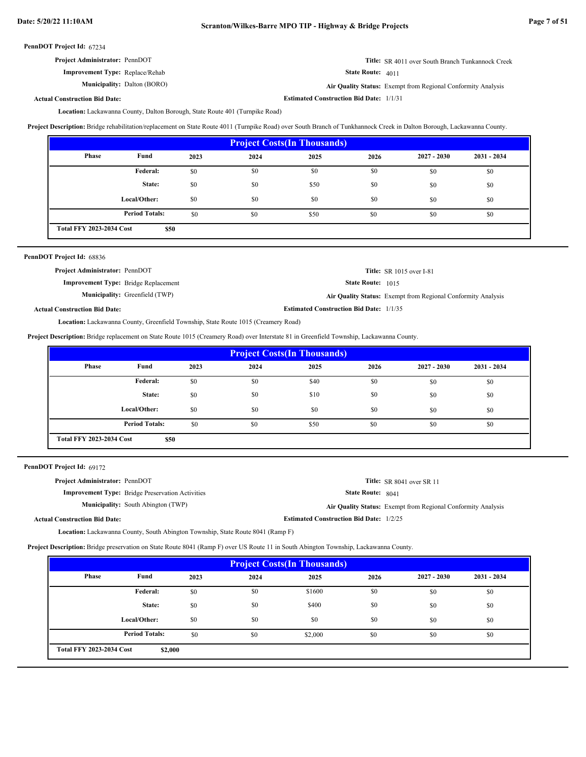**PennDOT Project Id:** 67234

**Project Administrator:** PennDOT

**Improvement Type:** Replace/Rehab

**Municipality:** Dalton (BORO)

**Actual Construction Bid Date:**

**Title:** SR 4011 over South Branch Tunkannock Creek

**State Route:** 4011

**Air Quality Status:** Exempt from Regional Conformity Analysis

**Estimated Construction Bid Date:** 1/1/31

**Location:** Lackawanna County, Dalton Borough, State Route 401 (Turnpike Road)

**Project Description:** Bridge rehabilitation/replacement on State Route 4011 (Turnpike Road) over South Branch of Tunkhannock Creek in Dalton Borough, Lackawanna County.

| Project Costs(In Thousands) | | | | | | | |
|---|---|---|---|---|---|---|---|
| Phase | Fund | 2023 | 2024 | 2025 | 2026 | 2027 - 2030 | 2031 - 2034 |
| | Federal: | $0 | $0 | $0 | $0 | $0 | $0 |
| | State: | $0 | $0 | $50 | $0 | $0 | $0 |
| | Local/Other: | $0 | $0 | $0 | $0 | $0 | $0 |
| | Period Totals: | $0 | $0 | $50 | $0 | $0 | $0 |
| Total FFY 2023-2034 Cost | $50 | | | | | | |

**PennDOT Project Id:** 68836

**Project Administrator:** PennDOT

**Improvement Type:** Bridge Replacement

**Municipality:** Greenfield (TWP)

**Actual Construction Bid Date:**

**Title:** SR 1015 over I-81

**State Route:** 1015

**Air Quality Status:** Exempt from Regional Conformity Analysis

**Estimated Construction Bid Date:** 1/1/35

**Location:** Lackawanna County, Greenfield Township, State Route 1015 (Creamery Road)

**Project Description:** Bridge replacement on State Route 1015 (Creamery Road) over Interstate 81 in Greenfield Township, Lackawanna County.

| Project Costs(In Thousands) | | | | | | | |
|---|---|---|---|---|---|---|---|
| Phase | Fund | 2023 | 2024 | 2025 | 2026 | 2027 - 2030 | 2031 - 2034 |
| | Federal: | $0 | $0 | $40 | $0 | $0 | $0 |
| | State: | $0 | $0 | $10 | $0 | $0 | $0 |
| | Local/Other: | $0 | $0 | $0 | $0 | $0 | $0 |
| | Period Totals: | $0 | $0 | $50 | $0 | $0 | $0 |
| Total FFY 2023-2034 Cost | $50 | | | | | | |

**PennDOT Project Id:** 69172

**Project Administrator:** PennDOT

**Improvement Type:** Bridge Preservation Activities

**Municipality:** South Abington (TWP)

**Actual Construction Bid Date:**

**Title:** SR 8041 over SR 11

**State Route:** 8041

**Air Quality Status:** Exempt from Regional Conformity Analysis

**Estimated Construction Bid Date:** 1/2/25

**Location:** Lackawanna County, South Abington Township, State Route 8041 (Ramp F)

**Project Description:** Bridge preservation on State Route 8041 (Ramp F) over US Route 11 in South Abington Township, Lackawanna County.

| Project Costs(In Thousands) | | | | | | | |
|---|---|---|---|---|---|---|---|
| Phase | Fund | 2023 | 2024 | 2025 | 2026 | 2027 - 2030 | 2031 - 2034 |
| | Federal: | $0 | $0 | $1600 | $0 | $0 | $0 |
| | State: | $0 | $0 | $400 | $0 | $0 | $0 |
| | Local/Other: | $0 | $0 | $0 | $0 | $0 | $0 |
| | Period Totals: | $0 | $0 | $2,000 | $0 | $0 | $0 |
| Total FFY 2023-2034 Cost | $2,000 | | | | | | |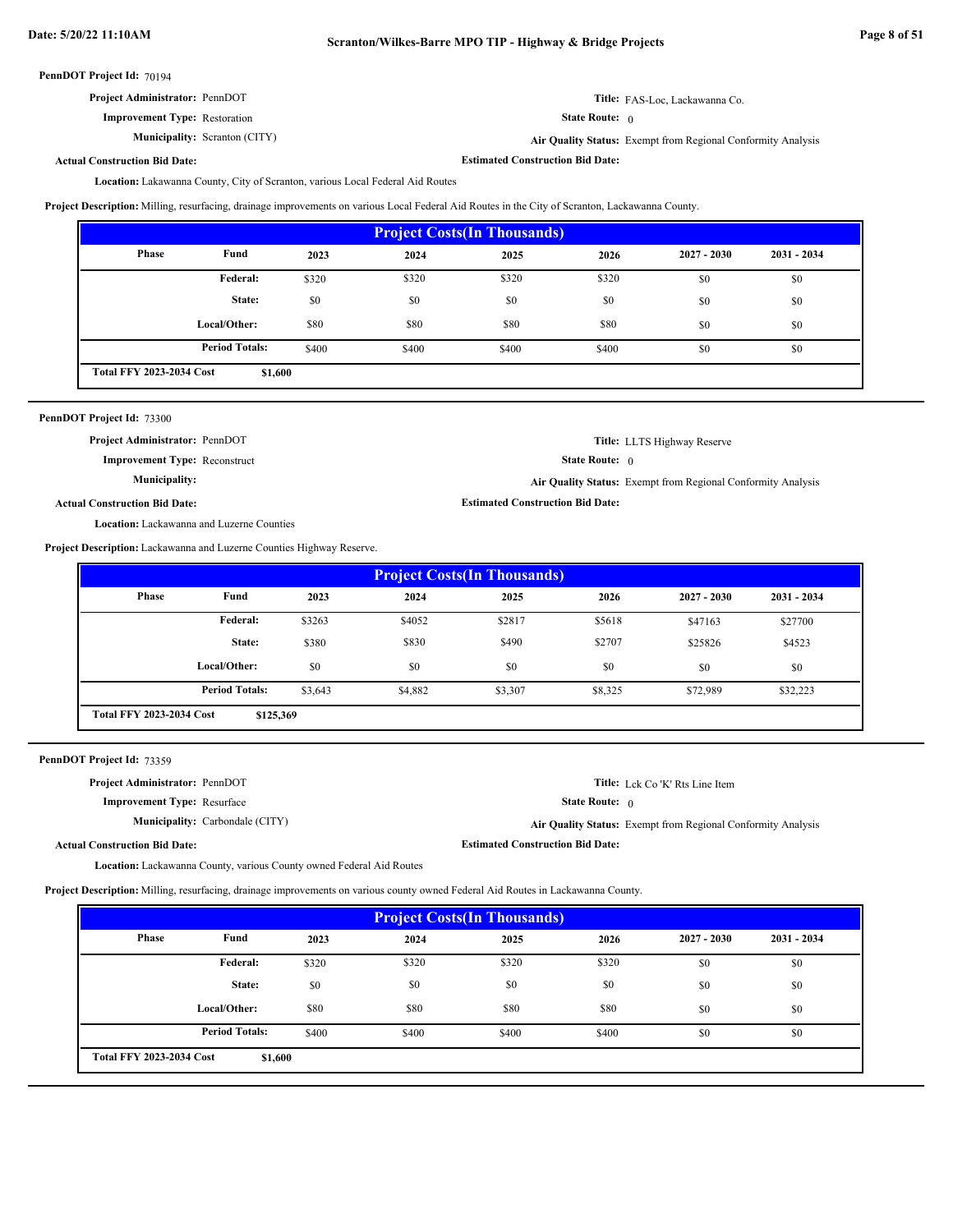**PennDOT Project Id:** 70194

**Project Administrator:** PennDOT

**Improvement Type:** Restoration

**Municipality:** Scranton (CITY)

**Actual Construction Bid Date:**

**Title:** FAS-Loc, Lackawanna Co.

**State Route:** 0

**Air Quality Status:** Exempt from Regional Conformity Analysis

**Estimated Construction Bid Date:**

**Location:** Lakawanna County, City of Scranton, various Local Federal Aid Routes

**Project Description:** Milling, resurfacing, drainage improvements on various Local Federal Aid Routes in the City of Scranton, Lackawanna County.

| Project Costs(In Thousands) | | | | | | | |
|---|---|---|---|---|---|---|---|
| Phase | Fund | 2023 | 2024 | 2025 | 2026 | 2027 - 2030 | 2031 - 2034 |
| | Federal: | $320 | $320 | $320 | $320 | $0 | $0 |
| | State: | $0 | $0 | $0 | $0 | $0 | $0 |
| | Local/Other: | $80 | $80 | $80 | $80 | $0 | $0 |
| | Period Totals: | $400 | $400 | $400 | $400 | $0 | $0 |
| Total FFY 2023-2034 Cost | $1,600 | | | | | | |

---

**PennDOT Project Id:** 73300

**Project Administrator:** PennDOT

**Improvement Type:** Reconstruct

**Municipality:**

**Actual Construction Bid Date:**

**Title:** LLTS Highway Reserve

**State Route:** 0

**Air Quality Status:** Exempt from Regional Conformity Analysis

**Estimated Construction Bid Date:**

**Location:** Lackawanna and Luzerne Counties

**Project Description:** Lackawanna and Luzerne Counties Highway Reserve.

| Project Costs(In Thousands) | | | | | | | |
|---|---|---|---|---|---|---|---|
| Phase | Fund | 2023 | 2024 | 2025 | 2026 | 2027 - 2030 | 2031 - 2034 |
| | Federal: | $3263 | $4052 | $2817 | $5618 | $47163 | $27700 |
| | State: | $380 | $830 | $490 | $2707 | $25826 | $4523 |
| | Local/Other: | $0 | $0 | $0 | $0 | $0 | $0 |
| | Period Totals: | $3,643 | $4,882 | $3,307 | $8,325 | $72,989 | $32,223 |
| Total FFY 2023-2034 Cost | $125,369 | | | | | | |

---

**PennDOT Project Id:** 73359

**Project Administrator:** PennDOT

**Improvement Type:** Resurface

**Municipality:** Carbondale (CITY)

**Actual Construction Bid Date:**

**Title:** Lck Co 'K' Rts Line Item

**State Route:** 0

**Air Quality Status:** Exempt from Regional Conformity Analysis

**Estimated Construction Bid Date:**

**Location:** Lackawanna County, various County owned Federal Aid Routes

**Project Description:** Milling, resurfacing, drainage improvements on various county owned Federal Aid Routes in Lackawanna County.

| Project Costs(In Thousands) | | | | | | | |
|---|---|---|---|---|---|---|---|
| Phase | Fund | 2023 | 2024 | 2025 | 2026 | 2027 - 2030 | 2031 - 2034 |
| | Federal: | $320 | $320 | $320 | $320 | $0 | $0 |
| | State: | $0 | $0 | $0 | $0 | $0 | $0 |
| | Local/Other: | $80 | $80 | $80 | $80 | $0 | $0 |
| | Period Totals: | $400 | $400 | $400 | $400 | $0 | $0 |
| Total FFY 2023-2034 Cost | $1,600 | | | | | | |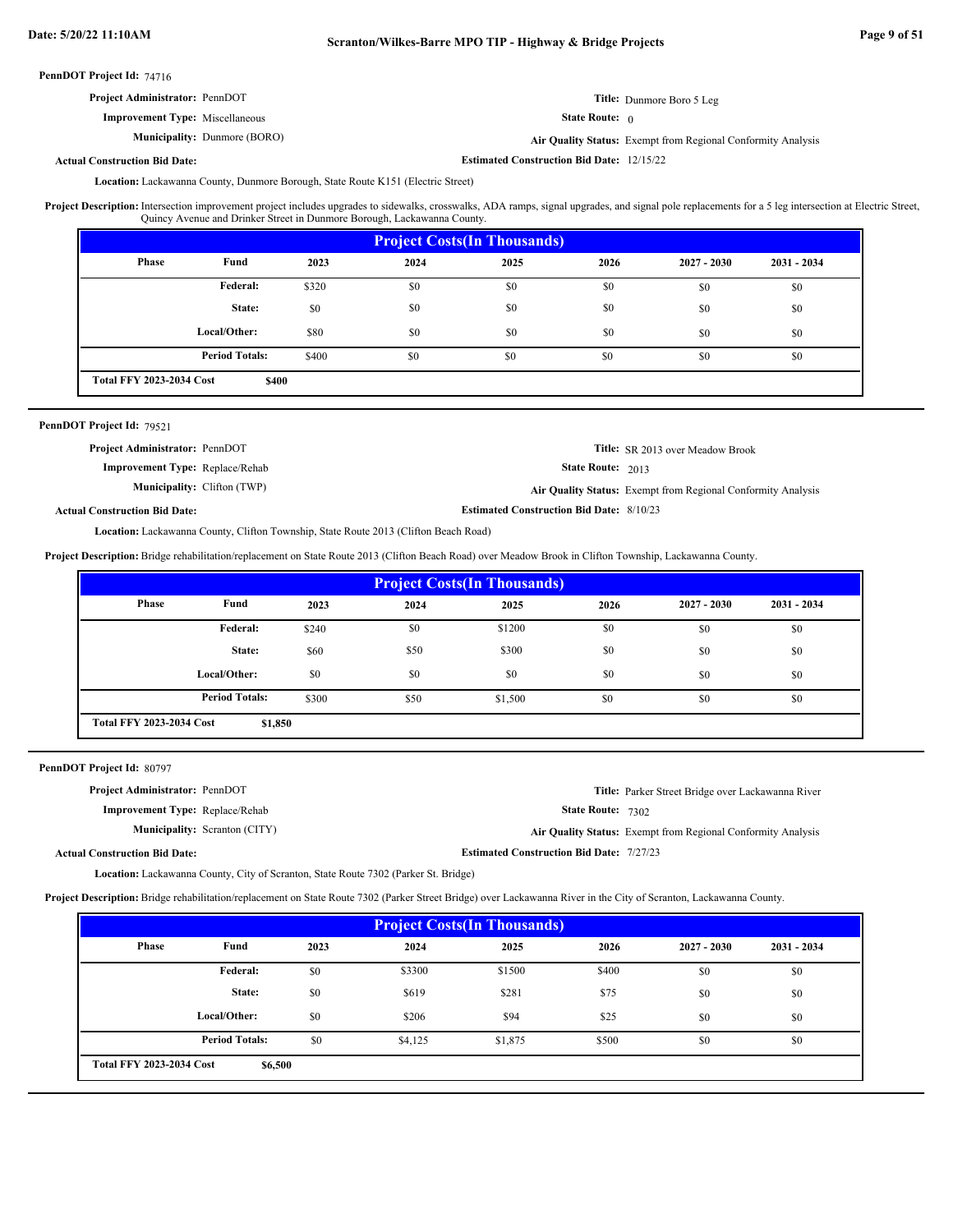**PennDOT Project Id:** 74716

**Project Administrator:** PennDOT

**Title:** Dunmore Boro 5 Leg

**Improvement Type:** Miscellaneous

**State Route:** 0

**Municipality:** Dunmore (BORO)

**Air Quality Status:** Exempt from Regional Conformity Analysis

**Actual Construction Bid Date:**

**Estimated Construction Bid Date:** 12/15/22

**Location:** Lackawanna County, Dunmore Borough, State Route K151 (Electric Street)

**Project Description:** Intersection improvement project includes upgrades to sidewalks, crosswalks, ADA ramps, signal upgrades, and signal pole replacements for a 5 leg intersection at Electric Street, Quincy Avenue and Drinker Street in Dunmore Borough, Lackawanna County.

| Project Costs(In Thousands) | | | | | | | |
|---|---|---|---|---|---|---|---|
| Phase | Fund | 2023 | 2024 | 2025 | 2026 | 2027 - 2030 | 2031 - 2034 |
| | Federal: | $320 | $0 | $0 | $0 | $0 | $0 |
| | State: | $0 | $0 | $0 | $0 | $0 | $0 |
| | Local/Other: | $80 | $0 | $0 | $0 | $0 | $0 |
| | Period Totals: | $400 | $0 | $0 | $0 | $0 | $0 |
| Total FFY 2023-2034 Cost | $400 | | | | | | |

---

**PennDOT Project Id:** 79521

**Project Administrator:** PennDOT

**Title:** SR 2013 over Meadow Brook

**Improvement Type:** Replace/Rehab

**State Route:** 2013

**Municipality:** Clifton (TWP)

**Air Quality Status:** Exempt from Regional Conformity Analysis

**Actual Construction Bid Date:**

**Estimated Construction Bid Date:** 8/10/23

**Location:** Lackawanna County, Clifton Township, State Route 2013 (Clifton Beach Road)

**Project Description:** Bridge rehabilitation/replacement on State Route 2013 (Clifton Beach Road) over Meadow Brook in Clifton Township, Lackawanna County.

| Project Costs(In Thousands) | | | | | | | |
|---|---|---|---|---|---|---|---|
| Phase | Fund | 2023 | 2024 | 2025 | 2026 | 2027 - 2030 | 2031 - 2034 |
| | Federal: | $240 | $0 | $1200 | $0 | $0 | $0 |
| | State: | $60 | $50 | $300 | $0 | $0 | $0 |
| | Local/Other: | $0 | $0 | $0 | $0 | $0 | $0 |
| | Period Totals: | $300 | $50 | $1,500 | $0 | $0 | $0 |
| Total FFY 2023-2034 Cost | $1,850 | | | | | | |

---

**PennDOT Project Id:** 80797

**Project Administrator:** PennDOT

**Title:** Parker Street Bridge over Lackawanna River

**Improvement Type:** Replace/Rehab

**State Route:** 7302

**Municipality:** Scranton (CITY)

**Air Quality Status:** Exempt from Regional Conformity Analysis

**Actual Construction Bid Date:**

**Estimated Construction Bid Date:** 7/27/23

**Location:** Lackawanna County, City of Scranton, State Route 7302 (Parker St. Bridge)

**Project Description:** Bridge rehabilitation/replacement on State Route 7302 (Parker Street Bridge) over Lackawanna River in the City of Scranton, Lackawanna County.

| Project Costs(In Thousands) | | | | | | | |
|---|---|---|---|---|---|---|---|
| Phase | Fund | 2023 | 2024 | 2025 | 2026 | 2027 - 2030 | 2031 - 2034 |
| | Federal: | $0 | $3300 | $1500 | $400 | $0 | $0 |
| | State: | $0 | $619 | $281 | $75 | $0 | $0 |
| | Local/Other: | $0 | $206 | $94 | $25 | $0 | $0 |
| | Period Totals: | $0 | $4,125 | $1,875 | $500 | $0 | $0 |
| Total FFY 2023-2034 Cost | $6,500 | | | | | | |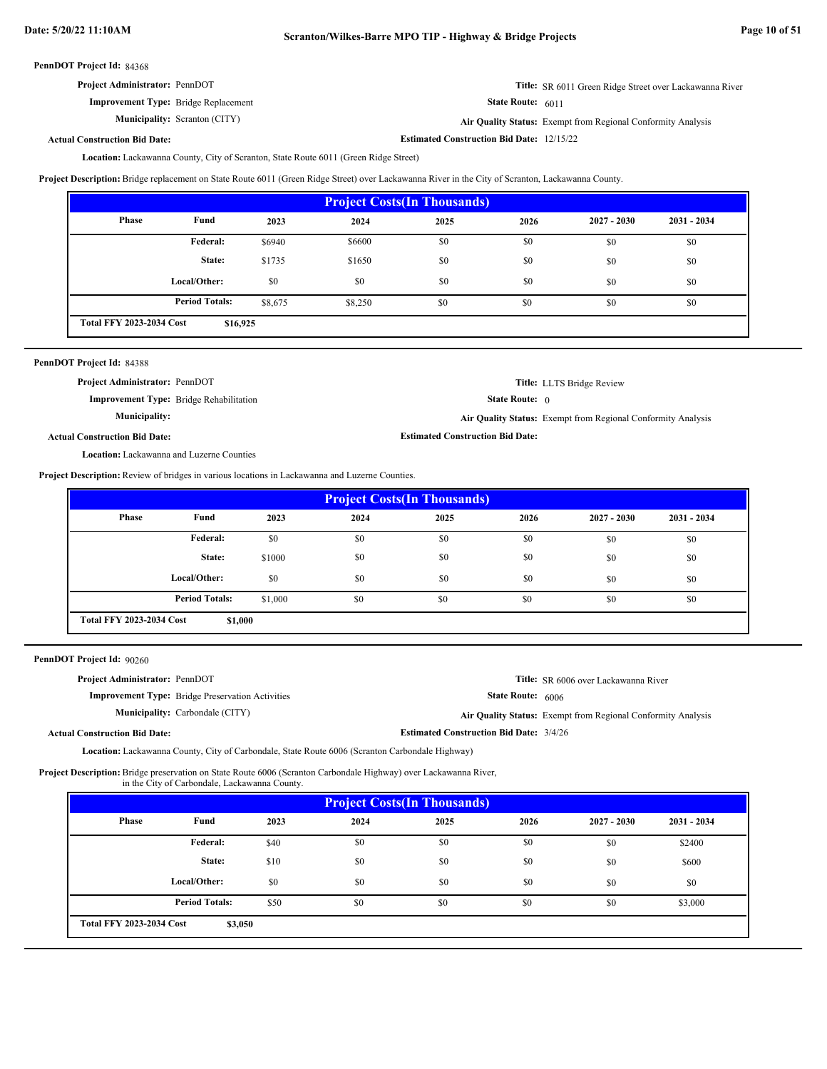**PennDOT Project Id:** 84368

**Project Administrator:** PennDOT

**Title:** SR 6011 Green Ridge Street over Lackawanna River

**Improvement Type:** Bridge Replacement

**State Route:** 6011

**Municipality:** Scranton (CITY)

**Air Quality Status:** Exempt from Regional Conformity Analysis

**Actual Construction Bid Date:**

**Estimated Construction Bid Date:** 12/15/22

**Location:** Lackawanna County, City of Scranton, State Route 6011 (Green Ridge Street)

**Project Description:** Bridge replacement on State Route 6011 (Green Ridge Street) over Lackawanna River in the City of Scranton, Lackawanna County.

| Project Costs(In Thousands) | | | | | | | |
|---|---|---|---|---|---|---|---|
| Phase | Fund | 2023 | 2024 | 2025 | 2026 | 2027 - 2030 | 2031 - 2034 |
| | Federal: | $6940 | $6600 | $0 | $0 | $0 | $0 |
| | State: | $1735 | $1650 | $0 | $0 | $0 | $0 |
| | Local/Other: | $0 | $0 | $0 | $0 | $0 | $0 |
| | Period Totals: | $8,675 | $8,250 | $0 | $0 | $0 | $0 |
| Total FFY 2023-2034 Cost | $16,925 | | | | | | |

**PennDOT Project Id:** 84388

**Project Administrator:** PennDOT

**Title:** LLTS Bridge Review

**Improvement Type:** Bridge Rehabilitation

**State Route:** 0

**Municipality:**

**Air Quality Status:** Exempt from Regional Conformity Analysis

**Actual Construction Bid Date:**

**Estimated Construction Bid Date:**

**Location:** Lackawanna and Luzerne Counties

**Project Description:** Review of bridges in various locations in Lackawanna and Luzerne Counties.

| Project Costs(In Thousands) | | | | | | | |
|---|---|---|---|---|---|---|---|
| Phase | Fund | 2023 | 2024 | 2025 | 2026 | 2027 - 2030 | 2031 - 2034 |
| | Federal: | $0 | $0 | $0 | $0 | $0 | $0 |
| | State: | $1000 | $0 | $0 | $0 | $0 | $0 |
| | Local/Other: | $0 | $0 | $0 | $0 | $0 | $0 |
| | Period Totals: | $1,000 | $0 | $0 | $0 | $0 | $0 |
| Total FFY 2023-2034 Cost | $1,000 | | | | | | |

**PennDOT Project Id:** 90260

**Project Administrator:** PennDOT

**Title:** SR 6006 over Lackawanna River

**Improvement Type:** Bridge Preservation Activities

**State Route:** 6006

**Municipality:** Carbondale (CITY)

**Air Quality Status:** Exempt from Regional Conformity Analysis

**Actual Construction Bid Date:**

**Estimated Construction Bid Date:** 3/4/26

**Location:** Lackawanna County, City of Carbondale, State Route 6006 (Scranton Carbondale Highway)

**Project Description:** Bridge preservation on State Route 6006 (Scranton Carbondale Highway) over Lackawanna River, in the City of Carbondale, Lackawanna County.

| Project Costs(In Thousands) | | | | | | | |
|---|---|---|---|---|---|---|---|
| Phase | Fund | 2023 | 2024 | 2025 | 2026 | 2027 - 2030 | 2031 - 2034 |
| | Federal: | $40 | $0 | $0 | $0 | $0 | $2400 |
| | State: | $10 | $0 | $0 | $0 | $0 | $600 |
| | Local/Other: | $0 | $0 | $0 | $0 | $0 | $0 |
| | Period Totals: | $50 | $0 | $0 | $0 | $0 | $3,000 |
| Total FFY 2023-2034 Cost | $3,050 | | | | | | |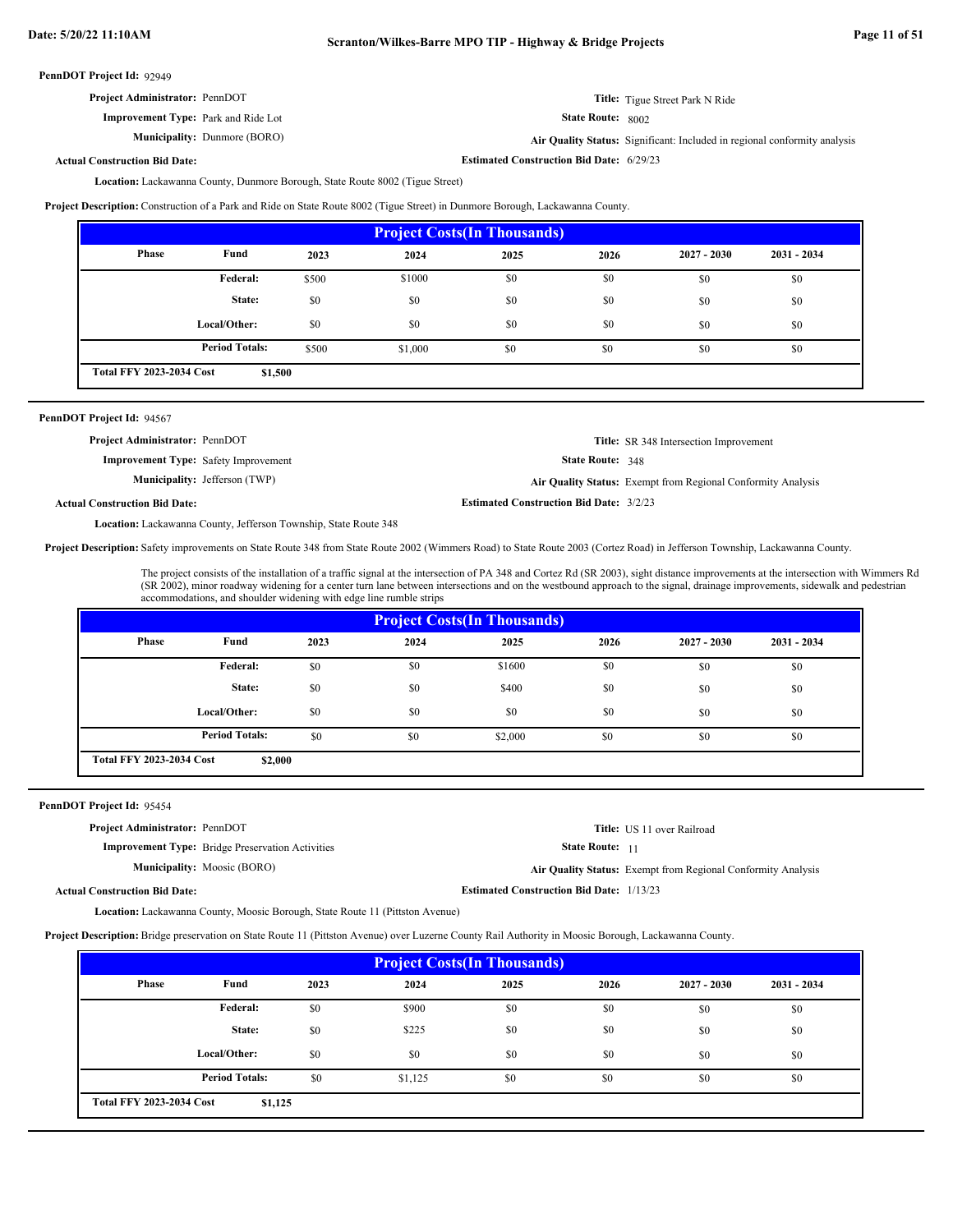**PennDOT Project Id:** 92949

**Project Administrator:** PennDOT

**Title:** Tigue Street Park N Ride

**Improvement Type:** Park and Ride Lot

**State Route:** 8002

**Municipality:** Dunmore (BORO)

**Air Quality Status:** Significant: Included in regional conformity analysis

**Actual Construction Bid Date:**

**Estimated Construction Bid Date:** 6/29/23

**Location:** Lackawanna County, Dunmore Borough, State Route 8002 (Tigue Street)

**Project Description:** Construction of a Park and Ride on State Route 8002 (Tigue Street) in Dunmore Borough, Lackawanna County.

| Project Costs(In Thousands) | | | | | | | |
|---|---|---|---|---|---|---|---|
| Phase | Fund | 2023 | 2024 | 2025 | 2026 | 2027 - 2030 | 2031 - 2034 |
| | Federal: | $500 | $1000 | $0 | $0 | $0 | $0 |
| | State: | $0 | $0 | $0 | $0 | $0 | $0 |
| | Local/Other: | $0 | $0 | $0 | $0 | $0 | $0 |
| | Period Totals: | $500 | $1,000 | $0 | $0 | $0 | $0 |
| Total FFY 2023-2034 Cost | $1,500 | | | | | | |

---

**PennDOT Project Id:** 94567

**Project Administrator:** PennDOT

**Title:** SR 348 Intersection Improvement

**Improvement Type:** Safety Improvement

**State Route:** 348

**Municipality:** Jefferson (TWP)

**Air Quality Status:** Exempt from Regional Conformity Analysis

**Actual Construction Bid Date:**

**Estimated Construction Bid Date:** 3/2/23

**Location:** Lackawanna County, Jefferson Township, State Route 348

**Project Description:** Safety improvements on State Route 348 from State Route 2002 (Wimmers Road) to State Route 2003 (Cortez Road) in Jefferson Township, Lackawanna County.

The project consists of the installation of a traffic signal at the intersection of PA 348 and Cortez Rd (SR 2003), sight distance improvements at the intersection with Wimmers Rd (SR 2002), minor roadway widening for a center turn lane between intersections and on the westbound approach to the signal, drainage improvements, sidewalk and pedestrian accommodations, and shoulder widening with edge line rumble strips

| Project Costs(In Thousands) | | | | | | | |
|---|---|---|---|---|---|---|---|
| Phase | Fund | 2023 | 2024 | 2025 | 2026 | 2027 - 2030 | 2031 - 2034 |
| | Federal: | $0 | $0 | $1600 | $0 | $0 | $0 |
| | State: | $0 | $0 | $400 | $0 | $0 | $0 |
| | Local/Other: | $0 | $0 | $0 | $0 | $0 | $0 |
| | Period Totals: | $0 | $0 | $2,000 | $0 | $0 | $0 |
| Total FFY 2023-2034 Cost | $2,000 | | | | | | |

---

**PennDOT Project Id:** 95454

**Project Administrator:** PennDOT

**Title:** US 11 over Railroad

**Improvement Type:** Bridge Preservation Activities

**State Route:** 11

**Municipality:** Moosic (BORO)

**Air Quality Status:** Exempt from Regional Conformity Analysis

**Actual Construction Bid Date:**

**Estimated Construction Bid Date:** 1/13/23

**Location:** Lackawanna County, Moosic Borough, State Route 11 (Pittston Avenue)

**Project Description:** Bridge preservation on State Route 11 (Pittston Avenue) over Luzerne County Rail Authority in Moosic Borough, Lackawanna County.

| Project Costs(In Thousands) | | | | | | | |
|---|---|---|---|---|---|---|---|
| Phase | Fund | 2023 | 2024 | 2025 | 2026 | 2027 - 2030 | 2031 - 2034 |
| | Federal: | $0 | $900 | $0 | $0 | $0 | $0 |
| | State: | $0 | $225 | $0 | $0 | $0 | $0 |
| | Local/Other: | $0 | $0 | $0 | $0 | $0 | $0 |
| | Period Totals: | $0 | $1,125 | $0 | $0 | $0 | $0 |
| Total FFY 2023-2034 Cost | $1,125 | | | | | | |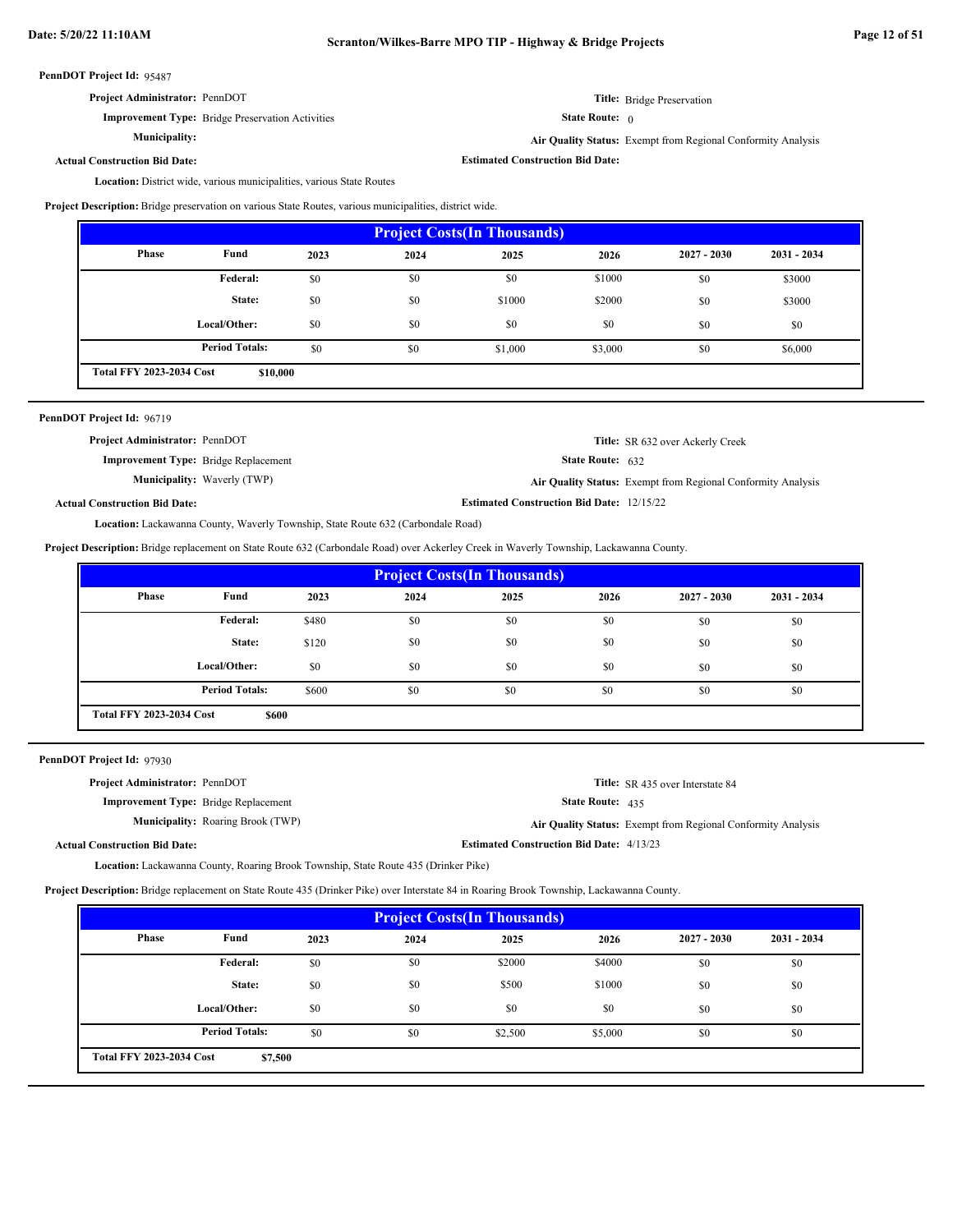**PennDOT Project Id:** 95487

**Project Administrator:** PennDOT
**Title:** Bridge Preservation
**Improvement Type:** Bridge Preservation Activities
**State Route:** 0
**Municipality:**
**Air Quality Status:** Exempt from Regional Conformity Analysis
**Actual Construction Bid Date:**
**Estimated Construction Bid Date:**

**Location:** District wide, various municipalities, various State Routes

**Project Description:** Bridge preservation on various State Routes, various municipalities, district wide.

| Project Costs(In Thousands) | | | | | | | |
|---|---|---|---|---|---|---|---|
| Phase | Fund | 2023 | 2024 | 2025 | 2026 | 2027 - 2030 | 2031 - 2034 |
| | Federal: | $0 | $0 | $0 | $1000 | $0 | $3000 |
| | State: | $0 | $0 | $1000 | $2000 | $0 | $3000 |
| | Local/Other: | $0 | $0 | $0 | $0 | $0 | $0 |
| | Period Totals: | $0 | $0 | $1,000 | $3,000 | $0 | $6,000 |
| Total FFY 2023-2034 Cost | $10,000 | | | | | | |

---

**PennDOT Project Id:** 96719

**Project Administrator:** PennDOT
**Title:** SR 632 over Ackerly Creek
**Improvement Type:** Bridge Replacement
**State Route:** 632
**Municipality:** Waverly (TWP)
**Air Quality Status:** Exempt from Regional Conformity Analysis
**Actual Construction Bid Date:**
**Estimated Construction Bid Date:** 12/15/22

**Location:** Lackawanna County, Waverly Township, State Route 632 (Carbondale Road)

**Project Description:** Bridge replacement on State Route 632 (Carbondale Road) over Ackerley Creek in Waverly Township, Lackawanna County.

| Project Costs(In Thousands) | | | | | | | |
|---|---|---|---|---|---|---|---|
| Phase | Fund | 2023 | 2024 | 2025 | 2026 | 2027 - 2030 | 2031 - 2034 |
| | Federal: | $480 | $0 | $0 | $0 | $0 | $0 |
| | State: | $120 | $0 | $0 | $0 | $0 | $0 |
| | Local/Other: | $0 | $0 | $0 | $0 | $0 | $0 |
| | Period Totals: | $600 | $0 | $0 | $0 | $0 | $0 |
| Total FFY 2023-2034 Cost | $600 | | | | | | |

---

**PennDOT Project Id:** 97930

**Project Administrator:** PennDOT
**Title:** SR 435 over Interstate 84
**Improvement Type:** Bridge Replacement
**State Route:** 435
**Municipality:** Roaring Brook (TWP)
**Air Quality Status:** Exempt from Regional Conformity Analysis
**Actual Construction Bid Date:**
**Estimated Construction Bid Date:** 4/13/23

**Location:** Lackawanna County, Roaring Brook Township, State Route 435 (Drinker Pike)

**Project Description:** Bridge replacement on State Route 435 (Drinker Pike) over Interstate 84 in Roaring Brook Township, Lackawanna County.

| Project Costs(In Thousands) | | | | | | | |
|---|---|---|---|---|---|---|---|
| Phase | Fund | 2023 | 2024 | 2025 | 2026 | 2027 - 2030 | 2031 - 2034 |
| | Federal: | $0 | $0 | $2000 | $4000 | $0 | $0 |
| | State: | $0 | $0 | $500 | $1000 | $0 | $0 |
| | Local/Other: | $0 | $0 | $0 | $0 | $0 | $0 |
| | Period Totals: | $0 | $0 | $2,500 | $5,000 | $0 | $0 |
| Total FFY 2023-2034 Cost | $7,500 | | | | | | |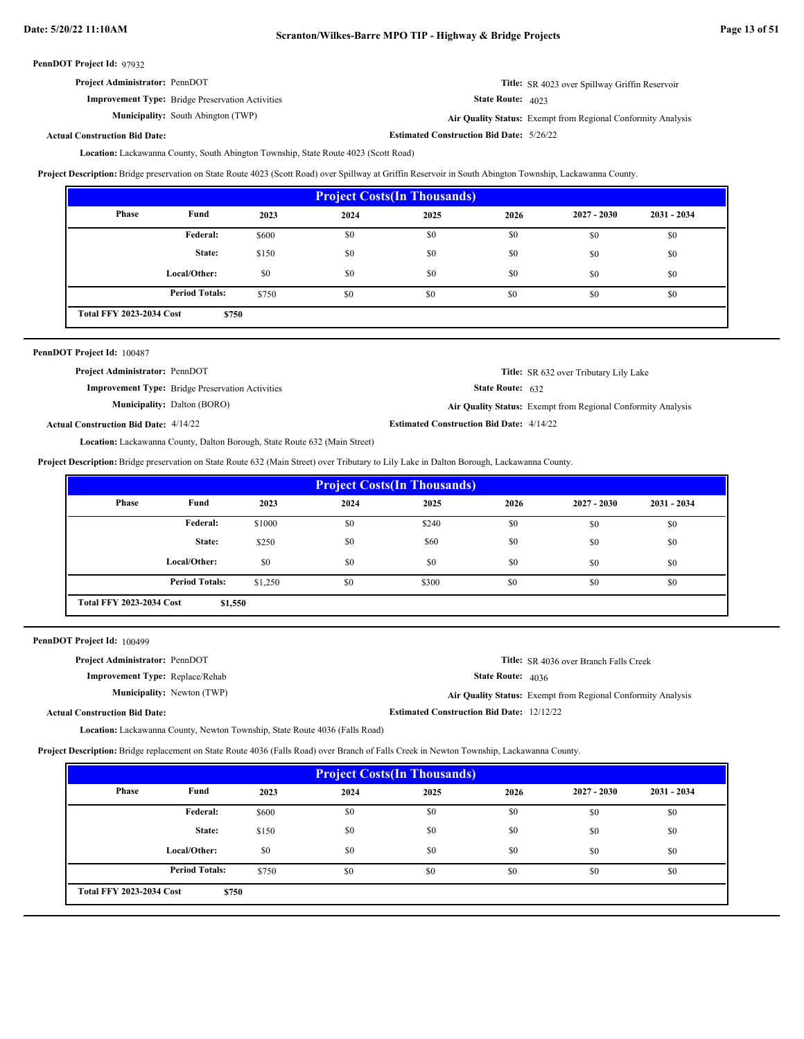**PennDOT Project Id:** 97932

**Project Administrator:** PennDOT

**Title:** SR 4023 over Spillway Griffin Reservoir

**Improvement Type:** Bridge Preservation Activities

**State Route:** 4023

**Municipality:** South Abington (TWP)

**Air Quality Status:** Exempt from Regional Conformity Analysis

**Actual Construction Bid Date:**

**Estimated Construction Bid Date:** 5/26/22

**Location:** Lackawanna County, South Abington Township, State Route 4023 (Scott Road)

**Project Description:** Bridge preservation on State Route 4023 (Scott Road) over Spillway at Griffin Reservoir in South Abington Township, Lackawanna County.

**Project Costs(In Thousands)**

| Phase | Fund | 2023 | 2024 | 2025 | 2026 | 2027 - 2030 | 2031 - 2034 |
|---|---|---|---|---|---|---|---|
| | Federal: | $600 | $0 | $0 | $0 | $0 | $0 |
| | State: | $150 | $0 | $0 | $0 | $0 | $0 |
| | Local/Other: | $0 | $0 | $0 | $0 | $0 | $0 |
| | Period Totals: | $750 | $0 | $0 | $0 | $0 | $0 |
| Total FFY 2023-2034 Cost | $750 | | | | | | |

---

**PennDOT Project Id:** 100487

**Project Administrator:** PennDOT

**Title:** SR 632 over Tributary Lily Lake

**Improvement Type:** Bridge Preservation Activities

**State Route:** 632

**Municipality:** Dalton (BORO)

**Air Quality Status:** Exempt from Regional Conformity Analysis

**Actual Construction Bid Date:** 4/14/22

**Estimated Construction Bid Date:** 4/14/22

**Location:** Lackawanna County, Dalton Borough, State Route 632 (Main Street)

**Project Description:** Bridge preservation on State Route 632 (Main Street) over Tributary to Lily Lake in Dalton Borough, Lackawanna County.

**Project Costs(In Thousands)**

| Phase | Fund | 2023 | 2024 | 2025 | 2026 | 2027 - 2030 | 2031 - 2034 |
|---|---|---|---|---|---|---|---|
| | Federal: | $1000 | $0 | $240 | $0 | $0 | $0 |
| | State: | $250 | $0 | $60 | $0 | $0 | $0 |
| | Local/Other: | $0 | $0 | $0 | $0 | $0 | $0 |
| | Period Totals: | $1,250 | $0 | $300 | $0 | $0 | $0 |
| Total FFY 2023-2034 Cost | $1,550 | | | | | | |

---

**PennDOT Project Id:** 100499

**Project Administrator:** PennDOT

**Title:** SR 4036 over Branch Falls Creek

**Improvement Type:** Replace/Rehab

**State Route:** 4036

**Municipality:** Newton (TWP)

**Air Quality Status:** Exempt from Regional Conformity Analysis

**Actual Construction Bid Date:**

**Estimated Construction Bid Date:** 12/12/22

**Location:** Lackawanna County, Newton Township, State Route 4036 (Falls Road)

**Project Description:** Bridge replacement on State Route 4036 (Falls Road) over Branch of Falls Creek in Newton Township, Lackawanna County.

**Project Costs(In Thousands)**

| Phase | Fund | 2023 | 2024 | 2025 | 2026 | 2027 - 2030 | 2031 - 2034 |
|---|---|---|---|---|---|---|---|
| | Federal: | $600 | $0 | $0 | $0 | $0 | $0 |
| | State: | $150 | $0 | $0 | $0 | $0 | $0 |
| | Local/Other: | $0 | $0 | $0 | $0 | $0 | $0 |
| | Period Totals: | $750 | $0 | $0 | $0 | $0 | $0 |
| Total FFY 2023-2034 Cost | $750 | | | | | | |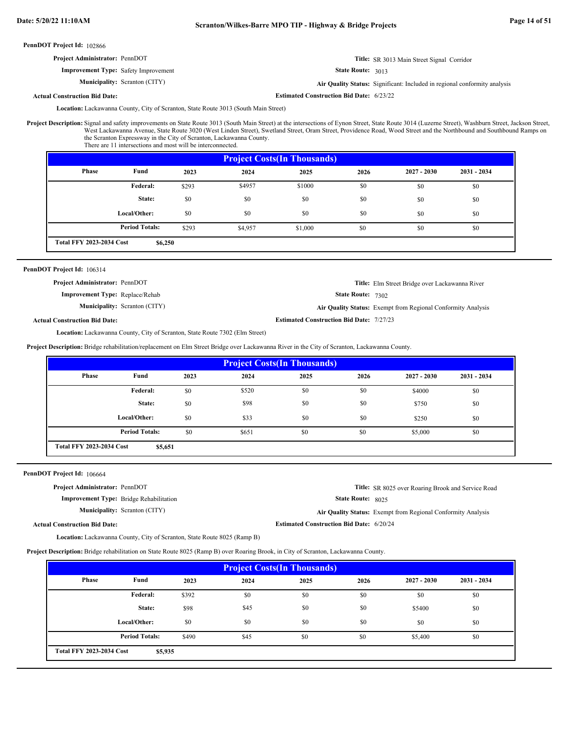**PennDOT Project Id:** 102866

**Project Administrator:** PennDOT

**Title:** SR 3013 Main Street Signal Corridor

**Improvement Type:** Safety Improvement

**State Route:** 3013

**Municipality:** Scranton (CITY)

**Air Quality Status:** Significant: Included in regional conformity analysis

**Actual Construction Bid Date:**

**Estimated Construction Bid Date:** 6/23/22

**Location:** Lackawanna County, City of Scranton, State Route 3013 (South Main Street)

**Project Description:** Signal and safety improvements on State Route 3013 (South Main Street) at the intersections of Eynon Street, State Route 3014 (Luzerne Street), Washburn Street, Jackson Street, West Lackawanna Avenue, State Route 3020 (West Linden Street), Swetland Street, Oram Street, Providence Road, Wood Street and the Northbound and Southbound Ramps on the Scranton Expressway in the City of Scranton, Lackawanna County.
There are 11 intersections and most will be interconnected.

**Project Costs(In Thousands)**

| Phase | Fund | 2023 | 2024 | 2025 | 2026 | 2027 - 2030 | 2031 - 2034 |
|---|---|---|---|---|---|---|---|
| | Federal: | $293 | $4957 | $1000 | $0 | $0 | $0 |
| | State: | $0 | $0 | $0 | $0 | $0 | $0 |
| | Local/Other: | $0 | $0 | $0 | $0 | $0 | $0 |
| | Period Totals: | $293 | $4,957 | $1,000 | $0 | $0 | $0 |

**Total FFY 2023-2034 Cost** $6,250

---

**PennDOT Project Id:** 106314

**Project Administrator:** PennDOT

**Title:** Elm Street Bridge over Lackawanna River

**Improvement Type:** Replace/Rehab

**State Route:** 7302

**Municipality:** Scranton (CITY)

**Air Quality Status:** Exempt from Regional Conformity Analysis

**Actual Construction Bid Date:**

**Estimated Construction Bid Date:** 7/27/23

**Location:** Lackawanna County, City of Scranton, State Route 7302 (Elm Street)

**Project Description:** Bridge rehabilitation/replacement on Elm Street Bridge over Lackawanna River in the City of Scranton, Lackawanna County.

**Project Costs(In Thousands)**

| Phase | Fund | 2023 | 2024 | 2025 | 2026 | 2027 - 2030 | 2031 - 2034 |
|---|---|---|---|---|---|---|---|
| | Federal: | $0 | $520 | $0 | $0 | $4000 | $0 |
| | State: | $0 | $98 | $0 | $0 | $750 | $0 |
| | Local/Other: | $0 | $33 | $0 | $0 | $250 | $0 |
| | Period Totals: | $0 | $651 | $0 | $0 | $5,000 | $0 |

**Total FFY 2023-2034 Cost** $5,651

---

**PennDOT Project Id:** 106664

**Project Administrator:** PennDOT

**Title:** SR 8025 over Roaring Brook and Service Road

**Improvement Type:** Bridge Rehabilitation

**State Route:** 8025

**Municipality:** Scranton (CITY)

**Air Quality Status:** Exempt from Regional Conformity Analysis

**Actual Construction Bid Date:**

**Estimated Construction Bid Date:** 6/20/24

**Location:** Lackawanna County, City of Scranton, State Route 8025 (Ramp B)

**Project Description:** Bridge rehabilitation on State Route 8025 (Ramp B) over Roaring Brook, in City of Scranton, Lackawanna County.

**Project Costs(In Thousands)**

| Phase | Fund | 2023 | 2024 | 2025 | 2026 | 2027 - 2030 | 2031 - 2034 |
|---|---|---|---|---|---|---|---|
| | Federal: | $392 | $0 | $0 | $0 | $0 | $0 |
| | State: | $98 | $45 | $0 | $0 | $5400 | $0 |
| | Local/Other: | $0 | $0 | $0 | $0 | $0 | $0 |
| | Period Totals: | $490 | $45 | $0 | $0 | $5,400 | $0 |

**Total FFY 2023-2034 Cost** $5,935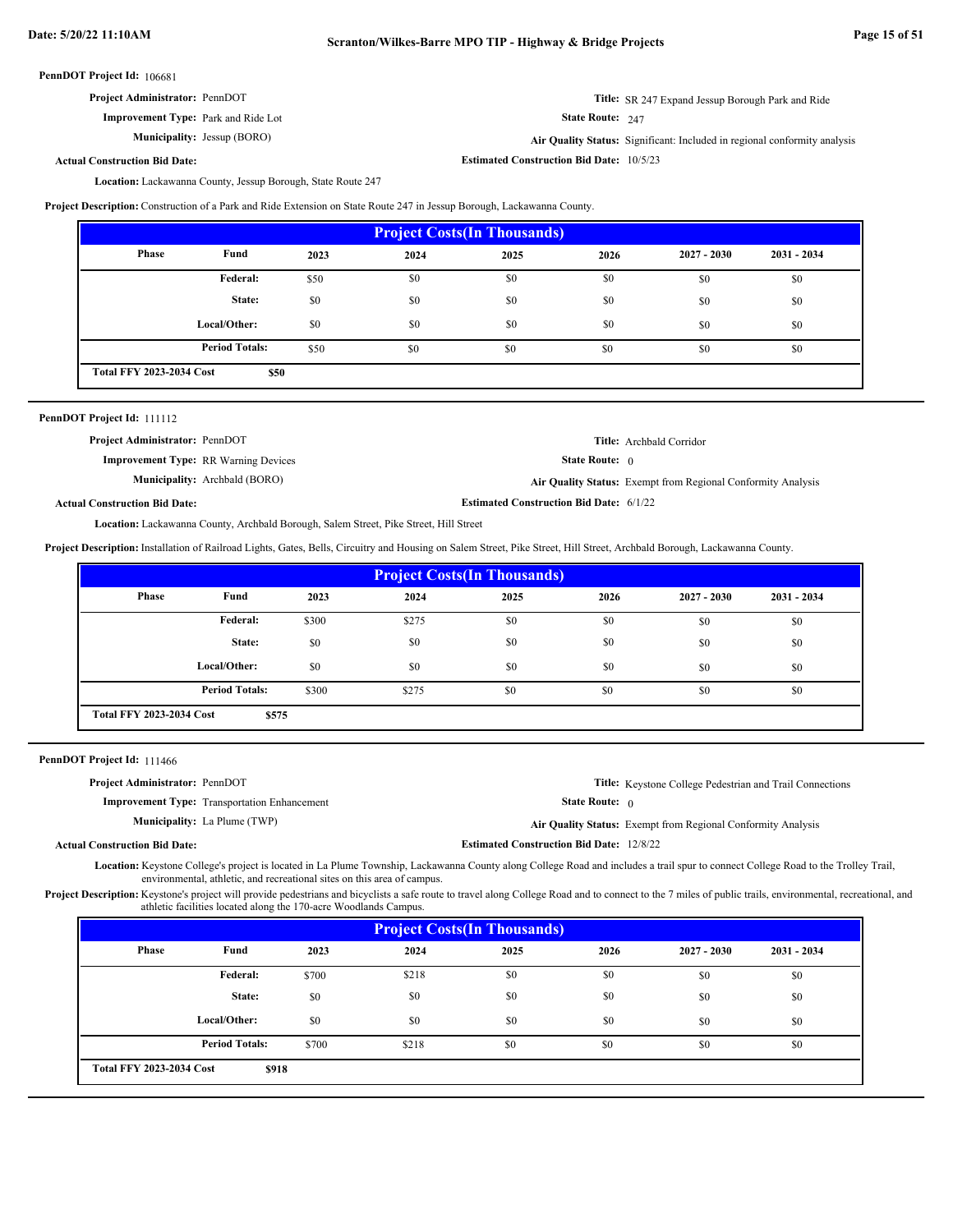**PennDOT Project Id:** 106681

**Project Administrator:** PennDOT

**Title:** SR 247 Expand Jessup Borough Park and Ride

**Improvement Type:** Park and Ride Lot

**State Route:** 247

**Municipality:** Jessup (BORO)

**Air Quality Status:** Significant: Included in regional conformity analysis

**Actual Construction Bid Date:**

**Estimated Construction Bid Date:** 10/5/23

**Location:** Lackawanna County, Jessup Borough, State Route 247

**Project Description:** Construction of a Park and Ride Extension on State Route 247 in Jessup Borough, Lackawanna County.

| Project Costs(In Thousands) | | | | | | | |
|---|---|---|---|---|---|---|---|
| Phase | Fund | 2023 | 2024 | 2025 | 2026 | 2027 - 2030 | 2031 - 2034 |
| | Federal: | $50 | $0 | $0 | $0 | $0 | $0 |
| | State: | $0 | $0 | $0 | $0 | $0 | $0 |
| | Local/Other: | $0 | $0 | $0 | $0 | $0 | $0 |
| | Period Totals: | $50 | $0 | $0 | $0 | $0 | $0 |
| Total FFY 2023-2034 Cost | | $50 | | | | | |

---

**PennDOT Project Id:** 111112

**Project Administrator:** PennDOT

**Title:** Archbald Corridor

**Improvement Type:** RR Warning Devices

**State Route:** 0

**Municipality:** Archbald (BORO)

**Air Quality Status:** Exempt from Regional Conformity Analysis

**Actual Construction Bid Date:**

**Estimated Construction Bid Date:** 6/1/22

**Location:** Lackawanna County, Archbald Borough, Salem Street, Pike Street, Hill Street

**Project Description:** Installation of Railroad Lights, Gates, Bells, Circuitry and Housing on Salem Street, Pike Street, Hill Street, Archbald Borough, Lackawanna County.

| Project Costs(In Thousands) | | | | | | | |
|---|---|---|---|---|---|---|---|
| Phase | Fund | 2023 | 2024 | 2025 | 2026 | 2027 - 2030 | 2031 - 2034 |
| | Federal: | $300 | $275 | $0 | $0 | $0 | $0 |
| | State: | $0 | $0 | $0 | $0 | $0 | $0 |
| | Local/Other: | $0 | $0 | $0 | $0 | $0 | $0 |
| | Period Totals: | $300 | $275 | $0 | $0 | $0 | $0 |
| Total FFY 2023-2034 Cost | | $575 | | | | | |

---

**PennDOT Project Id:** 111466

**Project Administrator:** PennDOT

**Title:** Keystone College Pedestrian and Trail Connections

**Improvement Type:** Transportation Enhancement

**State Route:** 0

**Municipality:** La Plume (TWP)

**Air Quality Status:** Exempt from Regional Conformity Analysis

**Actual Construction Bid Date:**

**Estimated Construction Bid Date:** 12/8/22

**Location:** Keystone College's project is located in La Plume Township, Lackawanna County along College Road and includes a trail spur to connect College Road to the Trolley Trail, environmental, athletic, and recreational sites on this area of campus.

**Project Description:** Keystone's project will provide pedestrians and bicyclists a safe route to travel along College Road and to connect to the 7 miles of public trails, environmental, recreational, and athletic facilities located along the 170-acre Woodlands Campus.

| Project Costs(In Thousands) | | | | | | | |
|---|---|---|---|---|---|---|---|
| Phase | Fund | 2023 | 2024 | 2025 | 2026 | 2027 - 2030 | 2031 - 2034 |
| | Federal: | $700 | $218 | $0 | $0 | $0 | $0 |
| | State: | $0 | $0 | $0 | $0 | $0 | $0 |
| | Local/Other: | $0 | $0 | $0 | $0 | $0 | $0 |
| | Period Totals: | $700 | $218 | $0 | $0 | $0 | $0 |
| Total FFY 2023-2034 Cost | | $918 | | | | | |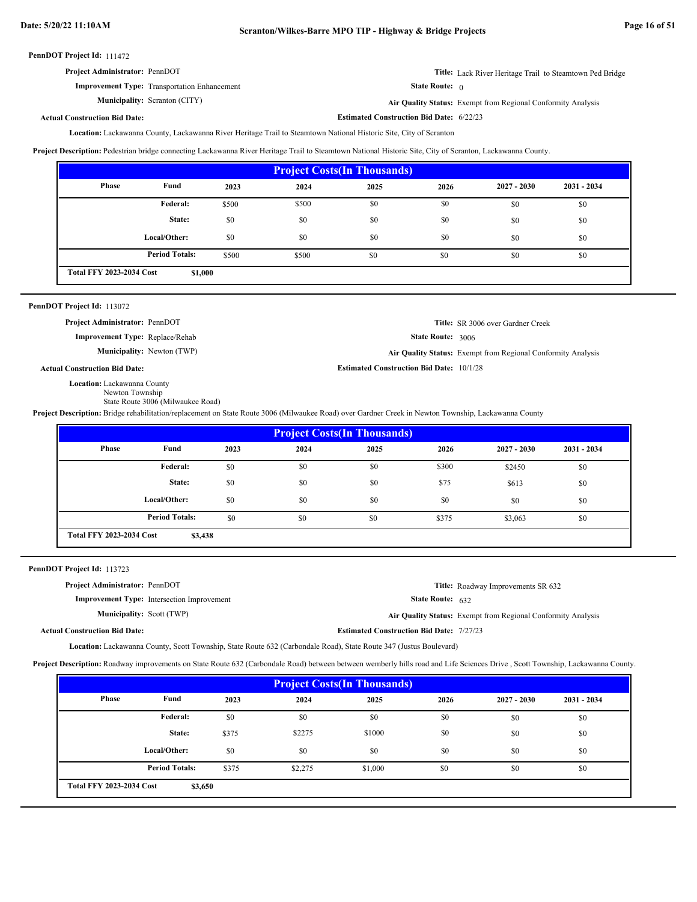**PennDOT Project Id:** 111472

**Project Administrator:** PennDOT

**Title:** Lack River Heritage Trail to Steamtown Ped Bridge

**Improvement Type:** Transportation Enhancement

**State Route:** 0

**Municipality:** Scranton (CITY)

**Air Quality Status:** Exempt from Regional Conformity Analysis

**Actual Construction Bid Date:**

**Estimated Construction Bid Date:** 6/22/23

**Location:** Lackawanna County, Lackawanna River Heritage Trail to Steamtown National Historic Site, City of Scranton

**Project Description:** Pedestrian bridge connecting Lackawanna River Heritage Trail to Steamtown National Historic Site, City of Scranton, Lackawanna County.

| Project Costs(In Thousands) | | | | | | | |
|---|---|---|---|---|---|---|---|
| Phase | Fund | 2023 | 2024 | 2025 | 2026 | 2027 - 2030 | 2031 - 2034 |
| | Federal: | $500 | $500 | $0 | $0 | $0 | $0 |
| | State: | $0 | $0 | $0 | $0 | $0 | $0 |
| | Local/Other: | $0 | $0 | $0 | $0 | $0 | $0 |
| | Period Totals: | $500 | $500 | $0 | $0 | $0 | $0 |
| Total FFY 2023-2034 Cost | $1,000 | | | | | | |

**PennDOT Project Id:** 113072

**Project Administrator:** PennDOT

**Title:** SR 3006 over Gardner Creek

**Improvement Type:** Replace/Rehab

**State Route:** 3006

**Municipality:** Newton (TWP)

**Air Quality Status:** Exempt from Regional Conformity Analysis

**Actual Construction Bid Date:**

**Estimated Construction Bid Date:** 10/1/28

**Location:** Lackawanna County
Newton Township
State Route 3006 (Milwaukee Road)

**Project Description:** Bridge rehabilitation/replacement on State Route 3006 (Milwaukee Road) over Gardner Creek in Newton Township, Lackawanna County

| Project Costs(In Thousands) | | | | | | | |
|---|---|---|---|---|---|---|---|
| Phase | Fund | 2023 | 2024 | 2025 | 2026 | 2027 - 2030 | 2031 - 2034 |
| | Federal: | $0 | $0 | $0 | $300 | $2450 | $0 |
| | State: | $0 | $0 | $0 | $75 | $613 | $0 |
| | Local/Other: | $0 | $0 | $0 | $0 | $0 | $0 |
| | Period Totals: | $0 | $0 | $0 | $375 | $3,063 | $0 |
| Total FFY 2023-2034 Cost | $3,438 | | | | | | |

**PennDOT Project Id:** 113723

**Project Administrator:** PennDOT

**Title:** Roadway Improvements SR 632

**Improvement Type:** Intersection Improvement

**State Route:** 632

**Municipality:** Scott (TWP)

**Air Quality Status:** Exempt from Regional Conformity Analysis

**Actual Construction Bid Date:**

**Estimated Construction Bid Date:** 7/27/23

**Location:** Lackawanna County, Scott Township, State Route 632 (Carbondale Road), State Route 347 (Justus Boulevard)

**Project Description:** Roadway improvements on State Route 632 (Carbondale Road) between between wemberly hills road and Life Sciences Drive , Scott Township, Lackawanna County.

| Project Costs(In Thousands) | | | | | | | |
|---|---|---|---|---|---|---|---|
| Phase | Fund | 2023 | 2024 | 2025 | 2026 | 2027 - 2030 | 2031 - 2034 |
| | Federal: | $0 | $0 | $0 | $0 | $0 | $0 |
| | State: | $375 | $2275 | $1000 | $0 | $0 | $0 |
| | Local/Other: | $0 | $0 | $0 | $0 | $0 | $0 |
| | Period Totals: | $375 | $2,275 | $1,000 | $0 | $0 | $0 |
| Total FFY 2023-2034 Cost | $3,650 | | | | | | |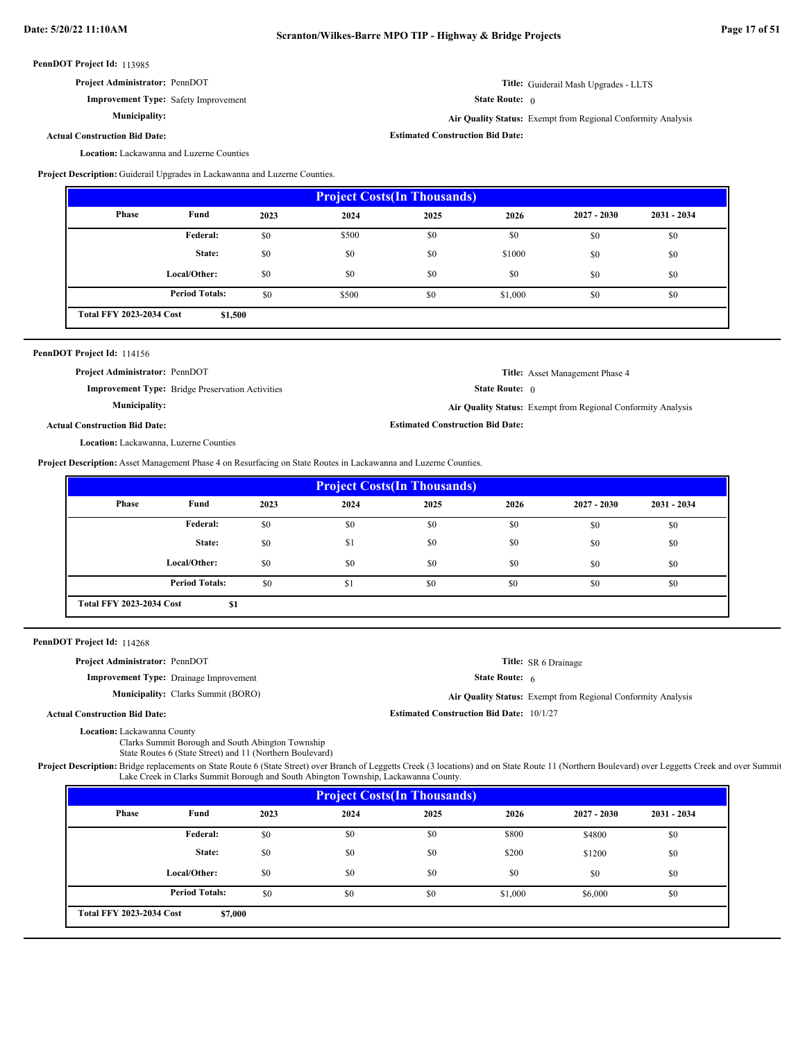**PennDOT Project Id:** 113985

**Project Administrator:** PennDOT

**Title:** Guiderail Mash Upgrades - LLTS

**Improvement Type:** Safety Improvement

**State Route:** 0

**Municipality:**

**Air Quality Status:** Exempt from Regional Conformity Analysis

**Actual Construction Bid Date:**

**Estimated Construction Bid Date:**

**Location:** Lackawanna and Luzerne Counties

**Project Description:** Guiderail Upgrades in Lackawanna and Luzerne Counties.

| Project Costs(In Thousands) | | | | | | | |
|---|---|---|---|---|---|---|---|
| Phase | Fund | 2023 | 2024 | 2025 | 2026 | 2027 - 2030 | 2031 - 2034 |
| | Federal: | $0 | $500 | $0 | $0 | $0 | $0 |
| | State: | $0 | $0 | $0 | $1000 | $0 | $0 |
| | Local/Other: | $0 | $0 | $0 | $0 | $0 | $0 |
| | Period Totals: | $0 | $500 | $0 | $1,000 | $0 | $0 |
| Total FFY 2023-2034 Cost | $1,500 | | | | | | |

---

**PennDOT Project Id:** 114156

**Project Administrator:** PennDOT

**Title:** Asset Management Phase 4

**Improvement Type:** Bridge Preservation Activities

**State Route:** 0

**Municipality:**

**Air Quality Status:** Exempt from Regional Conformity Analysis

**Actual Construction Bid Date:**

**Estimated Construction Bid Date:**

**Location:** Lackawanna, Luzerne Counties

**Project Description:** Asset Management Phase 4 on Resurfacing on State Routes in Lackawanna and Luzerne Counties.

| Project Costs(In Thousands) | | | | | | | |
|---|---|---|---|---|---|---|---|
| Phase | Fund | 2023 | 2024 | 2025 | 2026 | 2027 - 2030 | 2031 - 2034 |
| | Federal: | $0 | $0 | $0 | $0 | $0 | $0 |
| | State: | $0 | $1 | $0 | $0 | $0 | $0 |
| | Local/Other: | $0 | $0 | $0 | $0 | $0 | $0 |
| | Period Totals: | $0 | $1 | $0 | $0 | $0 | $0 |
| Total FFY 2023-2034 Cost | $1 | | | | | | |

---

**PennDOT Project Id:** 114268

**Project Administrator:** PennDOT

**Title:** SR 6 Drainage

**Improvement Type:** Drainage Improvement

**State Route:** 6

**Municipality:** Clarks Summit (BORO)

**Air Quality Status:** Exempt from Regional Conformity Analysis

**Actual Construction Bid Date:**

**Estimated Construction Bid Date:** 10/1/27

**Location:** Lackawanna County
Clarks Summit Borough and South Abington Township
State Routes 6 (State Street) and 11 (Northern Boulevard)

**Project Description:** Bridge replacements on State Route 6 (State Street) over Branch of Leggetts Creek (3 locations) and on State Route 11 (Northern Boulevard) over Leggetts Creek and over Summit Lake Creek in Clarks Summit Borough and South Abington Township, Lackawanna County.

| Project Costs(In Thousands) | | | | | | | |
|---|---|---|---|---|---|---|---|
| Phase | Fund | 2023 | 2024 | 2025 | 2026 | 2027 - 2030 | 2031 - 2034 |
| | Federal: | $0 | $0 | $0 | $800 | $4800 | $0 |
| | State: | $0 | $0 | $0 | $200 | $1200 | $0 |
| | Local/Other: | $0 | $0 | $0 | $0 | $0 | $0 |
| | Period Totals: | $0 | $0 | $0 | $1,000 | $6,000 | $0 |
| Total FFY 2023-2034 Cost | $7,000 | | | | | | |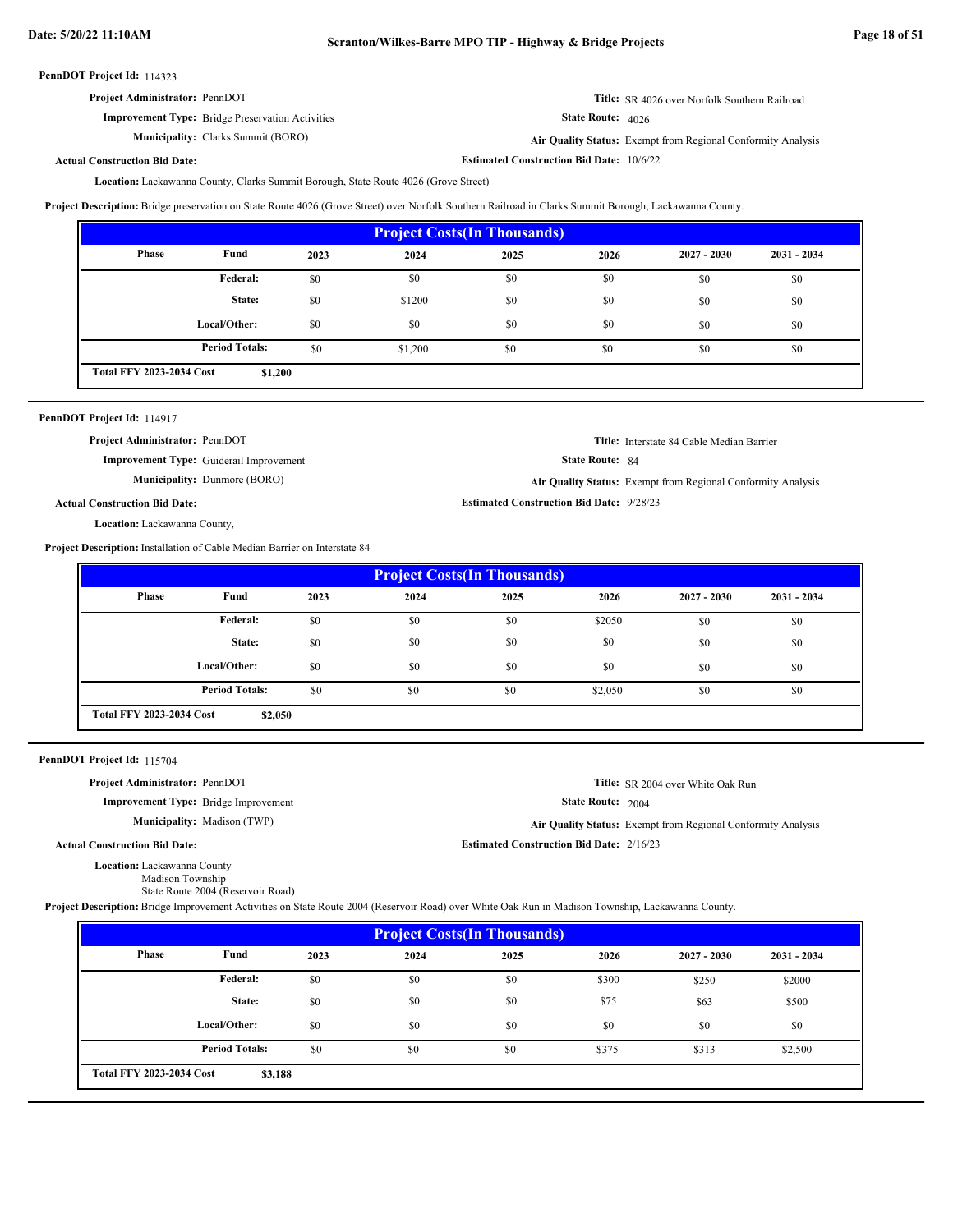**PennDOT Project Id:** 114323

**Project Administrator:** PennDOT

**Improvement Type:** Bridge Preservation Activities

**Municipality:** Clarks Summit (BORO)

**Title:** SR 4026 over Norfolk Southern Railroad

**State Route:** 4026

**Air Quality Status:** Exempt from Regional Conformity Analysis

**Actual Construction Bid Date:**

**Estimated Construction Bid Date:** 10/6/22

**Location:** Lackawanna County, Clarks Summit Borough, State Route 4026 (Grove Street)

**Project Description:** Bridge preservation on State Route 4026 (Grove Street) over Norfolk Southern Railroad in Clarks Summit Borough, Lackawanna County.

| Project Costs(In Thousands) | | | | | | | |
|---|---|---|---|---|---|---|---|
| Phase | Fund | 2023 | 2024 | 2025 | 2026 | 2027 - 2030 | 2031 - 2034 |
| | Federal: | $0 | $0 | $0 | $0 | $0 | $0 |
| | State: | $0 | $1200 | $0 | $0 | $0 | $0 |
| | Local/Other: | $0 | $0 | $0 | $0 | $0 | $0 |
| | Period Totals: | $0 | $1,200 | $0 | $0 | $0 | $0 |
| Total FFY 2023-2034 Cost | $1,200 | | | | | | |

---

**PennDOT Project Id:** 114917

**Project Administrator:** PennDOT

**Improvement Type:** Guiderail Improvement

**Municipality:** Dunmore (BORO)

**Title:** Interstate 84 Cable Median Barrier

**State Route:** 84

**Air Quality Status:** Exempt from Regional Conformity Analysis

**Actual Construction Bid Date:**

**Estimated Construction Bid Date:** 9/28/23

**Location:** Lackawanna County,

**Project Description:** Installation of Cable Median Barrier on Interstate 84

| Project Costs(In Thousands) | | | | | | | |
|---|---|---|---|---|---|---|---|
| Phase | Fund | 2023 | 2024 | 2025 | 2026 | 2027 - 2030 | 2031 - 2034 |
| | Federal: | $0 | $0 | $0 | $2050 | $0 | $0 |
| | State: | $0 | $0 | $0 | $0 | $0 | $0 |
| | Local/Other: | $0 | $0 | $0 | $0 | $0 | $0 |
| | Period Totals: | $0 | $0 | $0 | $2,050 | $0 | $0 |
| Total FFY 2023-2034 Cost | $2,050 | | | | | | |

---

**PennDOT Project Id:** 115704

**Project Administrator:** PennDOT

**Improvement Type:** Bridge Improvement

**Municipality:** Madison (TWP)

**Title:** SR 2004 over White Oak Run

**State Route:** 2004

**Air Quality Status:** Exempt from Regional Conformity Analysis

**Actual Construction Bid Date:**

**Estimated Construction Bid Date:** 2/16/23

**Location:** Lackawanna County
Madison Township
State Route 2004 (Reservoir Road)

**Project Description:** Bridge Improvement Activities on State Route 2004 (Reservoir Road) over White Oak Run in Madison Township, Lackawanna County.

| Project Costs(In Thousands) | | | | | | | |
|---|---|---|---|---|---|---|---|
| Phase | Fund | 2023 | 2024 | 2025 | 2026 | 2027 - 2030 | 2031 - 2034 |
| | Federal: | $0 | $0 | $0 | $300 | $250 | $2000 |
| | State: | $0 | $0 | $0 | $75 | $63 | $500 |
| | Local/Other: | $0 | $0 | $0 | $0 | $0 | $0 |
| | Period Totals: | $0 | $0 | $0 | $375 | $313 | $2,500 |
| Total FFY 2023-2034 Cost | $3,188 | | | | | | |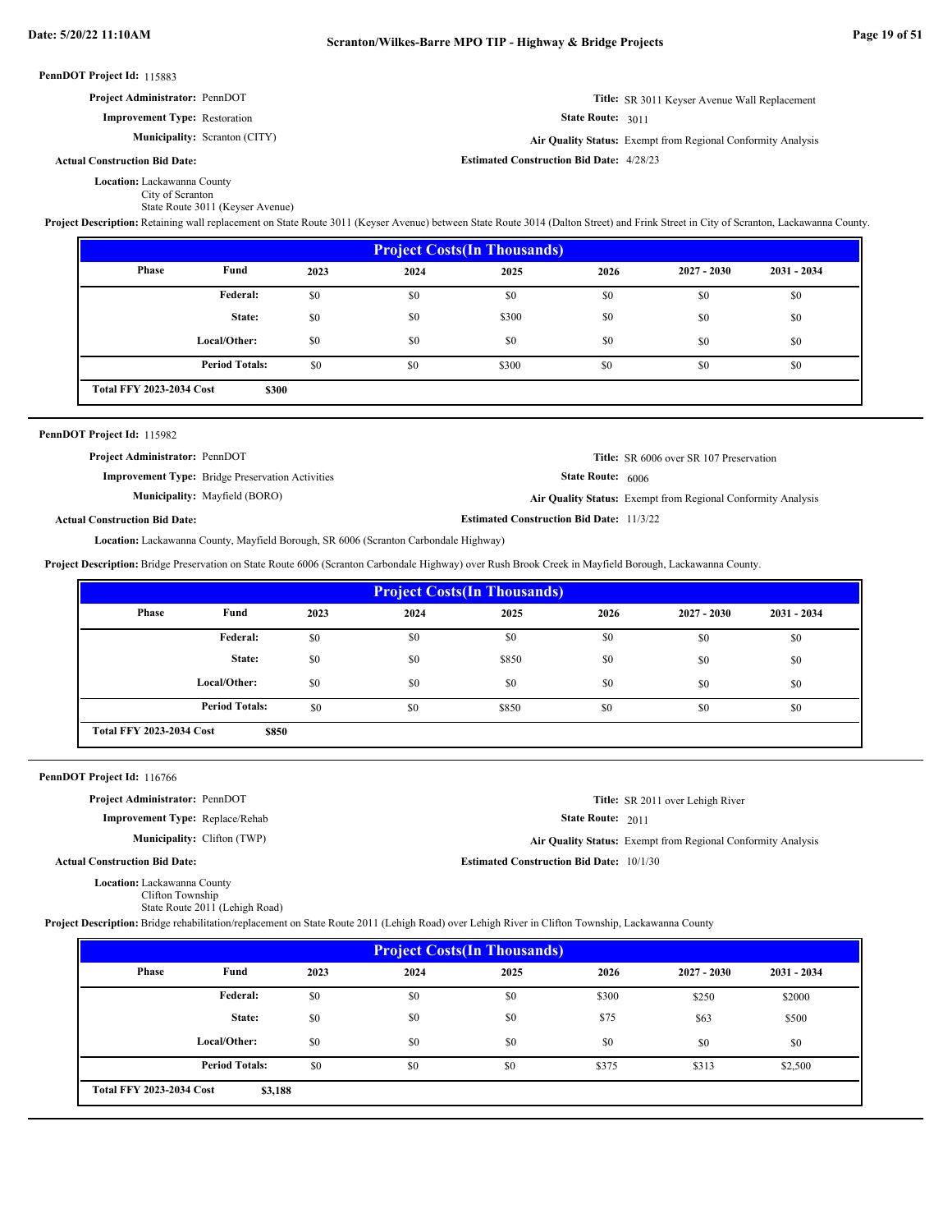**PennDOT Project Id:** 115883

**Project Administrator:** PennDOT

**Improvement Type:** Restoration

**Municipality:** Scranton (CITY)

**Actual Construction Bid Date:**

**Title:** SR 3011 Keyser Avenue Wall Replacement

**State Route:** 3011

**Air Quality Status:** Exempt from Regional Conformity Analysis

**Estimated Construction Bid Date:** 4/28/23

**Location:** Lackawanna County
City of Scranton
State Route 3011 (Keyser Avenue)

**Project Description:** Retaining wall replacement on State Route 3011 (Keyser Avenue) between State Route 3014 (Dalton Street) and Frink Street in City of Scranton, Lackawanna County.

| Project Costs(In Thousands) | | | | | | | |
|---|---|---|---|---|---|---|---|
| Phase | Fund | 2023 | 2024 | 2025 | 2026 | 2027 - 2030 | 2031 - 2034 |
| | Federal: | $0 | $0 | $0 | $0 | $0 | $0 |
| | State: | $0 | $0 | $300 | $0 | $0 | $0 |
| | Local/Other: | $0 | $0 | $0 | $0 | $0 | $0 |
| | Period Totals: | $0 | $0 | $300 | $0 | $0 | $0 |
| Total FFY 2023-2034 Cost | $300 | | | | | | |

---

**PennDOT Project Id:** 115982

**Project Administrator:** PennDOT

**Improvement Type:** Bridge Preservation Activities

**Municipality:** Mayfield (BORO)

**Actual Construction Bid Date:**

**Title:** SR 6006 over SR 107 Preservation

**State Route:** 6006

**Air Quality Status:** Exempt from Regional Conformity Analysis

**Estimated Construction Bid Date:** 11/3/22

**Location:** Lackawanna County, Mayfield Borough, SR 6006 (Scranton Carbondale Highway)

**Project Description:** Bridge Preservation on State Route 6006 (Scranton Carbondale Highway) over Rush Brook Creek in Mayfield Borough, Lackawanna County.

| Project Costs(In Thousands) | | | | | | | |
|---|---|---|---|---|---|---|---|
| Phase | Fund | 2023 | 2024 | 2025 | 2026 | 2027 - 2030 | 2031 - 2034 |
| | Federal: | $0 | $0 | $0 | $0 | $0 | $0 |
| | State: | $0 | $0 | $850 | $0 | $0 | $0 |
| | Local/Other: | $0 | $0 | $0 | $0 | $0 | $0 |
| | Period Totals: | $0 | $0 | $850 | $0 | $0 | $0 |
| Total FFY 2023-2034 Cost | $850 | | | | | | |

---

**PennDOT Project Id:** 116766

**Project Administrator:** PennDOT

**Improvement Type:** Replace/Rehab

**Municipality:** Clifton (TWP)

**Actual Construction Bid Date:**

**Title:** SR 2011 over Lehigh River

**State Route:** 2011

**Air Quality Status:** Exempt from Regional Conformity Analysis

**Estimated Construction Bid Date:** 10/1/30

**Location:** Lackawanna County
Clifton Township
State Route 2011 (Lehigh Road)

**Project Description:** Bridge rehabilitation/replacement on State Route 2011 (Lehigh Road) over Lehigh River in Clifton Township, Lackawanna County

| Project Costs(In Thousands) | | | | | | | |
|---|---|---|---|---|---|---|---|
| Phase | Fund | 2023 | 2024 | 2025 | 2026 | 2027 - 2030 | 2031 - 2034 |
| | Federal: | $0 | $0 | $0 | $300 | $250 | $2000 |
| | State: | $0 | $0 | $0 | $75 | $63 | $500 |
| | Local/Other: | $0 | $0 | $0 | $0 | $0 | $0 |
| | Period Totals: | $0 | $0 | $0 | $375 | $313 | $2,500 |
| Total FFY 2023-2034 Cost | $3,188 | | | | | | |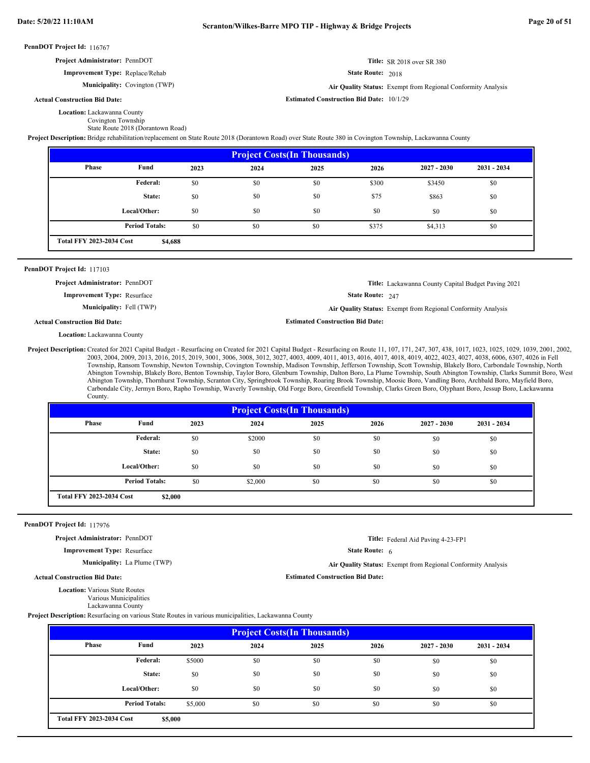**PennDOT Project Id:** 116767

**Project Administrator:** PennDOT

**Title:** SR 2018 over SR 380

**Improvement Type:** Replace/Rehab

**State Route:** 2018

**Municipality:** Covington (TWP)

**Air Quality Status:** Exempt from Regional Conformity Analysis

**Actual Construction Bid Date:**

**Estimated Construction Bid Date:** 10/1/29

**Location:** Lackawanna County
Covington Township
State Route 2018 (Dorantown Road)

**Project Description:** Bridge rehabilitation/replacement on State Route 2018 (Dorantown Road) over State Route 380 in Covington Township, Lackawanna County

| Project Costs(In Thousands) | | | | | | | |
|---|---|---|---|---|---|---|---|
| Phase | Fund | 2023 | 2024 | 2025 | 2026 | 2027 - 2030 | 2031 - 2034 |
| | Federal: | $0 | $0 | $0 | $300 | $3450 | $0 |
| | State: | $0 | $0 | $0 | $75 | $863 | $0 |
| | Local/Other: | $0 | $0 | $0 | $0 | $0 | $0 |
| | Period Totals: | $0 | $0 | $0 | $375 | $4,313 | $0 |
| Total FFY 2023-2034 Cost | $4,688 | | | | | | |

---

**PennDOT Project Id:** 117103

**Project Administrator:** PennDOT

**Title:** Lackawanna County Capital Budget Paving 2021

**Improvement Type:** Resurface

**State Route:** 247

**Municipality:** Fell (TWP)

**Air Quality Status:** Exempt from Regional Conformity Analysis

**Actual Construction Bid Date:**

**Estimated Construction Bid Date:**

**Location:** Lackawanna County

**Project Description:** Created for 2021 Capital Budget - Resurfacing on Created for 2021 Capital Budget - Resurfacing on Route 11, 107, 171, 247, 307, 438, 1017, 1023, 1025, 1029, 1039, 2001, 2002, 2003, 2004, 2009, 2013, 2016, 2015, 2019, 3001, 3006, 3008, 3012, 3027, 4003, 4009, 4011, 4013, 4016, 4017, 4018, 4019, 4022, 4023, 4027, 4038, 6006, 6307, 4026 in Fell Township, Ransom Township, Newton Township, Covington Township, Madison Township, Jefferson Township, Scott Township, Blakely Boro, Carbondale Township, North Abington Township, Blakely Boro, Benton Township, Taylor Boro, Glenburn Township, Dalton Boro, La Plume Township, South Abington Township, Clarks Summit Boro, West Abington Township, Thornhurst Township, Scranton City, Springbrook Township, Roaring Brook Township, Moosic Boro, Vandling Boro, Archbald Boro, Mayfield Boro, Carbondale City, Jermyn Boro, Rapho Township, Waverly Township, Old Forge Boro, Greenfield Township, Clarks Green Boro, Olyphant Boro, Jessup Boro, Lackawanna County.

| Project Costs(In Thousands) | | | | | | | |
|---|---|---|---|---|---|---|---|
| Phase | Fund | 2023 | 2024 | 2025 | 2026 | 2027 - 2030 | 2031 - 2034 |
| | Federal: | $0 | $2000 | $0 | $0 | $0 | $0 |
| | State: | $0 | $0 | $0 | $0 | $0 | $0 |
| | Local/Other: | $0 | $0 | $0 | $0 | $0 | $0 |
| | Period Totals: | $0 | $2,000 | $0 | $0 | $0 | $0 |
| Total FFY 2023-2034 Cost | $2,000 | | | | | | |

---

**PennDOT Project Id:** 117976

**Project Administrator:** PennDOT

**Title:** Federal Aid Paving 4-23-FP1

**Improvement Type:** Resurface

**State Route:** 6

**Municipality:** La Plume (TWP)

**Air Quality Status:** Exempt from Regional Conformity Analysis

**Actual Construction Bid Date:**

**Estimated Construction Bid Date:**

**Location:** Various State Routes
Various Municipalities
Lackawanna County

**Project Description:** Resurfacing on various State Routes in various municipalities, Lackawanna County

| Project Costs(In Thousands) | | | | | | | |
|---|---|---|---|---|---|---|---|
| Phase | Fund | 2023 | 2024 | 2025 | 2026 | 2027 - 2030 | 2031 - 2034 |
| | Federal: | $5000 | $0 | $0 | $0 | $0 | $0 |
| | State: | $0 | $0 | $0 | $0 | $0 | $0 |
| | Local/Other: | $0 | $0 | $0 | $0 | $0 | $0 |
| | Period Totals: | $5,000 | $0 | $0 | $0 | $0 | $0 |
| Total FFY 2023-2034 Cost | $5,000 | | | | | | |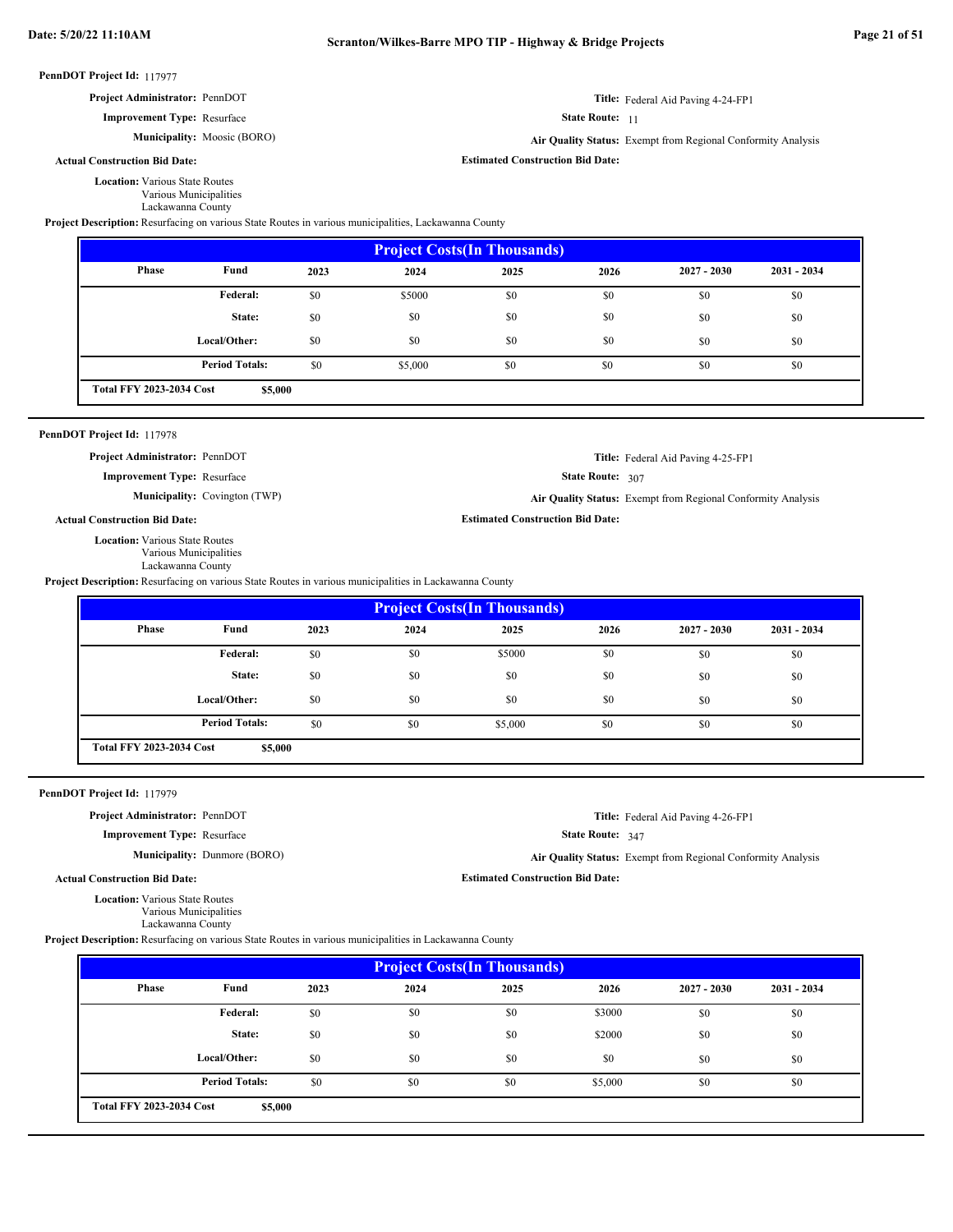**PennDOT Project Id:** 117977

**Project Administrator:** PennDOT

**Title:** Federal Aid Paving 4-24-FP1

**Improvement Type:** Resurface

**State Route:** 11

**Municipality:** Moosic (BORO)

**Air Quality Status:** Exempt from Regional Conformity Analysis

**Actual Construction Bid Date:**

**Estimated Construction Bid Date:**

**Location:** Various State Routes
Various Municipalities
Lackawanna County

**Project Description:** Resurfacing on various State Routes in various municipalities, Lackawanna County

| Project Costs(In Thousands) | | | | | | | |
|---|---|---|---|---|---|---|---|
| Phase | Fund | 2023 | 2024 | 2025 | 2026 | 2027 - 2030 | 2031 - 2034 |
| | Federal: | $0 | $5000 | $0 | $0 | $0 | $0 |
| | State: | $0 | $0 | $0 | $0 | $0 | $0 |
| | Local/Other: | $0 | $0 | $0 | $0 | $0 | $0 |
| | Period Totals: | $0 | $5,000 | $0 | $0 | $0 | $0 |
| Total FFY 2023-2034 Cost | $5,000 | | | | | | |

---

**PennDOT Project Id:** 117978

**Project Administrator:** PennDOT

**Title:** Federal Aid Paving 4-25-FP1

**Improvement Type:** Resurface

**State Route:** 307

**Municipality:** Covington (TWP)

**Air Quality Status:** Exempt from Regional Conformity Analysis

**Actual Construction Bid Date:**

**Estimated Construction Bid Date:**

**Location:** Various State Routes
Various Municipalities
Lackawanna County

**Project Description:** Resurfacing on various State Routes in various municipalities in Lackawanna County

| Project Costs(In Thousands) | | | | | | | |
|---|---|---|---|---|---|---|---|
| Phase | Fund | 2023 | 2024 | 2025 | 2026 | 2027 - 2030 | 2031 - 2034 |
| | Federal: | $0 | $0 | $5000 | $0 | $0 | $0 |
| | State: | $0 | $0 | $0 | $0 | $0 | $0 |
| | Local/Other: | $0 | $0 | $0 | $0 | $0 | $0 |
| | Period Totals: | $0 | $0 | $5,000 | $0 | $0 | $0 |
| Total FFY 2023-2034 Cost | $5,000 | | | | | | |

---

**PennDOT Project Id:** 117979

**Project Administrator:** PennDOT

**Title:** Federal Aid Paving 4-26-FP1

**Improvement Type:** Resurface

**State Route:** 347

**Municipality:** Dunmore (BORO)

**Air Quality Status:** Exempt from Regional Conformity Analysis

**Actual Construction Bid Date:**

**Estimated Construction Bid Date:**

**Location:** Various State Routes
Various Municipalities
Lackawanna County

**Project Description:** Resurfacing on various State Routes in various municipalities in Lackawanna County

| Project Costs(In Thousands) | | | | | | | |
|---|---|---|---|---|---|---|---|
| Phase | Fund | 2023 | 2024 | 2025 | 2026 | 2027 - 2030 | 2031 - 2034 |
| | Federal: | $0 | $0 | $0 | $3000 | $0 | $0 |
| | State: | $0 | $0 | $0 | $2000 | $0 | $0 |
| | Local/Other: | $0 | $0 | $0 | $0 | $0 | $0 |
| | Period Totals: | $0 | $0 | $0 | $5,000 | $0 | $0 |
| Total FFY 2023-2034 Cost | $5,000 | | | | | | |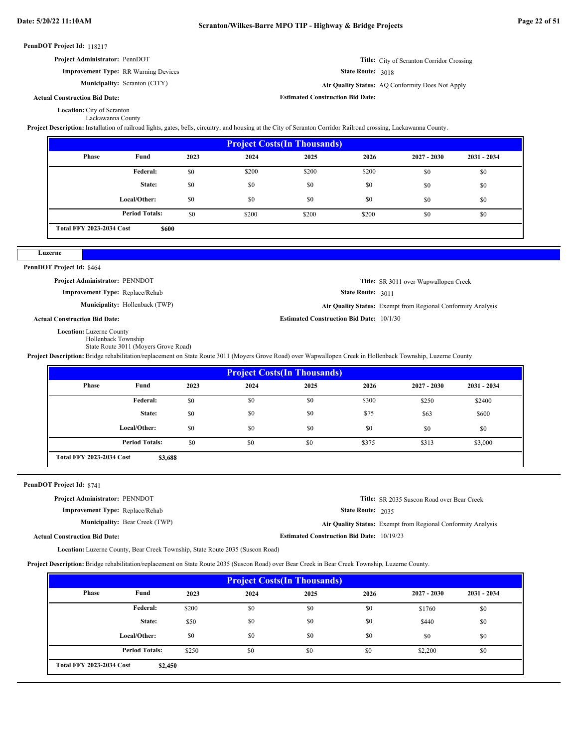**PennDOT Project Id:** 118217

**Project Administrator:** PennDOT

**Improvement Type:** RR Warning Devices

**Municipality:** Scranton (CITY)

**Actual Construction Bid Date:**

**Title:** City of Scranton Corridor Crossing

**State Route:** 3018

**Air Quality Status:** AQ Conformity Does Not Apply

**Estimated Construction Bid Date:**

**Location:** City of Scranton
Lackawanna County

**Project Description:** Installation of railroad lights, gates, bells, circuitry, and housing at the City of Scranton Corridor Railroad crossing, Lackawanna County.

| Project Costs(In Thousands) | | | | | | | |
|---|---|---|---|---|---|---|---|
| Phase | Fund | 2023 | 2024 | 2025 | 2026 | 2027 - 2030 | 2031 - 2034 |
| | Federal: | $0 | $200 | $200 | $200 | $0 | $0 |
| | State: | $0 | $0 | $0 | $0 | $0 | $0 |
| | Local/Other: | $0 | $0 | $0 | $0 | $0 | $0 |
| | Period Totals: | $0 | $200 | $200 | $200 | $0 | $0 |
| Total FFY 2023-2034 Cost | $600 | | | | | | |

## Luzerne

**PennDOT Project Id:** 8464

**Project Administrator:** PENNDOT

**Improvement Type:** Replace/Rehab

**Municipality:** Hollenback (TWP)

**Actual Construction Bid Date:**

**Title:** SR 3011 over Wapwallopen Creek

**State Route:** 3011

**Air Quality Status:** Exempt from Regional Conformity Analysis

**Estimated Construction Bid Date:** 10/1/30

**Location:** Luzerne County
Hollenback Township
State Route 3011 (Moyers Grove Road)

**Project Description:** Bridge rehabilitation/replacement on State Route 3011 (Moyers Grove Road) over Wapwallopen Creek in Hollenback Township, Luzerne County

| Project Costs(In Thousands) | | | | | | | |
|---|---|---|---|---|---|---|---|
| Phase | Fund | 2023 | 2024 | 2025 | 2026 | 2027 - 2030 | 2031 - 2034 |
| | Federal: | $0 | $0 | $0 | $300 | $250 | $2400 |
| | State: | $0 | $0 | $0 | $75 | $63 | $600 |
| | Local/Other: | $0 | $0 | $0 | $0 | $0 | $0 |
| | Period Totals: | $0 | $0 | $0 | $375 | $313 | $3,000 |
| Total FFY 2023-2034 Cost | $3,688 | | | | | | |

**PennDOT Project Id:** 8741

**Project Administrator:** PENNDOT

**Improvement Type:** Replace/Rehab

**Municipality:** Bear Creek (TWP)

**Actual Construction Bid Date:**

**Title:** SR 2035 Suscon Road over Bear Creek

**State Route:** 2035

**Air Quality Status:** Exempt from Regional Conformity Analysis

**Estimated Construction Bid Date:** 10/19/23

**Location:** Luzerne County, Bear Creek Township, State Route 2035 (Suscon Road)

**Project Description:** Bridge rehabilitation/replacement on State Route 2035 (Suscon Road) over Bear Creek in Bear Creek Township, Luzerne County.

| Project Costs(In Thousands) | | | | | | | |
|---|---|---|---|---|---|---|---|
| Phase | Fund | 2023 | 2024 | 2025 | 2026 | 2027 - 2030 | 2031 - 2034 |
| | Federal: | $200 | $0 | $0 | $0 | $1760 | $0 |
| | State: | $50 | $0 | $0 | $0 | $440 | $0 |
| | Local/Other: | $0 | $0 | $0 | $0 | $0 | $0 |
| | Period Totals: | $250 | $0 | $0 | $0 | $2,200 | $0 |
| Total FFY 2023-2034 Cost | $2,450 | | | | | | |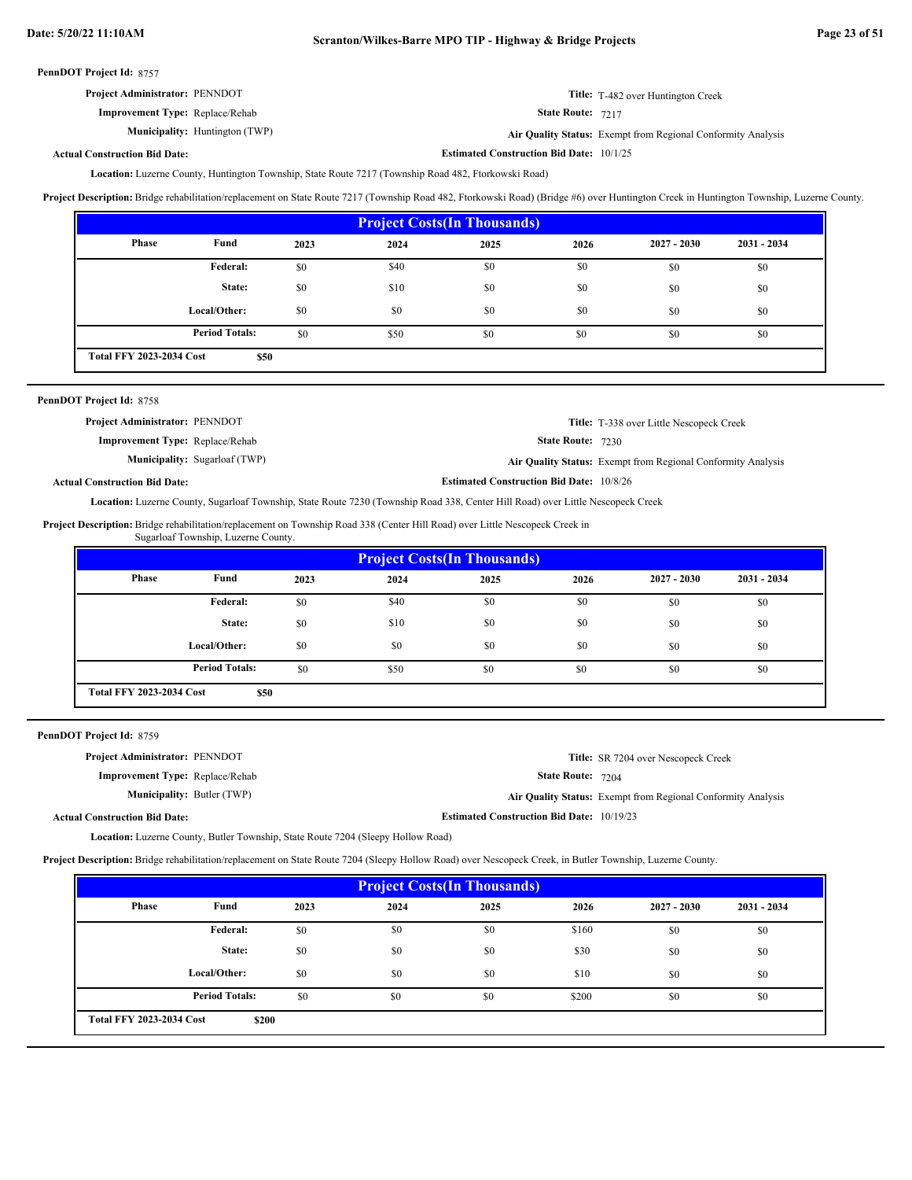**PennDOT Project Id:** 8757

**Project Administrator:** PENNDOT

**Title:** T-482 over Huntington Creek

**Improvement Type:** Replace/Rehab

**State Route:** 7217

**Municipality:** Huntington (TWP)

**Air Quality Status:** Exempt from Regional Conformity Analysis

**Actual Construction Bid Date:**

**Estimated Construction Bid Date:** 10/1/25

**Location:** Luzerne County, Huntington Township, State Route 7217 (Township Road 482, Ftorkowski Road)

**Project Description:** Bridge rehabilitation/replacement on State Route 7217 (Township Road 482, Ftorkowski Road) (Bridge #6) over Huntington Creek in Huntington Township, Luzerne County.

**Project Costs(In Thousands)**

| Phase | Fund | 2023 | 2024 | 2025 | 2026 | 2027 - 2030 | 2031 - 2034 |
|---|---|---|---|---|---|---|---|
| | Federal: | $0 | $40 | $0 | $0 | $0 | $0 |
| | State: | $0 | $10 | $0 | $0 | $0 | $0 |
| | Local/Other: | $0 | $0 | $0 | $0 | $0 | $0 |
| | Period Totals: | $0 | $50 | $0 | $0 | $0 | $0 |

**Total FFY 2023-2034 Cost** $50

---

**PennDOT Project Id:** 8758

**Project Administrator:** PENNDOT

**Title:** T-338 over Little Nescopeck Creek

**Improvement Type:** Replace/Rehab

**State Route:** 7230

**Municipality:** Sugarloaf (TWP)

**Air Quality Status:** Exempt from Regional Conformity Analysis

**Actual Construction Bid Date:**

**Estimated Construction Bid Date:** 10/8/26

**Location:** Luzerne County, Sugarloaf Township, State Route 7230 (Township Road 338, Center Hill Road) over Little Nescopeck Creek

**Project Description:** Bridge rehabilitation/replacement on Township Road 338 (Center Hill Road) over Little Nescopeck Creek in Sugarloaf Township, Luzerne County.

**Project Costs(In Thousands)**

| Phase | Fund | 2023 | 2024 | 2025 | 2026 | 2027 - 2030 | 2031 - 2034 |
|---|---|---|---|---|---|---|---|
| | Federal: | $0 | $40 | $0 | $0 | $0 | $0 |
| | State: | $0 | $10 | $0 | $0 | $0 | $0 |
| | Local/Other: | $0 | $0 | $0 | $0 | $0 | $0 |
| | Period Totals: | $0 | $50 | $0 | $0 | $0 | $0 |

**Total FFY 2023-2034 Cost** $50

---

**PennDOT Project Id:** 8759

**Project Administrator:** PENNDOT

**Title:** SR 7204 over Nescopeck Creek

**Improvement Type:** Replace/Rehab

**State Route:** 7204

**Municipality:** Butler (TWP)

**Air Quality Status:** Exempt from Regional Conformity Analysis

**Actual Construction Bid Date:**

**Estimated Construction Bid Date:** 10/19/23

**Location:** Luzerne County, Butler Township, State Route 7204 (Sleepy Hollow Road)

**Project Description:** Bridge rehabilitation/replacement on State Route 7204 (Sleepy Hollow Road) over Nescopeck Creek, in Butler Township, Luzerne County.

**Project Costs(In Thousands)**

| Phase | Fund | 2023 | 2024 | 2025 | 2026 | 2027 - 2030 | 2031 - 2034 |
|---|---|---|---|---|---|---|---|
| | Federal: | $0 | $0 | $0 | $160 | $0 | $0 |
| | State: | $0 | $0 | $0 | $30 | $0 | $0 |
| | Local/Other: | $0 | $0 | $0 | $10 | $0 | $0 |
| | Period Totals: | $0 | $0 | $0 | $200 | $0 | $0 |

**Total FFY 2023-2034 Cost** $200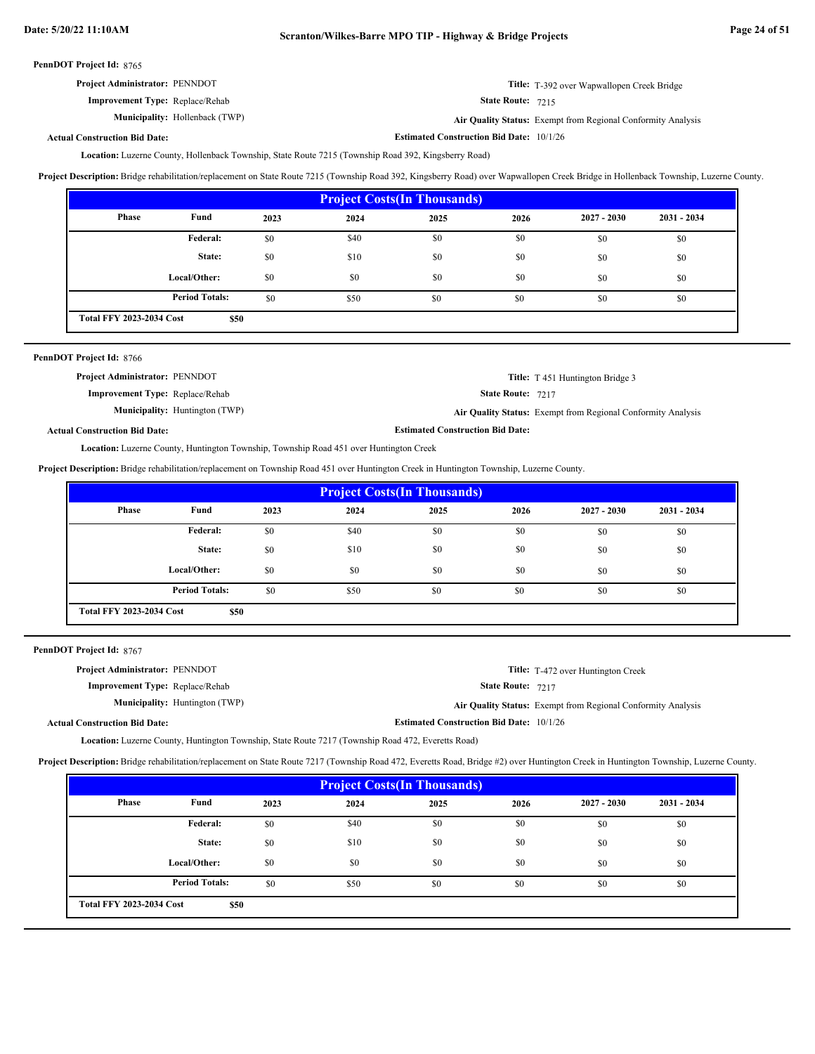**PennDOT Project Id:** 8765

**Project Administrator:** PENNDOT

**Improvement Type:** Replace/Rehab

**Municipality:** Hollenback (TWP)

**Title:** T-392 over Wapwallopen Creek Bridge

**State Route:** 7215

**Air Quality Status:** Exempt from Regional Conformity Analysis

**Actual Construction Bid Date:**

**Estimated Construction Bid Date:** 10/1/26

**Location:** Luzerne County, Hollenback Township, State Route 7215 (Township Road 392, Kingsberry Road)

**Project Description:** Bridge rehabilitation/replacement on State Route 7215 (Township Road 392, Kingsberry Road) over Wapwallopen Creek Bridge in Hollenback Township, Luzerne County.

**Project Costs(In Thousands)**

| Phase | Fund | 2023 | 2024 | 2025 | 2026 | 2027 - 2030 | 2031 - 2034 |
|---|---|---|---|---|---|---|---|
| | Federal: | $0 | $40 | $0 | $0 | $0 | $0 |
| | State: | $0 | $10 | $0 | $0 | $0 | $0 |
| | Local/Other: | $0 | $0 | $0 | $0 | $0 | $0 |
| | Period Totals: | $0 | $50 | $0 | $0 | $0 | $0 |

**Total FFY 2023-2034 Cost** $50

---

**PennDOT Project Id:** 8766

**Project Administrator:** PENNDOT

**Improvement Type:** Replace/Rehab

**Municipality:** Huntington (TWP)

**Title:** T 451 Huntington Bridge 3

**State Route:** 7217

**Air Quality Status:** Exempt from Regional Conformity Analysis

**Actual Construction Bid Date:**

**Estimated Construction Bid Date:**

**Location:** Luzerne County, Huntington Township, Township Road 451 over Huntington Creek

**Project Description:** Bridge rehabilitation/replacement on Township Road 451 over Huntington Creek in Huntington Township, Luzerne County.

**Project Costs(In Thousands)**

| Phase | Fund | 2023 | 2024 | 2025 | 2026 | 2027 - 2030 | 2031 - 2034 |
|---|---|---|---|---|---|---|---|
| | Federal: | $0 | $40 | $0 | $0 | $0 | $0 |
| | State: | $0 | $10 | $0 | $0 | $0 | $0 |
| | Local/Other: | $0 | $0 | $0 | $0 | $0 | $0 |
| | Period Totals: | $0 | $50 | $0 | $0 | $0 | $0 |

**Total FFY 2023-2034 Cost** $50

---

**PennDOT Project Id:** 8767

**Project Administrator:** PENNDOT

**Improvement Type:** Replace/Rehab

**Municipality:** Huntington (TWP)

**Title:** T-472 over Huntington Creek

**State Route:** 7217

**Air Quality Status:** Exempt from Regional Conformity Analysis

**Actual Construction Bid Date:**

**Estimated Construction Bid Date:** 10/1/26

**Location:** Luzerne County, Huntington Township, State Route 7217 (Township Road 472, Everetts Road)

**Project Description:** Bridge rehabilitation/replacement on State Route 7217 (Township Road 472, Everetts Road, Bridge #2) over Huntington Creek in Huntington Township, Luzerne County.

**Project Costs(In Thousands)**

| Phase | Fund | 2023 | 2024 | 2025 | 2026 | 2027 - 2030 | 2031 - 2034 |
|---|---|---|---|---|---|---|---|
| | Federal: | $0 | $40 | $0 | $0 | $0 | $0 |
| | State: | $0 | $10 | $0 | $0 | $0 | $0 |
| | Local/Other: | $0 | $0 | $0 | $0 | $0 | $0 |
| | Period Totals: | $0 | $50 | $0 | $0 | $0 | $0 |

**Total FFY 2023-2034 Cost** $50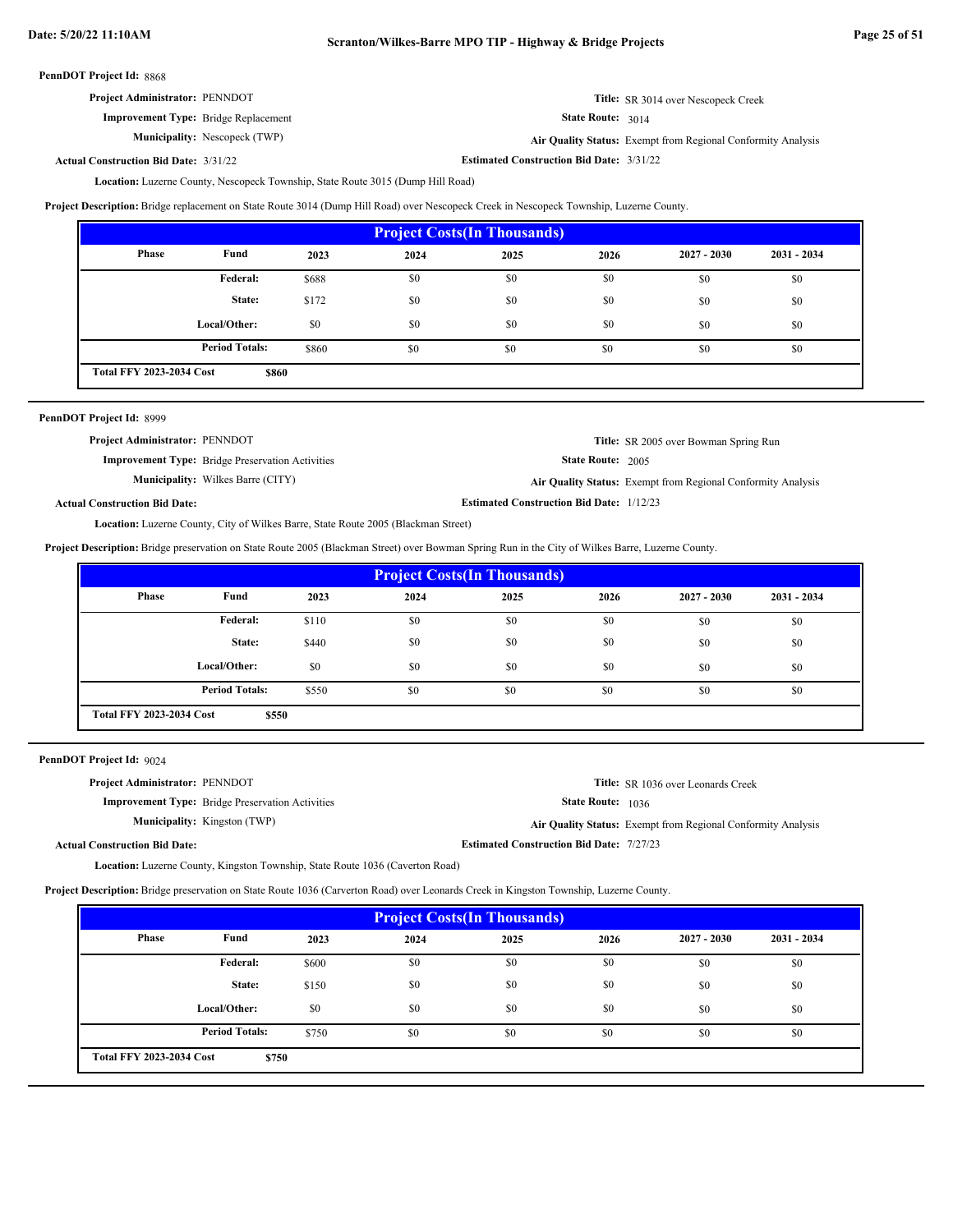**PennDOT Project Id:** 8868

**Project Administrator:** PENNDOT

**Title:** SR 3014 over Nescopeck Creek

**Improvement Type:** Bridge Replacement

**State Route:** 3014

**Municipality:** Nescopeck (TWP)

**Air Quality Status:** Exempt from Regional Conformity Analysis

**Actual Construction Bid Date:** 3/31/22

**Estimated Construction Bid Date:** 3/31/22

**Location:** Luzerne County, Nescopeck Township, State Route 3015 (Dump Hill Road)

**Project Description:** Bridge replacement on State Route 3014 (Dump Hill Road) over Nescopeck Creek in Nescopeck Township, Luzerne County.

| Project Costs(In Thousands) | | | | | | | |
|---|---|---|---|---|---|---|---|
| Phase | Fund | 2023 | 2024 | 2025 | 2026 | 2027 - 2030 | 2031 - 2034 |
| | Federal: | $688 | $0 | $0 | $0 | $0 | $0 |
| | State: | $172 | $0 | $0 | $0 | $0 | $0 |
| | Local/Other: | $0 | $0 | $0 | $0 | $0 | $0 |
| | Period Totals: | $860 | $0 | $0 | $0 | $0 | $0 |
| Total FFY 2023-2034 Cost | $860 | | | | | | |

**PennDOT Project Id:** 8999

**Project Administrator:** PENNDOT

**Title:** SR 2005 over Bowman Spring Run

**Improvement Type:** Bridge Preservation Activities

**State Route:** 2005

**Municipality:** Wilkes Barre (CITY)

**Air Quality Status:** Exempt from Regional Conformity Analysis

**Actual Construction Bid Date:**

**Estimated Construction Bid Date:** 1/12/23

**Location:** Luzerne County, City of Wilkes Barre, State Route 2005 (Blackman Street)

**Project Description:** Bridge preservation on State Route 2005 (Blackman Street) over Bowman Spring Run in the City of Wilkes Barre, Luzerne County.

| Project Costs(In Thousands) | | | | | | | |
|---|---|---|---|---|---|---|---|
| Phase | Fund | 2023 | 2024 | 2025 | 2026 | 2027 - 2030 | 2031 - 2034 |
| | Federal: | $110 | $0 | $0 | $0 | $0 | $0 |
| | State: | $440 | $0 | $0 | $0 | $0 | $0 |
| | Local/Other: | $0 | $0 | $0 | $0 | $0 | $0 |
| | Period Totals: | $550 | $0 | $0 | $0 | $0 | $0 |
| Total FFY 2023-2034 Cost | $550 | | | | | | |

**PennDOT Project Id:** 9024

**Project Administrator:** PENNDOT

**Title:** SR 1036 over Leonards Creek

**Improvement Type:** Bridge Preservation Activities

**State Route:** 1036

**Municipality:** Kingston (TWP)

**Air Quality Status:** Exempt from Regional Conformity Analysis

**Actual Construction Bid Date:**

**Estimated Construction Bid Date:** 7/27/23

**Location:** Luzerne County, Kingston Township, State Route 1036 (Caverton Road)

**Project Description:** Bridge preservation on State Route 1036 (Carverton Road) over Leonards Creek in Kingston Township, Luzerne County.

| Project Costs(In Thousands) | | | | | | | |
|---|---|---|---|---|---|---|---|
| Phase | Fund | 2023 | 2024 | 2025 | 2026 | 2027 - 2030 | 2031 - 2034 |
| | Federal: | $600 | $0 | $0 | $0 | $0 | $0 |
| | State: | $150 | $0 | $0 | $0 | $0 | $0 |
| | Local/Other: | $0 | $0 | $0 | $0 | $0 | $0 |
| | Period Totals: | $750 | $0 | $0 | $0 | $0 | $0 |
| Total FFY 2023-2034 Cost | $750 | | | | | | |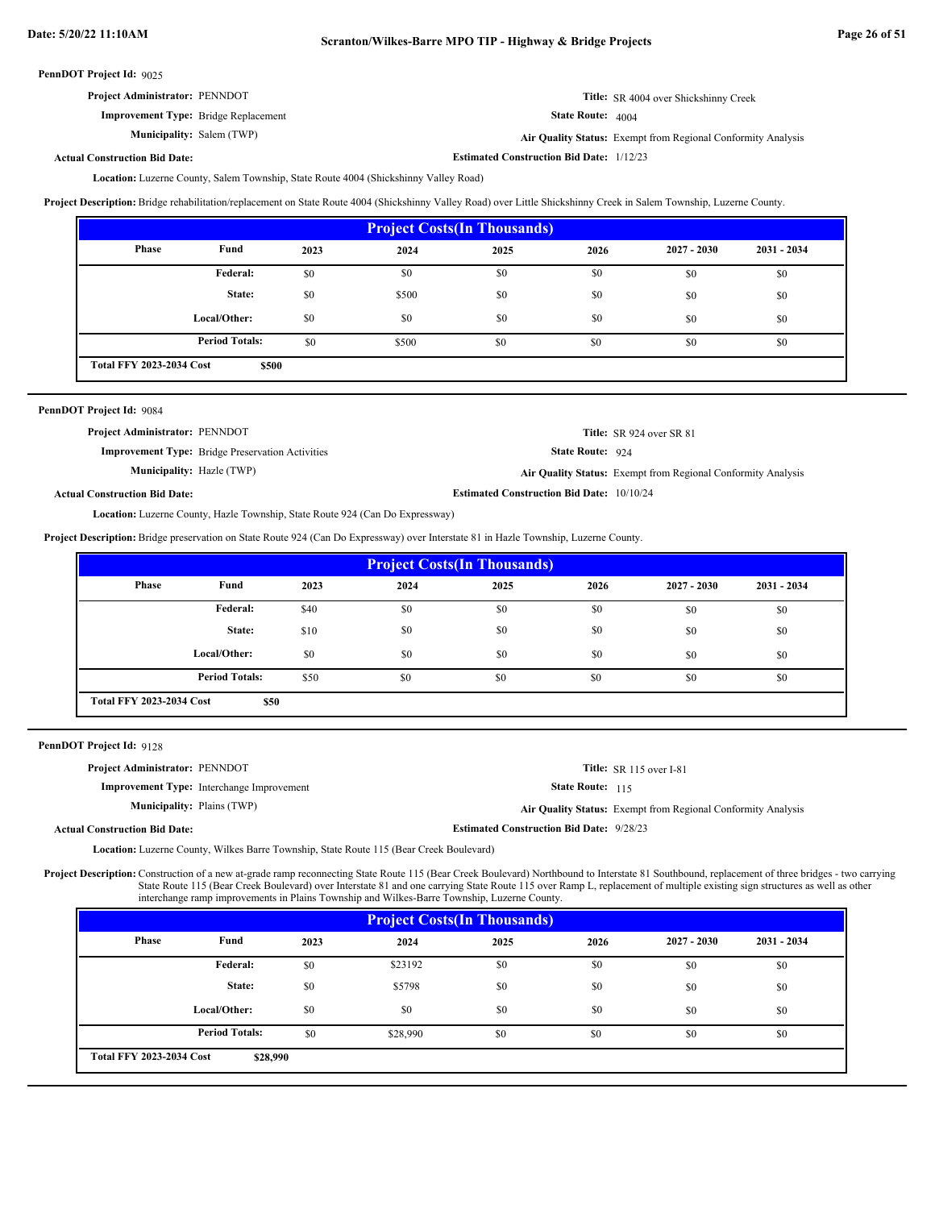**PennDOT Project Id:** 9025

**Project Administrator:** PENNDOT

**Title:** SR 4004 over Shickshinny Creek

**Improvement Type:** Bridge Replacement

**State Route:** 4004

**Municipality:** Salem (TWP)

**Air Quality Status:** Exempt from Regional Conformity Analysis

**Actual Construction Bid Date:**

**Estimated Construction Bid Date:** 1/12/23

**Location:** Luzerne County, Salem Township, State Route 4004 (Shickshinny Valley Road)

**Project Description:** Bridge rehabilitation/replacement on State Route 4004 (Shickshinny Valley Road) over Little Shickshinny Creek in Salem Township, Luzerne County.

| Project Costs(In Thousands) | | | | | | | |
|---|---|---|---|---|---|---|---|
| Phase | Fund | 2023 | 2024 | 2025 | 2026 | 2027 - 2030 | 2031 - 2034 |
| | Federal: | $0 | $0 | $0 | $0 | $0 | $0 |
| | State: | $0 | $500 | $0 | $0 | $0 | $0 |
| | Local/Other: | $0 | $0 | $0 | $0 | $0 | $0 |
| | Period Totals: | $0 | $500 | $0 | $0 | $0 | $0 |
| Total FFY 2023-2034 Cost | $500 | | | | | | |

---

**PennDOT Project Id:** 9084

**Project Administrator:** PENNDOT

**Title:** SR 924 over SR 81

**Improvement Type:** Bridge Preservation Activities

**State Route:** 924

**Municipality:** Hazle (TWP)

**Air Quality Status:** Exempt from Regional Conformity Analysis

**Actual Construction Bid Date:**

**Estimated Construction Bid Date:** 10/10/24

**Location:** Luzerne County, Hazle Township, State Route 924 (Can Do Expressway)

**Project Description:** Bridge preservation on State Route 924 (Can Do Expressway) over Interstate 81 in Hazle Township, Luzerne County.

| Project Costs(In Thousands) | | | | | | | |
|---|---|---|---|---|---|---|---|
| Phase | Fund | 2023 | 2024 | 2025 | 2026 | 2027 - 2030 | 2031 - 2034 |
| | Federal: | $40 | $0 | $0 | $0 | $0 | $0 |
| | State: | $10 | $0 | $0 | $0 | $0 | $0 |
| | Local/Other: | $0 | $0 | $0 | $0 | $0 | $0 |
| | Period Totals: | $50 | $0 | $0 | $0 | $0 | $0 |
| Total FFY 2023-2034 Cost | $50 | | | | | | |

---

**PennDOT Project Id:** 9128

**Project Administrator:** PENNDOT

**Title:** SR 115 over I-81

**Improvement Type:** Interchange Improvement

**State Route:** 115

**Municipality:** Plains (TWP)

**Air Quality Status:** Exempt from Regional Conformity Analysis

**Actual Construction Bid Date:**

**Estimated Construction Bid Date:** 9/28/23

**Location:** Luzerne County, Wilkes Barre Township, State Route 115 (Bear Creek Boulevard)

**Project Description:** Construction of a new at-grade ramp reconnecting State Route 115 (Bear Creek Boulevard) Northbound to Interstate 81 Southbound, replacement of three bridges - two carrying State Route 115 (Bear Creek Boulevard) over Interstate 81 and one carrying State Route 115 over Ramp L, replacement of multiple existing sign structures as well as other interchange ramp improvements in Plains Township and Wilkes-Barre Township, Luzerne County.

| Project Costs(In Thousands) | | | | | | | |
|---|---|---|---|---|---|---|---|
| Phase | Fund | 2023 | 2024 | 2025 | 2026 | 2027 - 2030 | 2031 - 2034 |
| | Federal: | $0 | $23192 | $0 | $0 | $0 | $0 |
| | State: | $0 | $5798 | $0 | $0 | $0 | $0 |
| | Local/Other: | $0 | $0 | $0 | $0 | $0 | $0 |
| | Period Totals: | $0 | $28,990 | $0 | $0 | $0 | $0 |
| Total FFY 2023-2034 Cost | $28,990 | | | | | | |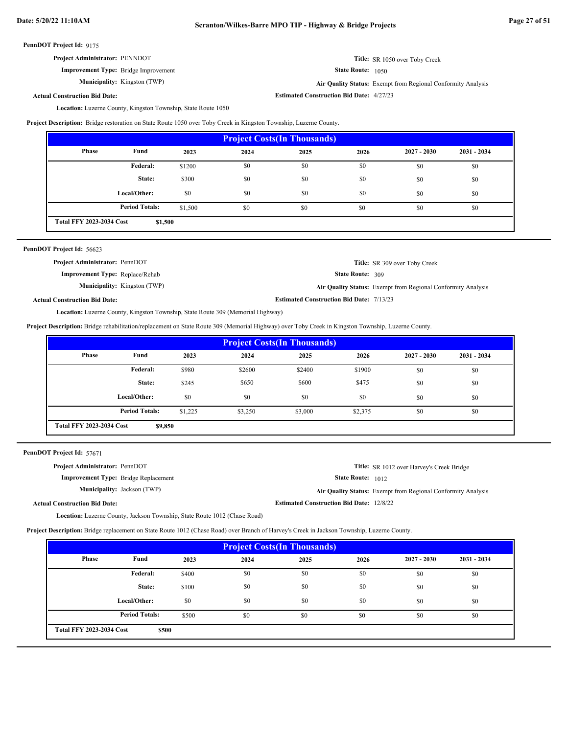**PennDOT Project Id:** 9175

**Project Administrator:** PENNDOT

**Improvement Type:** Bridge Improvement

**Municipality:** Kingston (TWP)

**Actual Construction Bid Date:**

**Title:** SR 1050 over Toby Creek

**State Route:** 1050

**Air Quality Status:** Exempt from Regional Conformity Analysis

**Estimated Construction Bid Date:** 4/27/23

**Location:** Luzerne County, Kingston Township, State Route 1050

**Project Description:** Bridge restoration on State Route 1050 over Toby Creek in Kingston Township, Luzerne County.

| Project Costs(In Thousands) | | | | | | | |
|---|---|---|---|---|---|---|---|
| Phase | Fund | 2023 | 2024 | 2025 | 2026 | 2027 - 2030 | 2031 - 2034 |
| | Federal: | $1200 | $0 | $0 | $0 | $0 | $0 |
| | State: | $300 | $0 | $0 | $0 | $0 | $0 |
| | Local/Other: | $0 | $0 | $0 | $0 | $0 | $0 |
| | Period Totals: | $1,500 | $0 | $0 | $0 | $0 | $0 |
| Total FFY 2023-2034 Cost | | $1,500 | | | | | |

**PennDOT Project Id:** 56623

**Project Administrator:** PennDOT

**Improvement Type:** Replace/Rehab

**Municipality:** Kingston (TWP)

**Actual Construction Bid Date:**

**Title:** SR 309 over Toby Creek

**State Route:** 309

**Air Quality Status:** Exempt from Regional Conformity Analysis

**Estimated Construction Bid Date:** 7/13/23

**Location:** Luzerne County, Kingston Township, State Route 309 (Memorial Highway)

**Project Description:** Bridge rehabilitation/replacement on State Route 309 (Memorial Highway) over Toby Creek in Kingston Township, Luzerne County.

| Project Costs(In Thousands) | | | | | | | |
|---|---|---|---|---|---|---|---|
| Phase | Fund | 2023 | 2024 | 2025 | 2026 | 2027 - 2030 | 2031 - 2034 |
| | Federal: | $980 | $2600 | $2400 | $1900 | $0 | $0 |
| | State: | $245 | $650 | $600 | $475 | $0 | $0 |
| | Local/Other: | $0 | $0 | $0 | $0 | $0 | $0 |
| | Period Totals: | $1,225 | $3,250 | $3,000 | $2,375 | $0 | $0 |
| Total FFY 2023-2034 Cost | | $9,850 | | | | | |

**PennDOT Project Id:** 57671

**Project Administrator:** PennDOT

**Improvement Type:** Bridge Replacement

**Municipality:** Jackson (TWP)

**Actual Construction Bid Date:**

**Title:** SR 1012 over Harvey's Creek Bridge

**State Route:** 1012

**Air Quality Status:** Exempt from Regional Conformity Analysis

**Estimated Construction Bid Date:** 12/8/22

**Location:** Luzerne County, Jackson Township, State Route 1012 (Chase Road)

**Project Description:** Bridge replacement on State Route 1012 (Chase Road) over Branch of Harvey's Creek in Jackson Township, Luzerne County.

| Project Costs(In Thousands) | | | | | | | |
|---|---|---|---|---|---|---|---|
| Phase | Fund | 2023 | 2024 | 2025 | 2026 | 2027 - 2030 | 2031 - 2034 |
| | Federal: | $400 | $0 | $0 | $0 | $0 | $0 |
| | State: | $100 | $0 | $0 | $0 | $0 | $0 |
| | Local/Other: | $0 | $0 | $0 | $0 | $0 | $0 |
| | Period Totals: | $500 | $0 | $0 | $0 | $0 | $0 |
| Total FFY 2023-2034 Cost | | $500 | | | | | |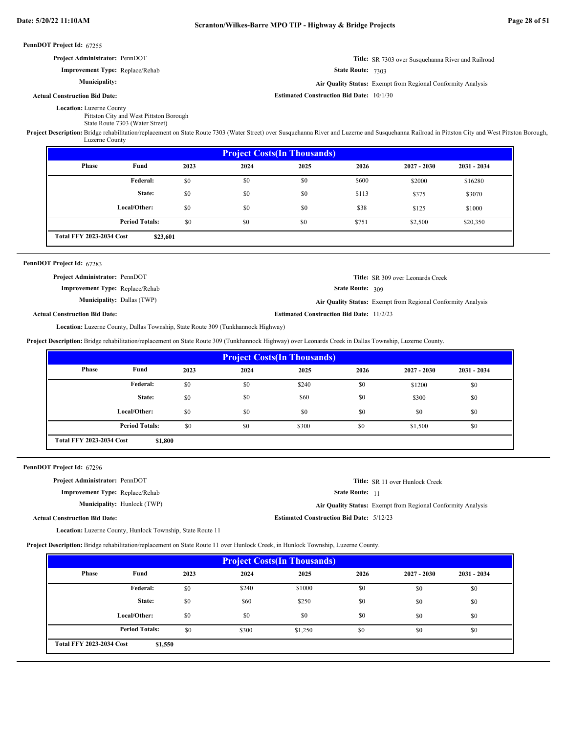**PennDOT Project Id:** 67255

**Project Administrator:** PennDOT

**Title:** SR 7303 over Susquehanna River and Railroad

**Improvement Type:** Replace/Rehab

**State Route:** 7303

**Municipality:**

**Air Quality Status:** Exempt from Regional Conformity Analysis

**Actual Construction Bid Date:**

**Estimated Construction Bid Date:** 10/1/30

**Location:** Luzerne County
Pittston City and West Pittston Borough
State Route 7303 (Water Street)

**Project Description:** Bridge rehabilitation/replacement on State Route 7303 (Water Street) over Susquehanna River and Luzerne and Susquehanna Railroad in Pittston City and West Pittston Borough, Luzerne County

| Project Costs(In Thousands) | | | | | | | |
|---|---|---|---|---|---|---|---|
| Phase | Fund | 2023 | 2024 | 2025 | 2026 | 2027 - 2030 | 2031 - 2034 |
| | Federal: | $0 | $0 | $0 | $600 | $2000 | $16280 |
| | State: | $0 | $0 | $0 | $113 | $375 | $3070 |
| | Local/Other: | $0 | $0 | $0 | $38 | $125 | $1000 |
| | Period Totals: | $0 | $0 | $0 | $751 | $2,500 | $20,350 |
| Total FFY 2023-2034 Cost | $23,601 | | | | | | |

---

**PennDOT Project Id:** 67283

**Project Administrator:** PennDOT

**Title:** SR 309 over Leonards Creek

**Improvement Type:** Replace/Rehab

**State Route:** 309

**Municipality:** Dallas (TWP)

**Air Quality Status:** Exempt from Regional Conformity Analysis

**Actual Construction Bid Date:**

**Estimated Construction Bid Date:** 11/2/23

**Location:** Luzerne County, Dallas Township, State Route 309 (Tunkhannock Highway)

**Project Description:** Bridge rehabilitation/replacement on State Route 309 (Tunkhannock Highway) over Leonards Creek in Dallas Township, Luzerne County.

| Project Costs(In Thousands) | | | | | | | |
|---|---|---|---|---|---|---|---|
| Phase | Fund | 2023 | 2024 | 2025 | 2026 | 2027 - 2030 | 2031 - 2034 |
| | Federal: | $0 | $0 | $240 | $0 | $1200 | $0 |
| | State: | $0 | $0 | $60 | $0 | $300 | $0 |
| | Local/Other: | $0 | $0 | $0 | $0 | $0 | $0 |
| | Period Totals: | $0 | $0 | $300 | $0 | $1,500 | $0 |
| Total FFY 2023-2034 Cost | $1,800 | | | | | | |

---

**PennDOT Project Id:** 67296

**Project Administrator:** PennDOT

**Title:** SR 11 over Hunlock Creek

**Improvement Type:** Replace/Rehab

**State Route:** 11

**Municipality:** Hunlock (TWP)

**Air Quality Status:** Exempt from Regional Conformity Analysis

**Actual Construction Bid Date:**

**Estimated Construction Bid Date:** 5/12/23

**Location:** Luzerne County, Hunlock Township, State Route 11

**Project Description:** Bridge rehabilitation/replacement on State Route 11 over Hunlock Creek, in Hunlock Township, Luzerne County.

| Project Costs(In Thousands) | | | | | | | |
|---|---|---|---|---|---|---|---|
| Phase | Fund | 2023 | 2024 | 2025 | 2026 | 2027 - 2030 | 2031 - 2034 |
| | Federal: | $0 | $240 | $1000 | $0 | $0 | $0 |
| | State: | $0 | $60 | $250 | $0 | $0 | $0 |
| | Local/Other: | $0 | $0 | $0 | $0 | $0 | $0 |
| | Period Totals: | $0 | $300 | $1,250 | $0 | $0 | $0 |
| Total FFY 2023-2034 Cost | $1,550 | | | | | | |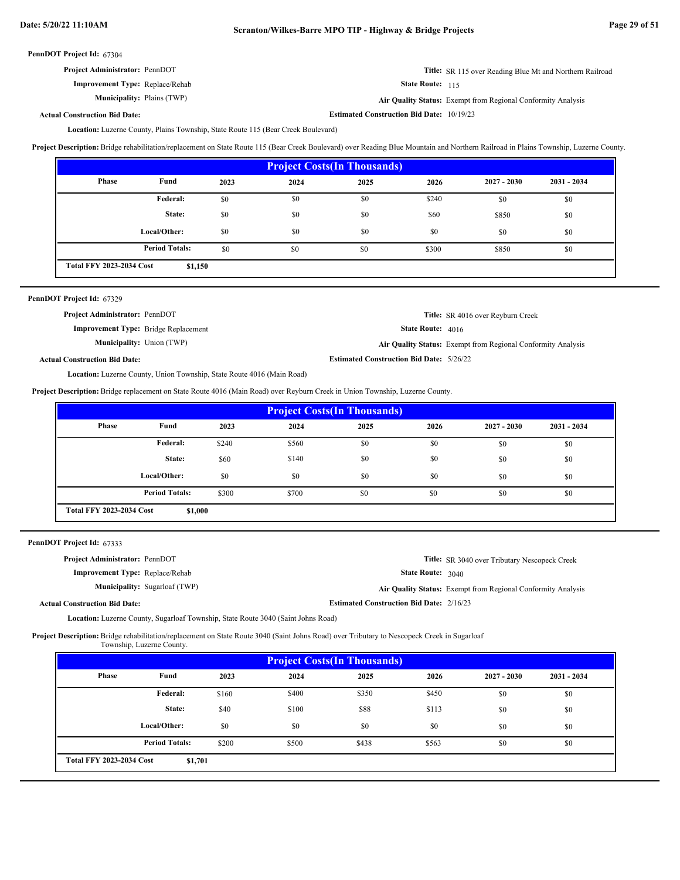**PennDOT Project Id:** 67304

**Project Administrator:** PennDOT

**Improvement Type:** Replace/Rehab

**Municipality:** Plains (TWP)

**Actual Construction Bid Date:**

**Title:** SR 115 over Reading Blue Mt and Northern Railroad

**State Route:** 115

**Air Quality Status:** Exempt from Regional Conformity Analysis

**Estimated Construction Bid Date:** 10/19/23

**Location:** Luzerne County, Plains Township, State Route 115 (Bear Creek Boulevard)

**Project Description:** Bridge rehabilitation/replacement on State Route 115 (Bear Creek Boulevard) over Reading Blue Mountain and Northern Railroad in Plains Township, Luzerne County.

**Project Costs(In Thousands)**

| Phase | Fund | 2023 | 2024 | 2025 | 2026 | 2027 - 2030 | 2031 - 2034 |
|---|---|---|---|---|---|---|---|
| | Federal: | $0 | $0 | $0 | $240 | $0 | $0 |
| | State: | $0 | $0 | $0 | $60 | $850 | $0 |
| | Local/Other: | $0 | $0 | $0 | $0 | $0 | $0 |
| | Period Totals: | $0 | $0 | $0 | $300 | $850 | $0 |

**Total FFY 2023-2034 Cost** $1,150

---

**PennDOT Project Id:** 67329

**Project Administrator:** PennDOT

**Improvement Type:** Bridge Replacement

**Municipality:** Union (TWP)

**Actual Construction Bid Date:**

**Title:** SR 4016 over Reyburn Creek

**State Route:** 4016

**Air Quality Status:** Exempt from Regional Conformity Analysis

**Estimated Construction Bid Date:** 5/26/22

**Location:** Luzerne County, Union Township, State Route 4016 (Main Road)

**Project Description:** Bridge replacement on State Route 4016 (Main Road) over Reyburn Creek in Union Township, Luzerne County.

**Project Costs(In Thousands)**

| Phase | Fund | 2023 | 2024 | 2025 | 2026 | 2027 - 2030 | 2031 - 2034 |
|---|---|---|---|---|---|---|---|
| | Federal: | $240 | $560 | $0 | $0 | $0 | $0 |
| | State: | $60 | $140 | $0 | $0 | $0 | $0 |
| | Local/Other: | $0 | $0 | $0 | $0 | $0 | $0 |
| | Period Totals: | $300 | $700 | $0 | $0 | $0 | $0 |

**Total FFY 2023-2034 Cost** $1,000

---

**PennDOT Project Id:** 67333

**Project Administrator:** PennDOT

**Improvement Type:** Replace/Rehab

**Municipality:** Sugarloaf (TWP)

**Actual Construction Bid Date:**

**Title:** SR 3040 over Tributary Nescopeck Creek

**State Route:** 3040

**Air Quality Status:** Exempt from Regional Conformity Analysis

**Estimated Construction Bid Date:** 2/16/23

**Location:** Luzerne County, Sugarloaf Township, State Route 3040 (Saint Johns Road)

**Project Description:** Bridge rehabilitation/replacement on State Route 3040 (Saint Johns Road) over Tributary to Nescopeck Creek in Sugarloaf Township, Luzerne County.

**Project Costs(In Thousands)**

| Phase | Fund | 2023 | 2024 | 2025 | 2026 | 2027 - 2030 | 2031 - 2034 |
|---|---|---|---|---|---|---|---|
| | Federal: | $160 | $400 | $350 | $450 | $0 | $0 |
| | State: | $40 | $100 | $88 | $113 | $0 | $0 |
| | Local/Other: | $0 | $0 | $0 | $0 | $0 | $0 |
| | Period Totals: | $200 | $500 | $438 | $563 | $0 | $0 |

**Total FFY 2023-2034 Cost** $1,701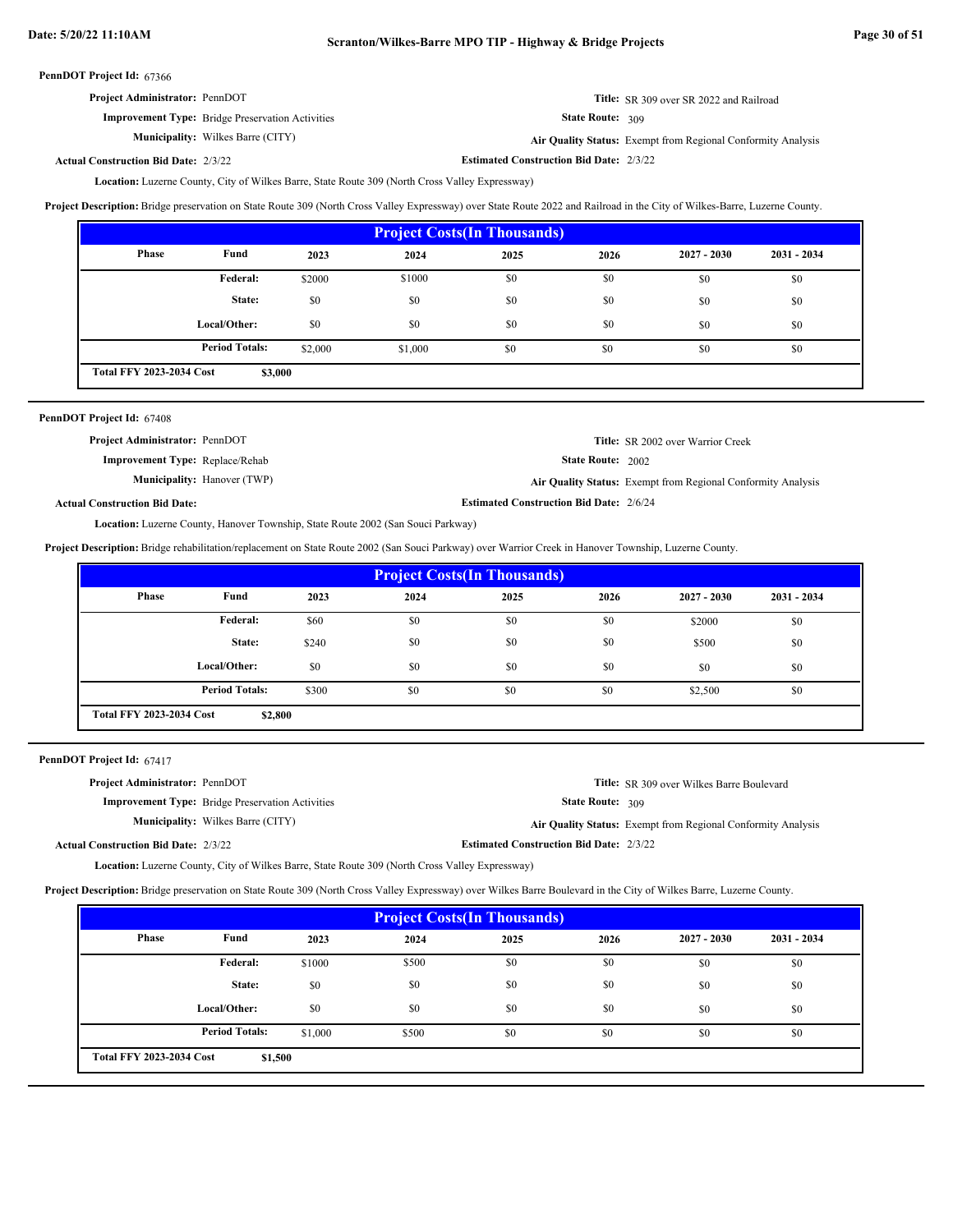**PennDOT Project Id:** 67366

**Project Administrator:** PennDOT

**Title:** SR 309 over SR 2022 and Railroad

**Improvement Type:** Bridge Preservation Activities

**State Route:** 309

**Municipality:** Wilkes Barre (CITY)

**Air Quality Status:** Exempt from Regional Conformity Analysis

**Actual Construction Bid Date:** 2/3/22

**Estimated Construction Bid Date:** 2/3/22

**Location:** Luzerne County, City of Wilkes Barre, State Route 309 (North Cross Valley Expressway)

**Project Description:** Bridge preservation on State Route 309 (North Cross Valley Expressway) over State Route 2022 and Railroad in the City of Wilkes-Barre, Luzerne County.

| Project Costs(In Thousands) | | | | | | | |
|---|---|---|---|---|---|---|---|
| Phase | Fund | 2023 | 2024 | 2025 | 2026 | 2027 - 2030 | 2031 - 2034 |
| | Federal: | $2000 | $1000 | $0 | $0 | $0 | $0 |
| | State: | $0 | $0 | $0 | $0 | $0 | $0 |
| | Local/Other: | $0 | $0 | $0 | $0 | $0 | $0 |
| | Period Totals: | $2,000 | $1,000 | $0 | $0 | $0 | $0 |
| Total FFY 2023-2034 Cost | $3,000 | | | | | | |

---

**PennDOT Project Id:** 67408

**Project Administrator:** PennDOT

**Title:** SR 2002 over Warrior Creek

**Improvement Type:** Replace/Rehab

**State Route:** 2002

**Municipality:** Hanover (TWP)

**Air Quality Status:** Exempt from Regional Conformity Analysis

**Actual Construction Bid Date:**

**Estimated Construction Bid Date:** 2/6/24

**Location:** Luzerne County, Hanover Township, State Route 2002 (San Souci Parkway)

**Project Description:** Bridge rehabilitation/replacement on State Route 2002 (San Souci Parkway) over Warrior Creek in Hanover Township, Luzerne County.

| Project Costs(In Thousands) | | | | | | | |
|---|---|---|---|---|---|---|---|
| Phase | Fund | 2023 | 2024 | 2025 | 2026 | 2027 - 2030 | 2031 - 2034 |
| | Federal: | $60 | $0 | $0 | $0 | $2000 | $0 |
| | State: | $240 | $0 | $0 | $0 | $500 | $0 |
| | Local/Other: | $0 | $0 | $0 | $0 | $0 | $0 |
| | Period Totals: | $300 | $0 | $0 | $0 | $2,500 | $0 |
| Total FFY 2023-2034 Cost | $2,800 | | | | | | |

---

**PennDOT Project Id:** 67417

**Project Administrator:** PennDOT

**Title:** SR 309 over Wilkes Barre Boulevard

**Improvement Type:** Bridge Preservation Activities

**State Route:** 309

**Municipality:** Wilkes Barre (CITY)

**Air Quality Status:** Exempt from Regional Conformity Analysis

**Actual Construction Bid Date:** 2/3/22

**Estimated Construction Bid Date:** 2/3/22

**Location:** Luzerne County, City of Wilkes Barre, State Route 309 (North Cross Valley Expressway)

**Project Description:** Bridge preservation on State Route 309 (North Cross Valley Expressway) over Wilkes Barre Boulevard in the City of Wilkes Barre, Luzerne County.

| Project Costs(In Thousands) | | | | | | | |
|---|---|---|---|---|---|---|---|
| Phase | Fund | 2023 | 2024 | 2025 | 2026 | 2027 - 2030 | 2031 - 2034 |
| | Federal: | $1000 | $500 | $0 | $0 | $0 | $0 |
| | State: | $0 | $0 | $0 | $0 | $0 | $0 |
| | Local/Other: | $0 | $0 | $0 | $0 | $0 | $0 |
| | Period Totals: | $1,000 | $500 | $0 | $0 | $0 | $0 |
| Total FFY 2023-2034 Cost | $1,500 | | | | | | |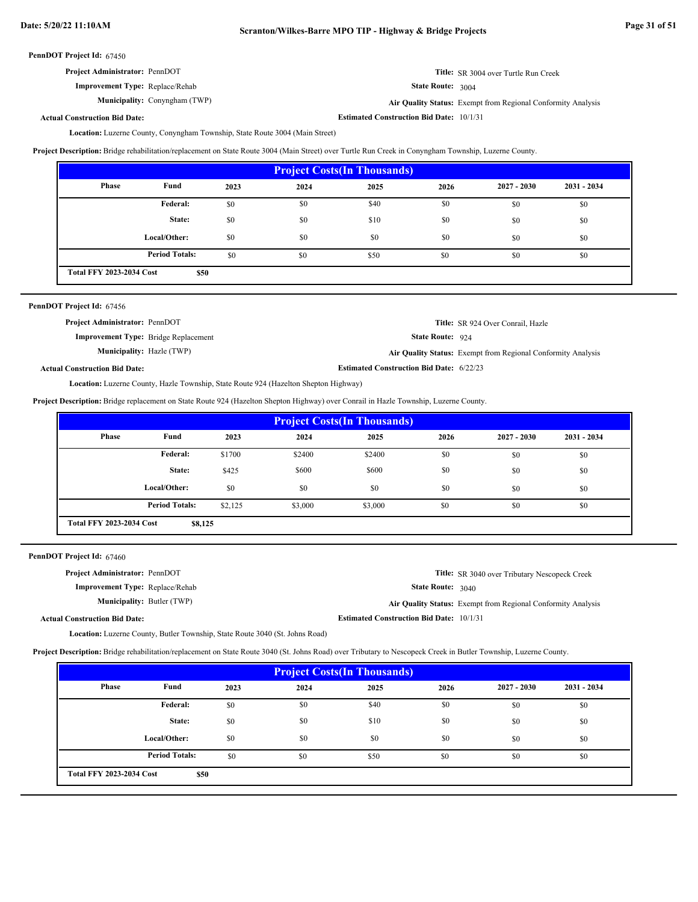**PennDOT Project Id:** 67450

**Project Administrator:** PennDOT

**Improvement Type:** Replace/Rehab

**Municipality:** Conyngham (TWP)

**Actual Construction Bid Date:**

**Title:** SR 3004 over Turtle Run Creek

**State Route:** 3004

**Air Quality Status:** Exempt from Regional Conformity Analysis

**Estimated Construction Bid Date:** 10/1/31

**Location:** Luzerne County, Conyngham Township, State Route 3004 (Main Street)

**Project Description:** Bridge rehabilitation/replacement on State Route 3004 (Main Street) over Turtle Run Creek in Conyngham Township, Luzerne County.

| Project Costs(In Thousands) | | | | | | | |
|---|---|---|---|---|---|---|---|
| Phase | Fund | 2023 | 2024 | 2025 | 2026 | 2027 - 2030 | 2031 - 2034 |
| | Federal: | $0 | $0 | $40 | $0 | $0 | $0 |
| | State: | $0 | $0 | $10 | $0 | $0 | $0 |
| | Local/Other: | $0 | $0 | $0 | $0 | $0 | $0 |
| | Period Totals: | $0 | $0 | $50 | $0 | $0 | $0 |
| Total FFY 2023-2034 Cost | $50 | | | | | | |

---

**PennDOT Project Id:** 67456

**Project Administrator:** PennDOT

**Improvement Type:** Bridge Replacement

**Municipality:** Hazle (TWP)

**Actual Construction Bid Date:**

**Title:** SR 924 Over Conrail, Hazle

**State Route:** 924

**Air Quality Status:** Exempt from Regional Conformity Analysis

**Estimated Construction Bid Date:** 6/22/23

**Location:** Luzerne County, Hazle Township, State Route 924 (Hazelton Shepton Highway)

**Project Description:** Bridge replacement on State Route 924 (Hazelton Shepton Highway) over Conrail in Hazle Township, Luzerne County.

| Project Costs(In Thousands) | | | | | | | |
|---|---|---|---|---|---|---|---|
| Phase | Fund | 2023 | 2024 | 2025 | 2026 | 2027 - 2030 | 2031 - 2034 |
| | Federal: | $1700 | $2400 | $2400 | $0 | $0 | $0 |
| | State: | $425 | $600 | $600 | $0 | $0 | $0 |
| | Local/Other: | $0 | $0 | $0 | $0 | $0 | $0 |
| | Period Totals: | $2,125 | $3,000 | $3,000 | $0 | $0 | $0 |
| Total FFY 2023-2034 Cost | $8,125 | | | | | | |

---

**PennDOT Project Id:** 67460

**Project Administrator:** PennDOT

**Improvement Type:** Replace/Rehab

**Municipality:** Butler (TWP)

**Actual Construction Bid Date:**

**Title:** SR 3040 over Tributary Nescopeck Creek

**State Route:** 3040

**Air Quality Status:** Exempt from Regional Conformity Analysis

**Estimated Construction Bid Date:** 10/1/31

**Location:** Luzerne County, Butler Township, State Route 3040 (St. Johns Road)

**Project Description:** Bridge rehabilitation/replacement on State Route 3040 (St. Johns Road) over Tributary to Nescopeck Creek in Butler Township, Luzerne County.

| Project Costs(In Thousands) | | | | | | | |
|---|---|---|---|---|---|---|---|
| Phase | Fund | 2023 | 2024 | 2025 | 2026 | 2027 - 2030 | 2031 - 2034 |
| | Federal: | $0 | $0 | $40 | $0 | $0 | $0 |
| | State: | $0 | $0 | $10 | $0 | $0 | $0 |
| | Local/Other: | $0 | $0 | $0 | $0 | $0 | $0 |
| | Period Totals: | $0 | $0 | $50 | $0 | $0 | $0 |
| Total FFY 2023-2034 Cost | $50 | | | | | | |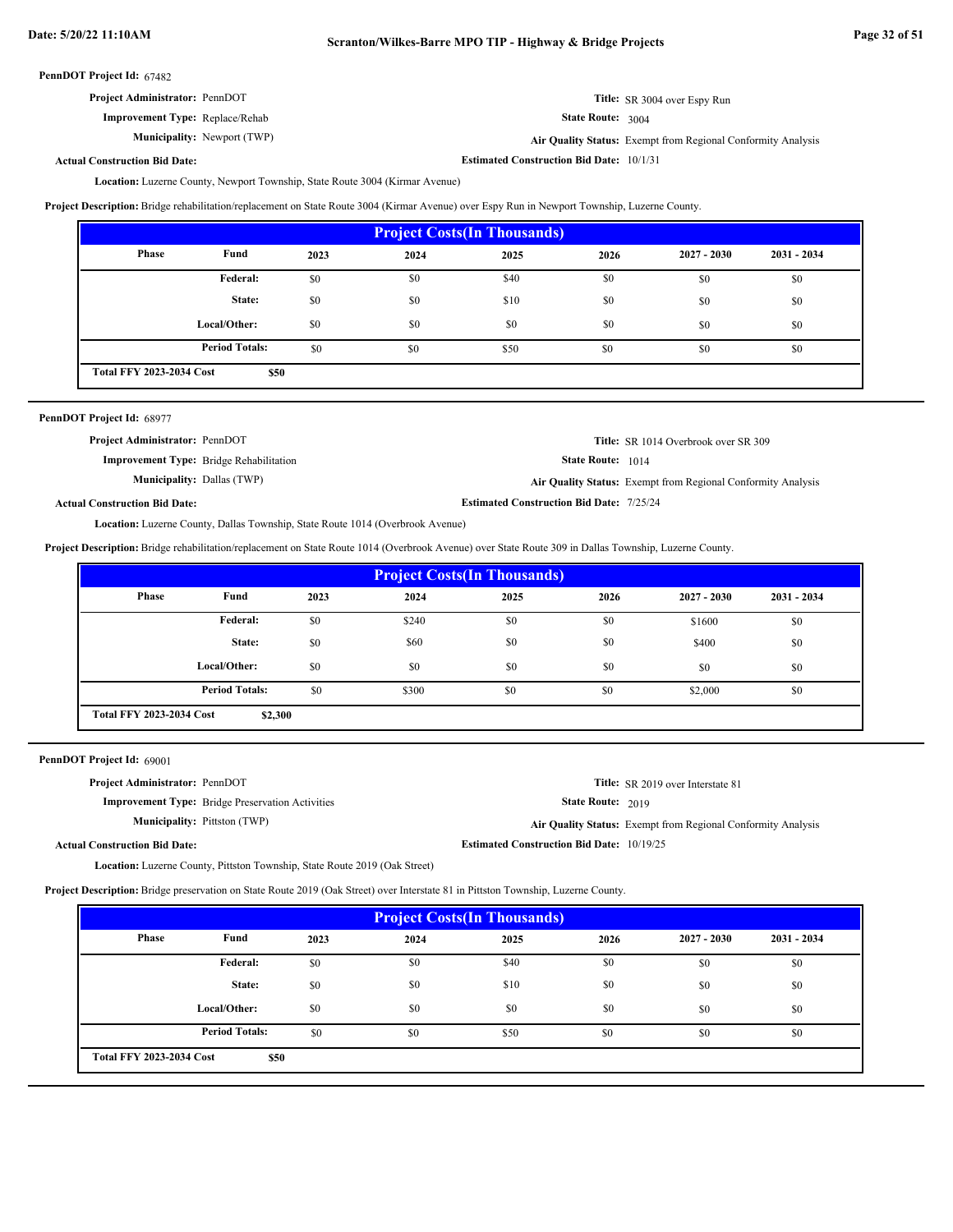**PennDOT Project Id:** 67482

**Project Administrator:** PennDOT

**Title:** SR 3004 over Espy Run

**Improvement Type:** Replace/Rehab

**State Route:** 3004

**Municipality:** Newport (TWP)

**Air Quality Status:** Exempt from Regional Conformity Analysis

**Actual Construction Bid Date:**

**Estimated Construction Bid Date:** 10/1/31

**Location:** Luzerne County, Newport Township, State Route 3004 (Kirmar Avenue)

**Project Description:** Bridge rehabilitation/replacement on State Route 3004 (Kirmar Avenue) over Espy Run in Newport Township, Luzerne County.

**Project Costs(In Thousands)**

| Phase | Fund | 2023 | 2024 | 2025 | 2026 | 2027 - 2030 | 2031 - 2034 |
|---|---|---|---|---|---|---|---|
| | **Federal:** | $0 | $0 | $40 | $0 | $0 | $0 |
| | **State:** | $0 | $0 | $10 | $0 | $0 | $0 |
| | **Local/Other:** | $0 | $0 | $0 | $0 | $0 | $0 |
| | **Period Totals:** | $0 | $0 | $50 | $0 | $0 | $0 |

**Total FFY 2023-2034 Cost** **$50**

---

**PennDOT Project Id:** 68977

**Project Administrator:** PennDOT

**Title:** SR 1014 Overbrook over SR 309

**Improvement Type:** Bridge Rehabilitation

**State Route:** 1014

**Municipality:** Dallas (TWP)

**Air Quality Status:** Exempt from Regional Conformity Analysis

**Actual Construction Bid Date:**

**Estimated Construction Bid Date:** 7/25/24

**Location:** Luzerne County, Dallas Township, State Route 1014 (Overbrook Avenue)

**Project Description:** Bridge rehabilitation/replacement on State Route 1014 (Overbrook Avenue) over State Route 309 in Dallas Township, Luzerne County.

**Project Costs(In Thousands)**

| Phase | Fund | 2023 | 2024 | 2025 | 2026 | 2027 - 2030 | 2031 - 2034 |
|---|---|---|---|---|---|---|---|
| | **Federal:** | $0 | $240 | $0 | $0 | $1600 | $0 |
| | **State:** | $0 | $60 | $0 | $0 | $400 | $0 |
| | **Local/Other:** | $0 | $0 | $0 | $0 | $0 | $0 |
| | **Period Totals:** | $0 | $300 | $0 | $0 | $2,000 | $0 |

**Total FFY 2023-2034 Cost** **$2,300**

---

**PennDOT Project Id:** 69001

**Project Administrator:** PennDOT

**Title:** SR 2019 over Interstate 81

**Improvement Type:** Bridge Preservation Activities

**State Route:** 2019

**Municipality:** Pittston (TWP)

**Air Quality Status:** Exempt from Regional Conformity Analysis

**Actual Construction Bid Date:**

**Estimated Construction Bid Date:** 10/19/25

**Location:** Luzerne County, Pittston Township, State Route 2019 (Oak Street)

**Project Description:** Bridge preservation on State Route 2019 (Oak Street) over Interstate 81 in Pittston Township, Luzerne County.

**Project Costs(In Thousands)**

| Phase | Fund | 2023 | 2024 | 2025 | 2026 | 2027 - 2030 | 2031 - 2034 |
|---|---|---|---|---|---|---|---|
| | **Federal:** | $0 | $0 | $40 | $0 | $0 | $0 |
| | **State:** | $0 | $0 | $10 | $0 | $0 | $0 |
| | **Local/Other:** | $0 | $0 | $0 | $0 | $0 | $0 |
| | **Period Totals:** | $0 | $0 | $50 | $0 | $0 | $0 |

**Total FFY 2023-2034 Cost** **$50**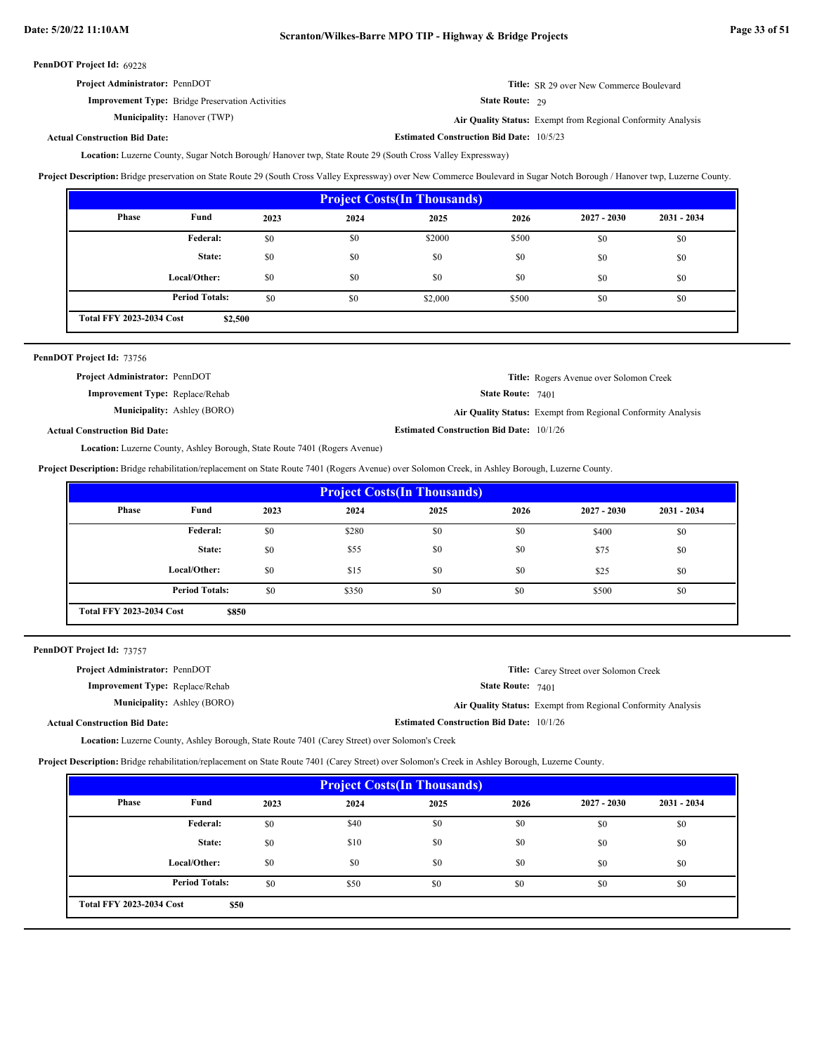**PennDOT Project Id:** 69228

**Project Administrator:** PennDOT

**Improvement Type:** Bridge Preservation Activities

**Municipality:** Hanover (TWP)

**Actual Construction Bid Date:**

**Title:** SR 29 over New Commerce Boulevard

**State Route:** 29

**Air Quality Status:** Exempt from Regional Conformity Analysis

**Estimated Construction Bid Date:** 10/5/23

**Location:** Luzerne County, Sugar Notch Borough/ Hanover twp, State Route 29 (South Cross Valley Expressway)

**Project Description:** Bridge preservation on State Route 29 (South Cross Valley Expressway) over New Commerce Boulevard in Sugar Notch Borough / Hanover twp, Luzerne County.

**Project Costs(In Thousands)**

| Phase | Fund | 2023 | 2024 | 2025 | 2026 | 2027 - 2030 | 2031 - 2034 |
|---|---|---|---|---|---|---|---|
| | Federal: | $0 | $0 | $2000 | $500 | $0 | $0 |
| | State: | $0 | $0 | $0 | $0 | $0 | $0 |
| | Local/Other: | $0 | $0 | $0 | $0 | $0 | $0 |
| | Period Totals: | $0 | $0 | $2,000 | $500 | $0 | $0 |
| Total FFY 2023-2034 Cost | $2,500 | | | | | | |

---

**PennDOT Project Id:** 73756

**Project Administrator:** PennDOT

**Improvement Type:** Replace/Rehab

**Municipality:** Ashley (BORO)

**Actual Construction Bid Date:**

**Title:** Rogers Avenue over Solomon Creek

**State Route:** 7401

**Air Quality Status:** Exempt from Regional Conformity Analysis

**Estimated Construction Bid Date:** 10/1/26

**Location:** Luzerne County, Ashley Borough, State Route 7401 (Rogers Avenue)

**Project Description:** Bridge rehabilitation/replacement on State Route 7401 (Rogers Avenue) over Solomon Creek, in Ashley Borough, Luzerne County.

**Project Costs(In Thousands)**

| Phase | Fund | 2023 | 2024 | 2025 | 2026 | 2027 - 2030 | 2031 - 2034 |
|---|---|---|---|---|---|---|---|
| | Federal: | $0 | $280 | $0 | $0 | $400 | $0 |
| | State: | $0 | $55 | $0 | $0 | $75 | $0 |
| | Local/Other: | $0 | $15 | $0 | $0 | $25 | $0 |
| | Period Totals: | $0 | $350 | $0 | $0 | $500 | $0 |
| Total FFY 2023-2034 Cost | $850 | | | | | | |

---

**PennDOT Project Id:** 73757

**Project Administrator:** PennDOT

**Improvement Type:** Replace/Rehab

**Municipality:** Ashley (BORO)

**Actual Construction Bid Date:**

**Title:** Carey Street over Solomon Creek

**State Route:** 7401

**Air Quality Status:** Exempt from Regional Conformity Analysis

**Estimated Construction Bid Date:** 10/1/26

**Location:** Luzerne County, Ashley Borough, State Route 7401 (Carey Street) over Solomon's Creek

**Project Description:** Bridge rehabilitation/replacement on State Route 7401 (Carey Street) over Solomon's Creek in Ashley Borough, Luzerne County.

**Project Costs(In Thousands)**

| Phase | Fund | 2023 | 2024 | 2025 | 2026 | 2027 - 2030 | 2031 - 2034 |
|---|---|---|---|---|---|---|---|
| | Federal: | $0 | $40 | $0 | $0 | $0 | $0 |
| | State: | $0 | $10 | $0 | $0 | $0 | $0 |
| | Local/Other: | $0 | $0 | $0 | $0 | $0 | $0 |
| | Period Totals: | $0 | $50 | $0 | $0 | $0 | $0 |
| Total FFY 2023-2034 Cost | $50 | | | | | | |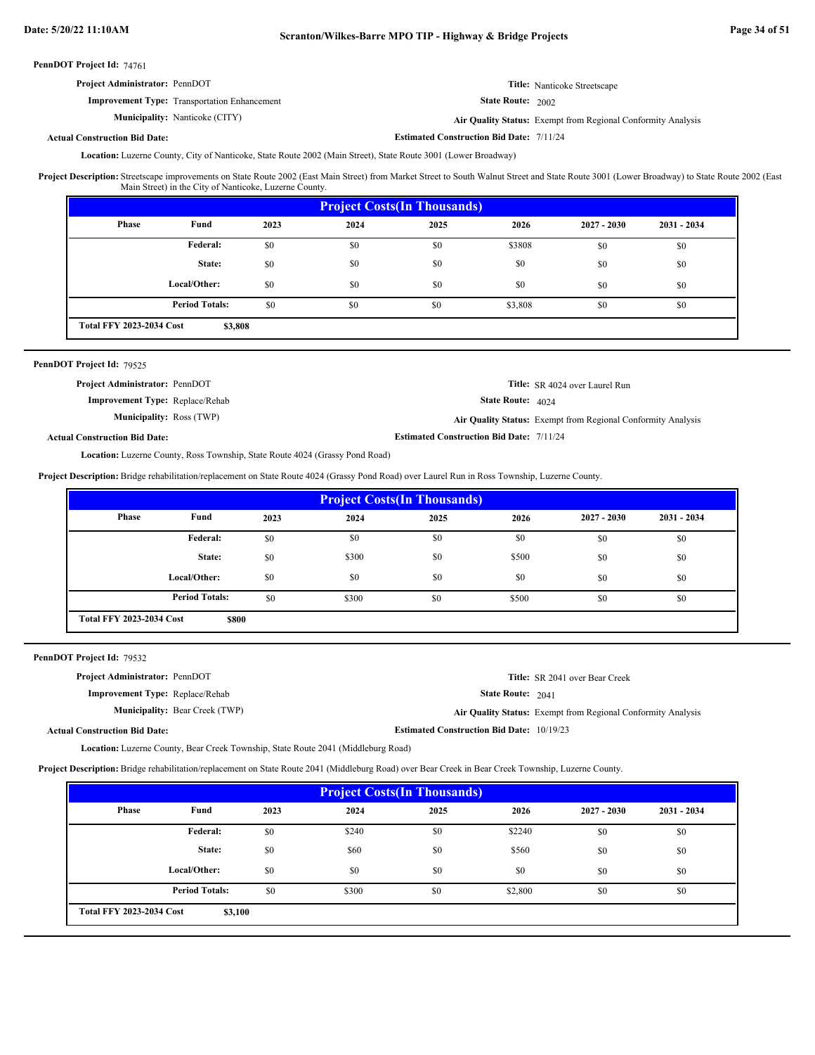**PennDOT Project Id:** 74761

**Project Administrator:** PennDOT

**Title:** Nanticoke Streetscape

**Improvement Type:** Transportation Enhancement

**State Route:** 2002

**Municipality:** Nanticoke (CITY)

**Air Quality Status:** Exempt from Regional Conformity Analysis

**Actual Construction Bid Date:**

**Estimated Construction Bid Date:** 7/11/24

**Location:** Luzerne County, City of Nanticoke, State Route 2002 (Main Street), State Route 3001 (Lower Broadway)

**Project Description:** Streetscape improvements on State Route 2002 (East Main Street) from Market Street to South Walnut Street and State Route 3001 (Lower Broadway) to State Route 2002 (East Main Street) in the City of Nanticoke, Luzerne County.

**Project Costs(In Thousands)**

| Phase | Fund | 2023 | 2024 | 2025 | 2026 | 2027 - 2030 | 2031 - 2034 |
|---|---|---|---|---|---|---|---|
| | Federal: | $0 | $0 | $0 | $3808 | $0 | $0 |
| | State: | $0 | $0 | $0 | $0 | $0 | $0 |
| | Local/Other: | $0 | $0 | $0 | $0 | $0 | $0 |
| | Period Totals: | $0 | $0 | $0 | $3,808 | $0 | $0 |

**Total FFY 2023-2034 Cost** $3,808

---

**PennDOT Project Id:** 79525

**Project Administrator:** PennDOT

**Title:** SR 4024 over Laurel Run

**Improvement Type:** Replace/Rehab

**State Route:** 4024

**Municipality:** Ross (TWP)

**Air Quality Status:** Exempt from Regional Conformity Analysis

**Actual Construction Bid Date:**

**Estimated Construction Bid Date:** 7/11/24

**Location:** Luzerne County, Ross Township, State Route 4024 (Grassy Pond Road)

**Project Description:** Bridge rehabilitation/replacement on State Route 4024 (Grassy Pond Road) over Laurel Run in Ross Township, Luzerne County.

**Project Costs(In Thousands)**

| Phase | Fund | 2023 | 2024 | 2025 | 2026 | 2027 - 2030 | 2031 - 2034 |
|---|---|---|---|---|---|---|---|
| | Federal: | $0 | $0 | $0 | $0 | $0 | $0 |
| | State: | $0 | $300 | $0 | $500 | $0 | $0 |
| | Local/Other: | $0 | $0 | $0 | $0 | $0 | $0 |
| | Period Totals: | $0 | $300 | $0 | $500 | $0 | $0 |

**Total FFY 2023-2034 Cost** $800

---

**PennDOT Project Id:** 79532

**Project Administrator:** PennDOT

**Title:** SR 2041 over Bear Creek

**Improvement Type:** Replace/Rehab

**State Route:** 2041

**Municipality:** Bear Creek (TWP)

**Air Quality Status:** Exempt from Regional Conformity Analysis

**Actual Construction Bid Date:**

**Estimated Construction Bid Date:** 10/19/23

**Location:** Luzerne County, Bear Creek Township, State Route 2041 (Middleburg Road)

**Project Description:** Bridge rehabilitation/replacement on State Route 2041 (Middleburg Road) over Bear Creek in Bear Creek Township, Luzerne County.

**Project Costs(In Thousands)**

| Phase | Fund | 2023 | 2024 | 2025 | 2026 | 2027 - 2030 | 2031 - 2034 |
|---|---|---|---|---|---|---|---|
| | Federal: | $0 | $240 | $0 | $2240 | $0 | $0 |
| | State: | $0 | $60 | $0 | $560 | $0 | $0 |
| | Local/Other: | $0 | $0 | $0 | $0 | $0 | $0 |
| | Period Totals: | $0 | $300 | $0 | $2,800 | $0 | $0 |

**Total FFY 2023-2034 Cost** $3,100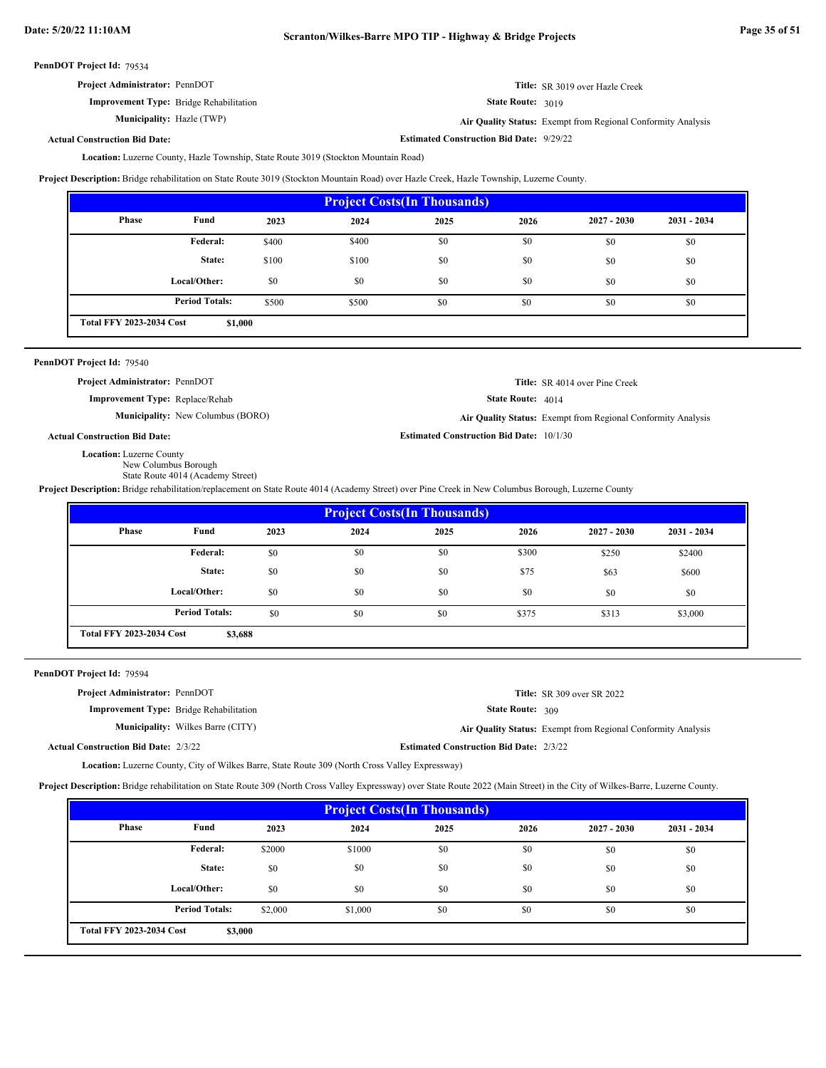**PennDOT Project Id:** 79534

**Project Administrator:** PennDOT

**Title:** SR 3019 over Hazle Creek

**Improvement Type:** Bridge Rehabilitation

**State Route:** 3019

**Municipality:** Hazle (TWP)

**Air Quality Status:** Exempt from Regional Conformity Analysis

**Actual Construction Bid Date:**

**Estimated Construction Bid Date:** 9/29/22

**Location:** Luzerne County, Hazle Township, State Route 3019 (Stockton Mountain Road)

**Project Description:** Bridge rehabilitation on State Route 3019 (Stockton Mountain Road) over Hazle Creek, Hazle Township, Luzerne County.

| Project Costs(In Thousands) | | | | | | | |
|---|---|---|---|---|---|---|---|
| Phase | Fund | 2023 | 2024 | 2025 | 2026 | 2027 - 2030 | 2031 - 2034 |
| | Federal: | $400 | $400 | $0 | $0 | $0 | $0 |
| | State: | $100 | $100 | $0 | $0 | $0 | $0 |
| | Local/Other: | $0 | $0 | $0 | $0 | $0 | $0 |
| | Period Totals: | $500 | $500 | $0 | $0 | $0 | $0 |
| Total FFY 2023-2034 Cost | $1,000 | | | | | | |

---

**PennDOT Project Id:** 79540

**Project Administrator:** PennDOT

**Title:** SR 4014 over Pine Creek

**Improvement Type:** Replace/Rehab

**State Route:** 4014

**Municipality:** New Columbus (BORO)

**Air Quality Status:** Exempt from Regional Conformity Analysis

**Actual Construction Bid Date:**

**Estimated Construction Bid Date:** 10/1/30

**Location:** Luzerne County
New Columbus Borough
State Route 4014 (Academy Street)

**Project Description:** Bridge rehabilitation/replacement on State Route 4014 (Academy Street) over Pine Creek in New Columbus Borough, Luzerne County

| Project Costs(In Thousands) | | | | | | | |
|---|---|---|---|---|---|---|---|
| Phase | Fund | 2023 | 2024 | 2025 | 2026 | 2027 - 2030 | 2031 - 2034 |
| | Federal: | $0 | $0 | $0 | $300 | $250 | $2400 |
| | State: | $0 | $0 | $0 | $75 | $63 | $600 |
| | Local/Other: | $0 | $0 | $0 | $0 | $0 | $0 |
| | Period Totals: | $0 | $0 | $0 | $375 | $313 | $3,000 |
| Total FFY 2023-2034 Cost | $3,688 | | | | | | |

---

**PennDOT Project Id:** 79594

**Project Administrator:** PennDOT

**Title:** SR 309 over SR 2022

**Improvement Type:** Bridge Rehabilitation

**State Route:** 309

**Municipality:** Wilkes Barre (CITY)

**Air Quality Status:** Exempt from Regional Conformity Analysis

**Actual Construction Bid Date:** 2/3/22

**Estimated Construction Bid Date:** 2/3/22

**Location:** Luzerne County, City of Wilkes Barre, State Route 309 (North Cross Valley Expressway)

**Project Description:** Bridge rehabilitation on State Route 309 (North Cross Valley Expressway) over State Route 2022 (Main Street) in the City of Wilkes-Barre, Luzerne County.

| Project Costs(In Thousands) | | | | | | | |
|---|---|---|---|---|---|---|---|
| Phase | Fund | 2023 | 2024 | 2025 | 2026 | 2027 - 2030 | 2031 - 2034 |
| | Federal: | $2000 | $1000 | $0 | $0 | $0 | $0 |
| | State: | $0 | $0 | $0 | $0 | $0 | $0 |
| | Local/Other: | $0 | $0 | $0 | $0 | $0 | $0 |
| | Period Totals: | $2,000 | $1,000 | $0 | $0 | $0 | $0 |
| Total FFY 2023-2034 Cost | $3,000 | | | | | | |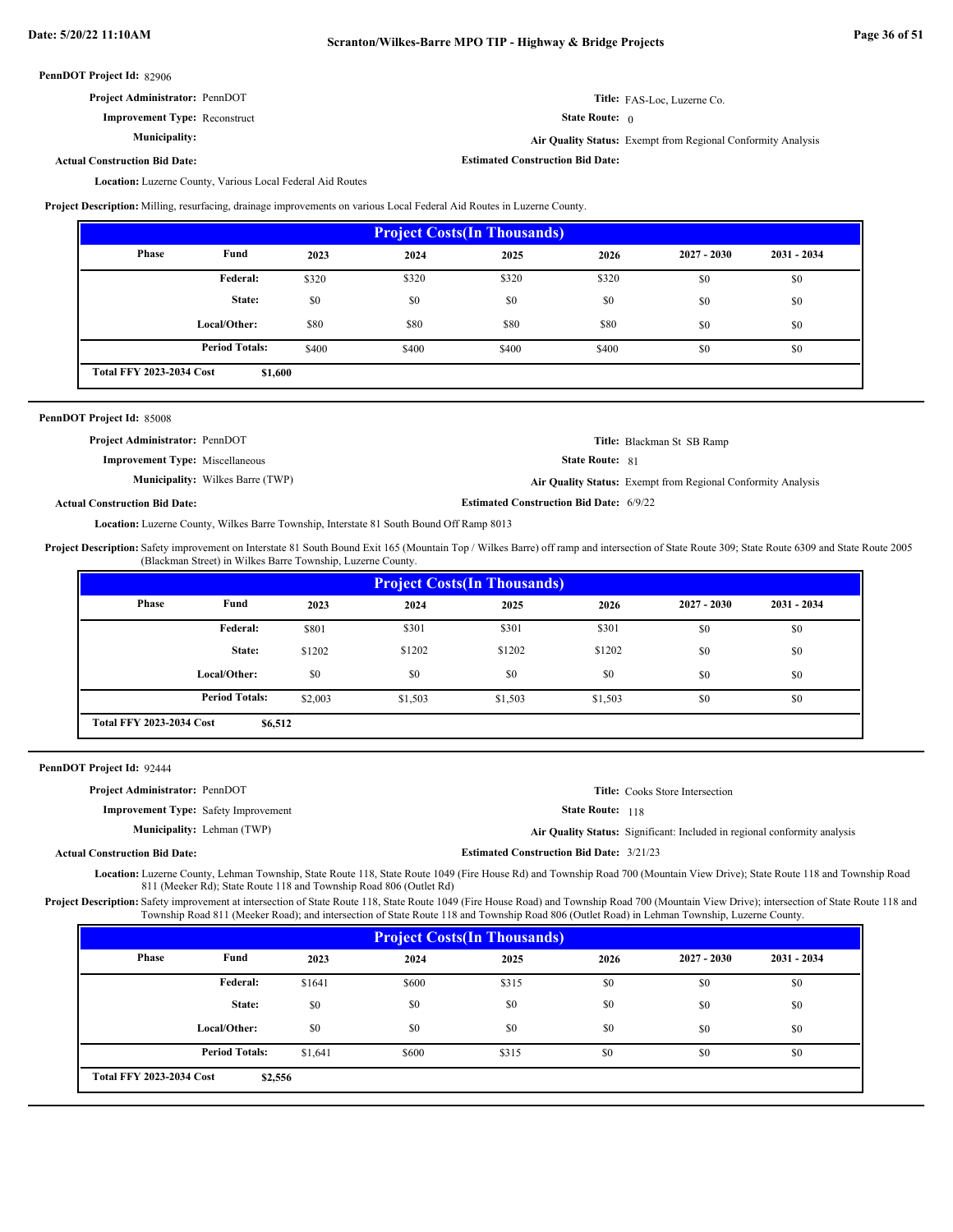**PennDOT Project Id:** 82906

**Project Administrator:** PennDOT

**Title:** FAS-Loc, Luzerne Co.

**Improvement Type:** Reconstruct

**State Route:** 0

**Municipality:**

**Air Quality Status:** Exempt from Regional Conformity Analysis

**Actual Construction Bid Date:**

**Estimated Construction Bid Date:**

**Location:** Luzerne County, Various Local Federal Aid Routes

**Project Description:** Milling, resurfacing, drainage improvements on various Local Federal Aid Routes in Luzerne County.

| Project Costs(In Thousands) | | | | | | | |
|---|---|---|---|---|---|---|---|
| Phase | Fund | 2023 | 2024 | 2025 | 2026 | 2027 - 2030 | 2031 - 2034 |
| | Federal: | $320 | $320 | $320 | $320 | $0 | $0 |
| | State: | $0 | $0 | $0 | $0 | $0 | $0 |
| | Local/Other: | $80 | $80 | $80 | $80 | $0 | $0 |
| | Period Totals: | $400 | $400 | $400 | $400 | $0 | $0 |
| Total FFY 2023-2034 Cost | $1,600 | | | | | | |

---

**PennDOT Project Id:** 85008

**Project Administrator:** PennDOT

**Title:** Blackman St SB Ramp

**Improvement Type:** Miscellaneous

**State Route:** 81

**Municipality:** Wilkes Barre (TWP)

**Air Quality Status:** Exempt from Regional Conformity Analysis

**Actual Construction Bid Date:**

**Estimated Construction Bid Date:** 6/9/22

**Location:** Luzerne County, Wilkes Barre Township, Interstate 81 South Bound Off Ramp 8013

**Project Description:** Safety improvement on Interstate 81 South Bound Exit 165 (Mountain Top / Wilkes Barre) off ramp and intersection of State Route 309; State Route 6309 and State Route 2005 (Blackman Street) in Wilkes Barre Township, Luzerne County.

| Project Costs(In Thousands) | | | | | | | |
|---|---|---|---|---|---|---|---|
| Phase | Fund | 2023 | 2024 | 2025 | 2026 | 2027 - 2030 | 2031 - 2034 |
| | Federal: | $801 | $301 | $301 | $301 | $0 | $0 |
| | State: | $1202 | $1202 | $1202 | $1202 | $0 | $0 |
| | Local/Other: | $0 | $0 | $0 | $0 | $0 | $0 |
| | Period Totals: | $2,003 | $1,503 | $1,503 | $1,503 | $0 | $0 |
| Total FFY 2023-2034 Cost | $6,512 | | | | | | |

---

**PennDOT Project Id:** 92444

**Project Administrator:** PennDOT

**Title:** Cooks Store Intersection

**Improvement Type:** Safety Improvement

**State Route:** 118

**Municipality:** Lehman (TWP)

**Air Quality Status:** Significant: Included in regional conformity analysis

**Actual Construction Bid Date:**

**Estimated Construction Bid Date:** 3/21/23

**Location:** Luzerne County, Lehman Township, State Route 118, State Route 1049 (Fire House Rd) and Township Road 700 (Mountain View Drive); State Route 118 and Township Road 811 (Meeker Rd); State Route 118 and Township Road 806 (Outlet Rd)

**Project Description:** Safety improvement at intersection of State Route 118, State Route 1049 (Fire House Road) and Township Road 700 (Mountain View Drive); intersection of State Route 118 and Township Road 811 (Meeker Road); and intersection of State Route 118 and Township Road 806 (Outlet Road) in Lehman Township, Luzerne County.

| Project Costs(In Thousands) | | | | | | | |
|---|---|---|---|---|---|---|---|
| Phase | Fund | 2023 | 2024 | 2025 | 2026 | 2027 - 2030 | 2031 - 2034 |
| | Federal: | $1641 | $600 | $315 | $0 | $0 | $0 |
| | State: | $0 | $0 | $0 | $0 | $0 | $0 |
| | Local/Other: | $0 | $0 | $0 | $0 | $0 | $0 |
| | Period Totals: | $1,641 | $600 | $315 | $0 | $0 | $0 |
| Total FFY 2023-2034 Cost | $2,556 | | | | | | |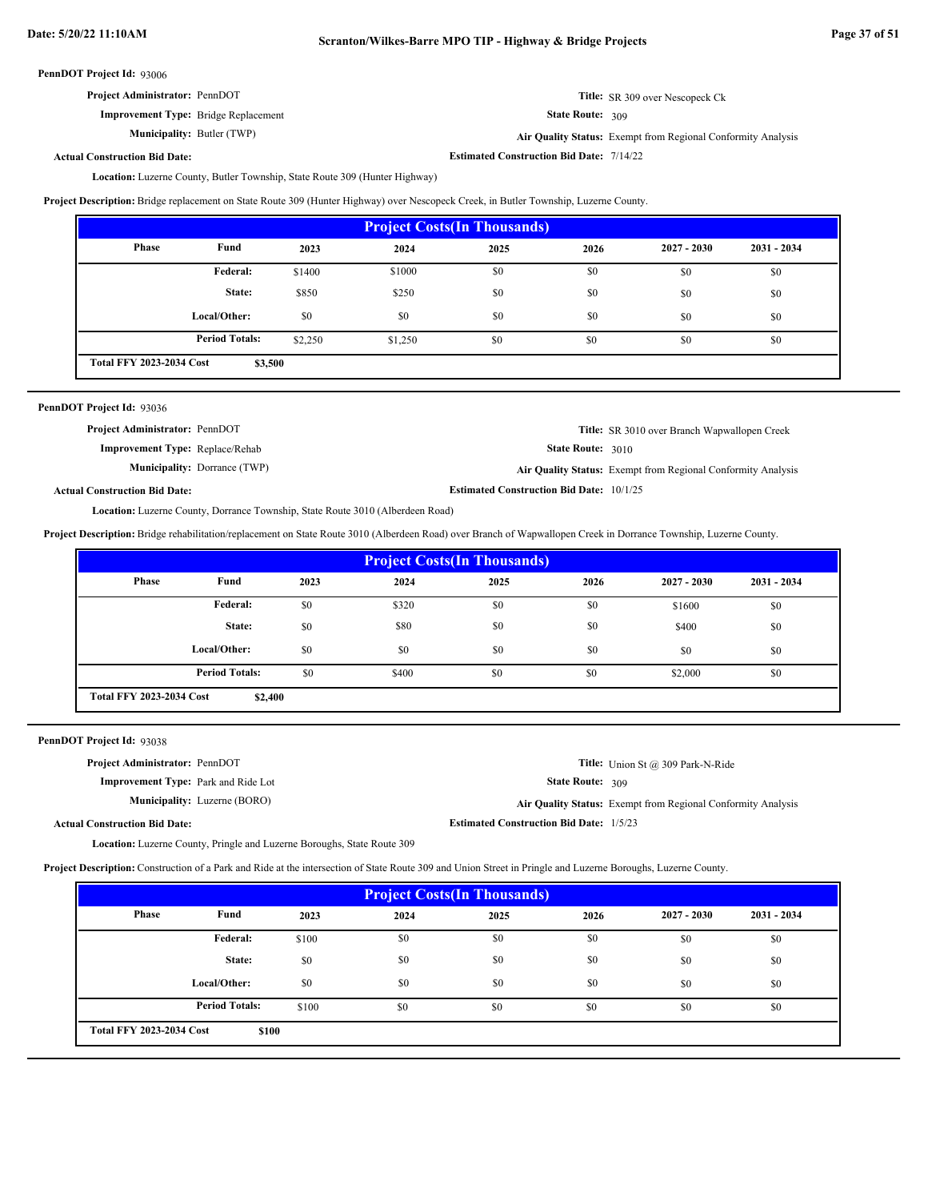**PennDOT Project Id:** 93006

**Project Administrator:** PennDOT

**Improvement Type:** Bridge Replacement

**Municipality:** Butler (TWP)

**Actual Construction Bid Date:**

**Title:** SR 309 over Nescopeck Ck

**State Route:** 309

**Air Quality Status:** Exempt from Regional Conformity Analysis

**Estimated Construction Bid Date:** 7/14/22

**Location:** Luzerne County, Butler Township, State Route 309 (Hunter Highway)

**Project Description:** Bridge replacement on State Route 309 (Hunter Highway) over Nescopeck Creek, in Butler Township, Luzerne County.

| Project Costs(In Thousands) | | | | | | | |
|---|---|---|---|---|---|---|---|
| Phase | Fund | 2023 | 2024 | 2025 | 2026 | 2027 - 2030 | 2031 - 2034 |
| | Federal: | $1400 | $1000 | $0 | $0 | $0 | $0 |
| | State: | $850 | $250 | $0 | $0 | $0 | $0 |
| | Local/Other: | $0 | $0 | $0 | $0 | $0 | $0 |
| | Period Totals: | $2,250 | $1,250 | $0 | $0 | $0 | $0 |
| Total FFY 2023-2034 Cost | $3,500 | | | | | | |

---

**PennDOT Project Id:** 93036

**Project Administrator:** PennDOT

**Improvement Type:** Replace/Rehab

**Municipality:** Dorrance (TWP)

**Actual Construction Bid Date:**

**Title:** SR 3010 over Branch Wapwallopen Creek

**State Route:** 3010

**Air Quality Status:** Exempt from Regional Conformity Analysis

**Estimated Construction Bid Date:** 10/1/25

**Location:** Luzerne County, Dorrance Township, State Route 3010 (Alberdeen Road)

**Project Description:** Bridge rehabilitation/replacement on State Route 3010 (Alberdeen Road) over Branch of Wapwallopen Creek in Dorrance Township, Luzerne County.

| Project Costs(In Thousands) | | | | | | | |
|---|---|---|---|---|---|---|---|
| Phase | Fund | 2023 | 2024 | 2025 | 2026 | 2027 - 2030 | 2031 - 2034 |
| | Federal: | $0 | $320 | $0 | $0 | $1600 | $0 |
| | State: | $0 | $80 | $0 | $0 | $400 | $0 |
| | Local/Other: | $0 | $0 | $0 | $0 | $0 | $0 |
| | Period Totals: | $0 | $400 | $0 | $0 | $2,000 | $0 |
| Total FFY 2023-2034 Cost | $2,400 | | | | | | |

---

**PennDOT Project Id:** 93038

**Project Administrator:** PennDOT

**Improvement Type:** Park and Ride Lot

**Municipality:** Luzerne (BORO)

**Actual Construction Bid Date:**

**Title:** Union St @ 309 Park-N-Ride

**State Route:** 309

**Air Quality Status:** Exempt from Regional Conformity Analysis

**Estimated Construction Bid Date:** 1/5/23

**Location:** Luzerne County, Pringle and Luzerne Boroughs, State Route 309

**Project Description:** Construction of a Park and Ride at the intersection of State Route 309 and Union Street in Pringle and Luzerne Boroughs, Luzerne County.

| Project Costs(In Thousands) | | | | | | | |
|---|---|---|---|---|---|---|---|
| Phase | Fund | 2023 | 2024 | 2025 | 2026 | 2027 - 2030 | 2031 - 2034 |
| | Federal: | $100 | $0 | $0 | $0 | $0 | $0 |
| | State: | $0 | $0 | $0 | $0 | $0 | $0 |
| | Local/Other: | $0 | $0 | $0 | $0 | $0 | $0 |
| | Period Totals: | $100 | $0 | $0 | $0 | $0 | $0 |
| Total FFY 2023-2034 Cost | $100 | | | | | | |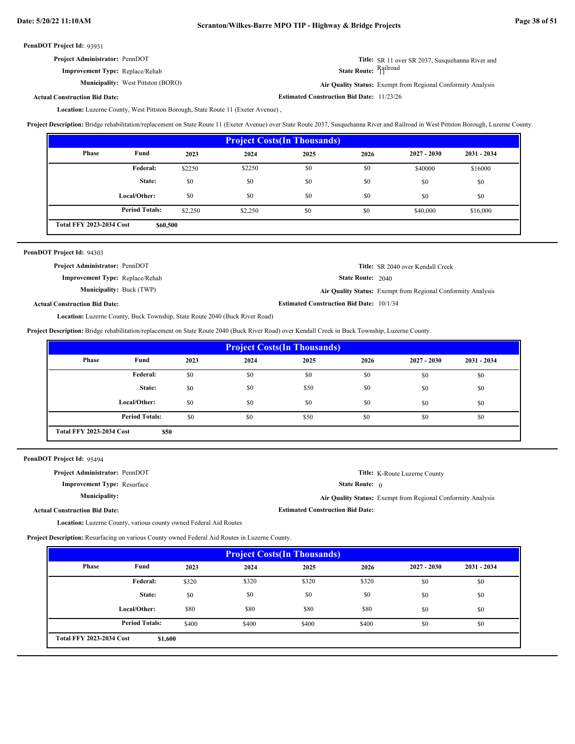**PennDOT Project Id:** 93931

**Project Administrator:** PennDOT

**Improvement Type:** Replace/Rehab

**Municipality:** West Pittston (BORO)

**Actual Construction Bid Date:**

**Title:** SR 11 over SR 2037, Susquehanna River and Railroad

**State Route:** 11

**Air Quality Status:** Exempt from Regional Conformity Analysis

**Estimated Construction Bid Date:** 11/23/26

**Location:** Luzerne County, West Pittston Borough, State Route 11 (Exeter Avenue) ,

**Project Description:** Bridge rehabilitation/replacement on State Route 11 (Exeter Avenue) over State Route 2037, Susquehanna River and Railroad in West Pittston Borough, Luzerne County.

| Project Costs(In Thousands) | | | | | | | |
|---|---|---|---|---|---|---|---|
| Phase | Fund | 2023 | 2024 | 2025 | 2026 | 2027 - 2030 | 2031 - 2034 |
| | Federal: | $2250 | $2250 | $0 | $0 | $40000 | $16000 |
| | State: | $0 | $0 | $0 | $0 | $0 | $0 |
| | Local/Other: | $0 | $0 | $0 | $0 | $0 | $0 |
| | Period Totals: | $2,250 | $2,250 | $0 | $0 | $40,000 | $16,000 |
| Total FFY 2023-2034 Cost | $60,500 | | | | | | |

---

**PennDOT Project Id:** 94303

**Project Administrator:** PennDOT

**Improvement Type:** Replace/Rehab

**Municipality:** Buck (TWP)

**Actual Construction Bid Date:**

**Title:** SR 2040 over Kendall Creek

**State Route:** 2040

**Air Quality Status:** Exempt from Regional Conformity Analysis

**Estimated Construction Bid Date:** 10/1/34

**Location:** Luzerne County, Buck Township, State Route 2040 (Buck River Road)

**Project Description:** Bridge rehabilitation/replacement on State Route 2040 (Buck River Road) over Kendall Creek in Buck Township, Luzerne County.

| Project Costs(In Thousands) | | | | | | | |
|---|---|---|---|---|---|---|---|
| Phase | Fund | 2023 | 2024 | 2025 | 2026 | 2027 - 2030 | 2031 - 2034 |
| | Federal: | $0 | $0 | $0 | $0 | $0 | $0 |
| | State: | $0 | $0 | $50 | $0 | $0 | $0 |
| | Local/Other: | $0 | $0 | $0 | $0 | $0 | $0 |
| | Period Totals: | $0 | $0 | $50 | $0 | $0 | $0 |
| Total FFY 2023-2034 Cost | $50 | | | | | | |

---

**PennDOT Project Id:** 95494

**Project Administrator:** PennDOT

**Improvement Type:** Resurface

**Municipality:**

**Actual Construction Bid Date:**

**Title:** K-Route Luzerne County

**State Route:** 0

**Air Quality Status:** Exempt from Regional Conformity Analysis

**Estimated Construction Bid Date:**

**Location:** Luzerne County, various county owned Federal Aid Routes

**Project Description:** Resurfacing on various County owned Federal Aid Routes in Luzerne County.

| Project Costs(In Thousands) | | | | | | | |
|---|---|---|---|---|---|---|---|
| Phase | Fund | 2023 | 2024 | 2025 | 2026 | 2027 - 2030 | 2031 - 2034 |
| | Federal: | $320 | $320 | $320 | $320 | $0 | $0 |
| | State: | $0 | $0 | $0 | $0 | $0 | $0 |
| | Local/Other: | $80 | $80 | $80 | $80 | $0 | $0 |
| | Period Totals: | $400 | $400 | $400 | $400 | $0 | $0 |
| Total FFY 2023-2034 Cost | $1,600 | | | | | | |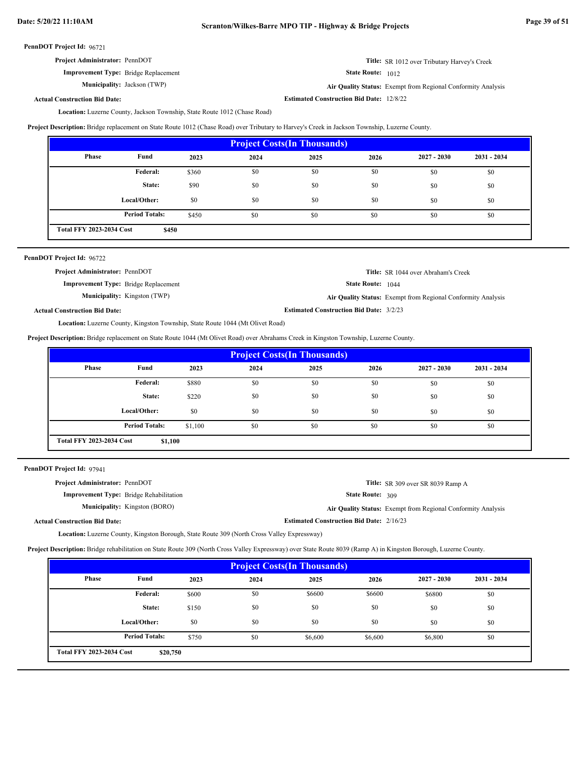**PennDOT Project Id:** 96721

**Project Administrator:** PennDOT

**Improvement Type:** Bridge Replacement

**Municipality:** Jackson (TWP)

**Title:** SR 1012 over Tributary Harvey's Creek

**State Route:** 1012

**Air Quality Status:** Exempt from Regional Conformity Analysis

**Actual Construction Bid Date:**

**Estimated Construction Bid Date:** 12/8/22

**Location:** Luzerne County, Jackson Township, State Route 1012 (Chase Road)

**Project Description:** Bridge replacement on State Route 1012 (Chase Road) over Tributary to Harvey's Creek in Jackson Township, Luzerne County.

**Project Costs(In Thousands)**

| Phase | Fund | 2023 | 2024 | 2025 | 2026 | 2027 - 2030 | 2031 - 2034 |
|---|---|---|---|---|---|---|---|
| | Federal: | $360 | $0 | $0 | $0 | $0 | $0 |
| | State: | $90 | $0 | $0 | $0 | $0 | $0 |
| | Local/Other: | $0 | $0 | $0 | $0 | $0 | $0 |
| | Period Totals: | $450 | $0 | $0 | $0 | $0 | $0 |

**Total FFY 2023-2034 Cost** $450

---

**PennDOT Project Id:** 96722

**Project Administrator:** PennDOT

**Improvement Type:** Bridge Replacement

**Municipality:** Kingston (TWP)

**Title:** SR 1044 over Abraham's Creek

**State Route:** 1044

**Air Quality Status:** Exempt from Regional Conformity Analysis

**Actual Construction Bid Date:**

**Estimated Construction Bid Date:** 3/2/23

**Location:** Luzerne County, Kingston Township, State Route 1044 (Mt Olivet Road)

**Project Description:** Bridge replacement on State Route 1044 (Mt Olivet Road) over Abrahams Creek in Kingston Township, Luzerne County.

**Project Costs(In Thousands)**

| Phase | Fund | 2023 | 2024 | 2025 | 2026 | 2027 - 2030 | 2031 - 2034 |
|---|---|---|---|---|---|---|---|
| | Federal: | $880 | $0 | $0 | $0 | $0 | $0 |
| | State: | $220 | $0 | $0 | $0 | $0 | $0 |
| | Local/Other: | $0 | $0 | $0 | $0 | $0 | $0 |
| | Period Totals: | $1,100 | $0 | $0 | $0 | $0 | $0 |

**Total FFY 2023-2034 Cost** $1,100

---

**PennDOT Project Id:** 97941

**Project Administrator:** PennDOT

**Improvement Type:** Bridge Rehabilitation

**Municipality:** Kingston (BORO)

**Title:** SR 309 over SR 8039 Ramp A

**State Route:** 309

**Air Quality Status:** Exempt from Regional Conformity Analysis

**Actual Construction Bid Date:**

**Estimated Construction Bid Date:** 2/16/23

**Location:** Luzerne County, Kingston Borough, State Route 309 (North Cross Valley Expressway)

**Project Description:** Bridge rehabilitation on State Route 309 (North Cross Valley Expressway) over State Route 8039 (Ramp A) in Kingston Borough, Luzerne County.

**Project Costs(In Thousands)**

| Phase | Fund | 2023 | 2024 | 2025 | 2026 | 2027 - 2030 | 2031 - 2034 |
|---|---|---|---|---|---|---|---|
| | Federal: | $600 | $0 | $6600 | $6600 | $6800 | $0 |
| | State: | $150 | $0 | $0 | $0 | $0 | $0 |
| | Local/Other: | $0 | $0 | $0 | $0 | $0 | $0 |
| | Period Totals: | $750 | $0 | $6,600 | $6,600 | $6,800 | $0 |

**Total FFY 2023-2034 Cost** $20,750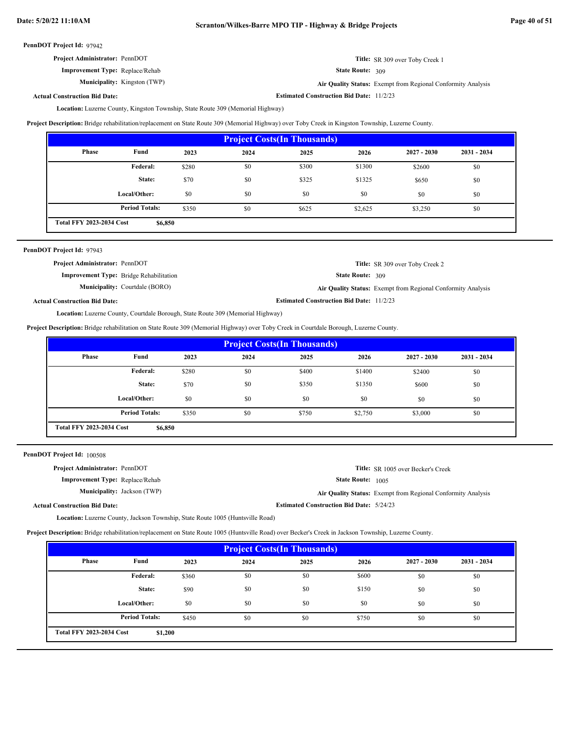**PennDOT Project Id:** 97942

**Project Administrator:** PennDOT

**Title:** SR 309 over Toby Creek 1

**Improvement Type:** Replace/Rehab

**State Route:** 309

**Municipality:** Kingston (TWP)

**Air Quality Status:** Exempt from Regional Conformity Analysis

**Actual Construction Bid Date:**

**Estimated Construction Bid Date:** 11/2/23

**Location:** Luzerne County, Kingston Township, State Route 309 (Memorial Highway)

**Project Description:** Bridge rehabilitation/replacement on State Route 309 (Memorial Highway) over Toby Creek in Kingston Township, Luzerne County.

| Project Costs(In Thousands) | | | | | | | |
|---|---|---|---|---|---|---|---|
| Phase | Fund | 2023 | 2024 | 2025 | 2026 | 2027 - 2030 | 2031 - 2034 |
| | Federal: | $280 | $0 | $300 | $1300 | $2600 | $0 |
| | State: | $70 | $0 | $325 | $1325 | $650 | $0 |
| | Local/Other: | $0 | $0 | $0 | $0 | $0 | $0 |
| | Period Totals: | $350 | $0 | $625 | $2,625 | $3,250 | $0 |
| Total FFY 2023-2034 Cost | $6,850 | | | | | | |

**PennDOT Project Id:** 97943

**Project Administrator:** PennDOT

**Title:** SR 309 over Toby Creek 2

**Improvement Type:** Bridge Rehabilitation

**State Route:** 309

**Municipality:** Courtdale (BORO)

**Air Quality Status:** Exempt from Regional Conformity Analysis

**Actual Construction Bid Date:**

**Estimated Construction Bid Date:** 11/2/23

**Location:** Luzerne County, Courtdale Borough, State Route 309 (Memorial Highway)

**Project Description:** Bridge rehabilitation on State Route 309 (Memorial Highway) over Toby Creek in Courtdale Borough, Luzerne County.

| Project Costs(In Thousands) | | | | | | | |
|---|---|---|---|---|---|---|---|
| Phase | Fund | 2023 | 2024 | 2025 | 2026 | 2027 - 2030 | 2031 - 2034 |
| | Federal: | $280 | $0 | $400 | $1400 | $2400 | $0 |
| | State: | $70 | $0 | $350 | $1350 | $600 | $0 |
| | Local/Other: | $0 | $0 | $0 | $0 | $0 | $0 |
| | Period Totals: | $350 | $0 | $750 | $2,750 | $3,000 | $0 |
| Total FFY 2023-2034 Cost | $6,850 | | | | | | |

**PennDOT Project Id:** 100508

**Project Administrator:** PennDOT

**Title:** SR 1005 over Becker's Creek

**Improvement Type:** Replace/Rehab

**State Route:** 1005

**Municipality:** Jackson (TWP)

**Air Quality Status:** Exempt from Regional Conformity Analysis

**Actual Construction Bid Date:**

**Estimated Construction Bid Date:** 5/24/23

**Location:** Luzerne County, Jackson Township, State Route 1005 (Huntsville Road)

**Project Description:** Bridge rehabilitation/replacement on State Route 1005 (Huntsville Road) over Becker's Creek in Jackson Township, Luzerne County.

| Project Costs(In Thousands) | | | | | | | |
|---|---|---|---|---|---|---|---|
| Phase | Fund | 2023 | 2024 | 2025 | 2026 | 2027 - 2030 | 2031 - 2034 |
| | Federal: | $360 | $0 | $0 | $600 | $0 | $0 |
| | State: | $90 | $0 | $0 | $150 | $0 | $0 |
| | Local/Other: | $0 | $0 | $0 | $0 | $0 | $0 |
| | Period Totals: | $450 | $0 | $0 | $750 | $0 | $0 |
| Total FFY 2023-2034 Cost | $1,200 | | | | | | |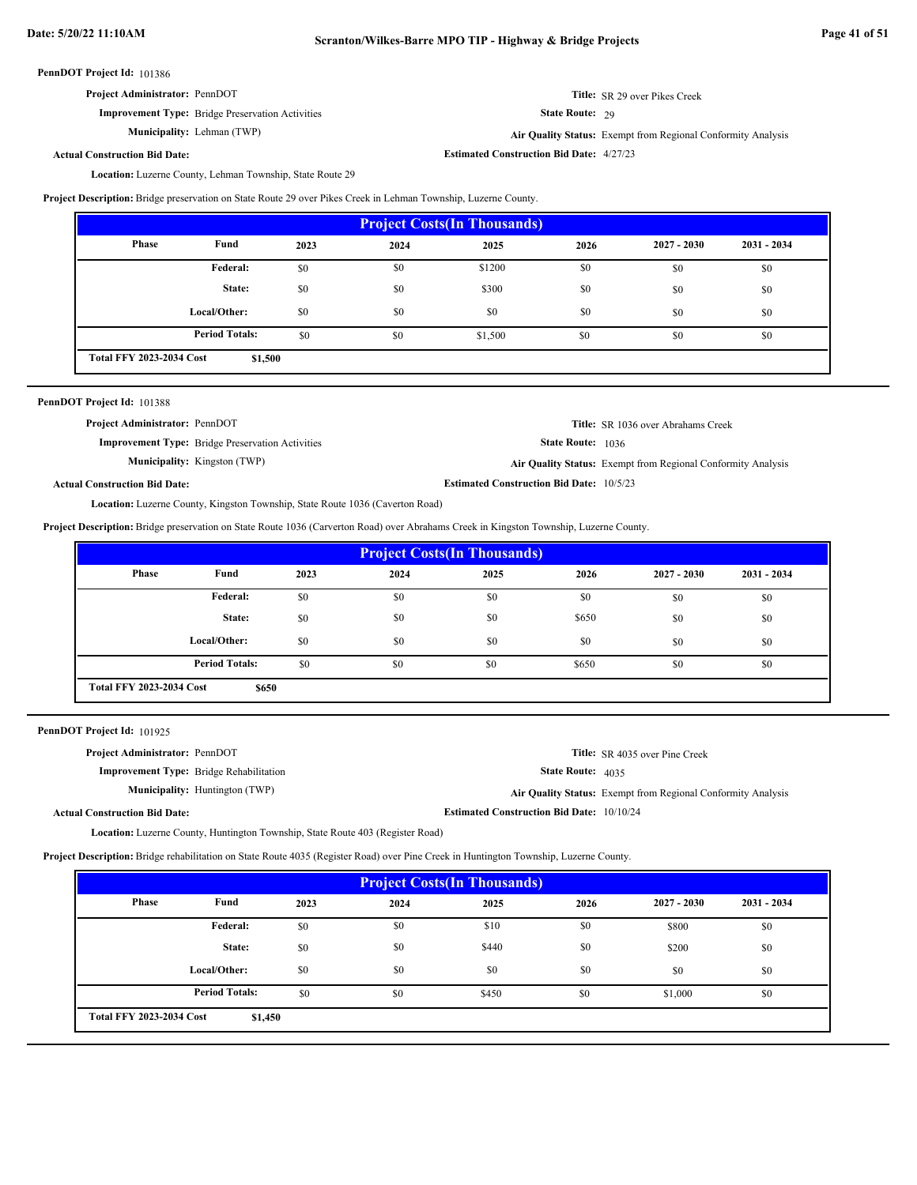**PennDOT Project Id:** 101386

**Project Administrator:** PennDOT

**Title:** SR 29 over Pikes Creek

**Improvement Type:** Bridge Preservation Activities

**State Route:** 29

**Municipality:** Lehman (TWP)

**Air Quality Status:** Exempt from Regional Conformity Analysis

**Actual Construction Bid Date:**

**Estimated Construction Bid Date:** 4/27/23

**Location:** Luzerne County, Lehman Township, State Route 29

**Project Description:** Bridge preservation on State Route 29 over Pikes Creek in Lehman Township, Luzerne County.

| Project Costs(In Thousands) | | | | | | | |
|---|---|---|---|---|---|---|---|
| Phase | Fund | 2023 | 2024 | 2025 | 2026 | 2027 - 2030 | 2031 - 2034 |
| | Federal: | $0 | $0 | $1200 | $0 | $0 | $0 |
| | State: | $0 | $0 | $300 | $0 | $0 | $0 |
| | Local/Other: | $0 | $0 | $0 | $0 | $0 | $0 |
| | Period Totals: | $0 | $0 | $1,500 | $0 | $0 | $0 |
| Total FFY 2023-2034 Cost | $1,500 | | | | | | |

---

**PennDOT Project Id:** 101388

**Project Administrator:** PennDOT

**Title:** SR 1036 over Abrahams Creek

**Improvement Type:** Bridge Preservation Activities

**State Route:** 1036

**Municipality:** Kingston (TWP)

**Air Quality Status:** Exempt from Regional Conformity Analysis

**Actual Construction Bid Date:**

**Estimated Construction Bid Date:** 10/5/23

**Location:** Luzerne County, Kingston Township, State Route 1036 (Caverton Road)

**Project Description:** Bridge preservation on State Route 1036 (Carverton Road) over Abrahams Creek in Kingston Township, Luzerne County.

| Project Costs(In Thousands) | | | | | | | |
|---|---|---|---|---|---|---|---|
| Phase | Fund | 2023 | 2024 | 2025 | 2026 | 2027 - 2030 | 2031 - 2034 |
| | Federal: | $0 | $0 | $0 | $0 | $0 | $0 |
| | State: | $0 | $0 | $0 | $650 | $0 | $0 |
| | Local/Other: | $0 | $0 | $0 | $0 | $0 | $0 |
| | Period Totals: | $0 | $0 | $0 | $650 | $0 | $0 |
| Total FFY 2023-2034 Cost | $650 | | | | | | |

---

**PennDOT Project Id:** 101925

**Project Administrator:** PennDOT

**Title:** SR 4035 over Pine Creek

**Improvement Type:** Bridge Rehabilitation

**State Route:** 4035

**Municipality:** Huntington (TWP)

**Air Quality Status:** Exempt from Regional Conformity Analysis

**Actual Construction Bid Date:**

**Estimated Construction Bid Date:** 10/10/24

**Location:** Luzerne County, Huntington Township, State Route 403 (Register Road)

**Project Description:** Bridge rehabilitation on State Route 4035 (Register Road) over Pine Creek in Huntington Township, Luzerne County.

| Project Costs(In Thousands) | | | | | | | |
|---|---|---|---|---|---|---|---|
| Phase | Fund | 2023 | 2024 | 2025 | 2026 | 2027 - 2030 | 2031 - 2034 |
| | Federal: | $0 | $0 | $10 | $0 | $800 | $0 |
| | State: | $0 | $0 | $440 | $0 | $200 | $0 |
| | Local/Other: | $0 | $0 | $0 | $0 | $0 | $0 |
| | Period Totals: | $0 | $0 | $450 | $0 | $1,000 | $0 |
| Total FFY 2023-2034 Cost | $1,450 | | | | | | |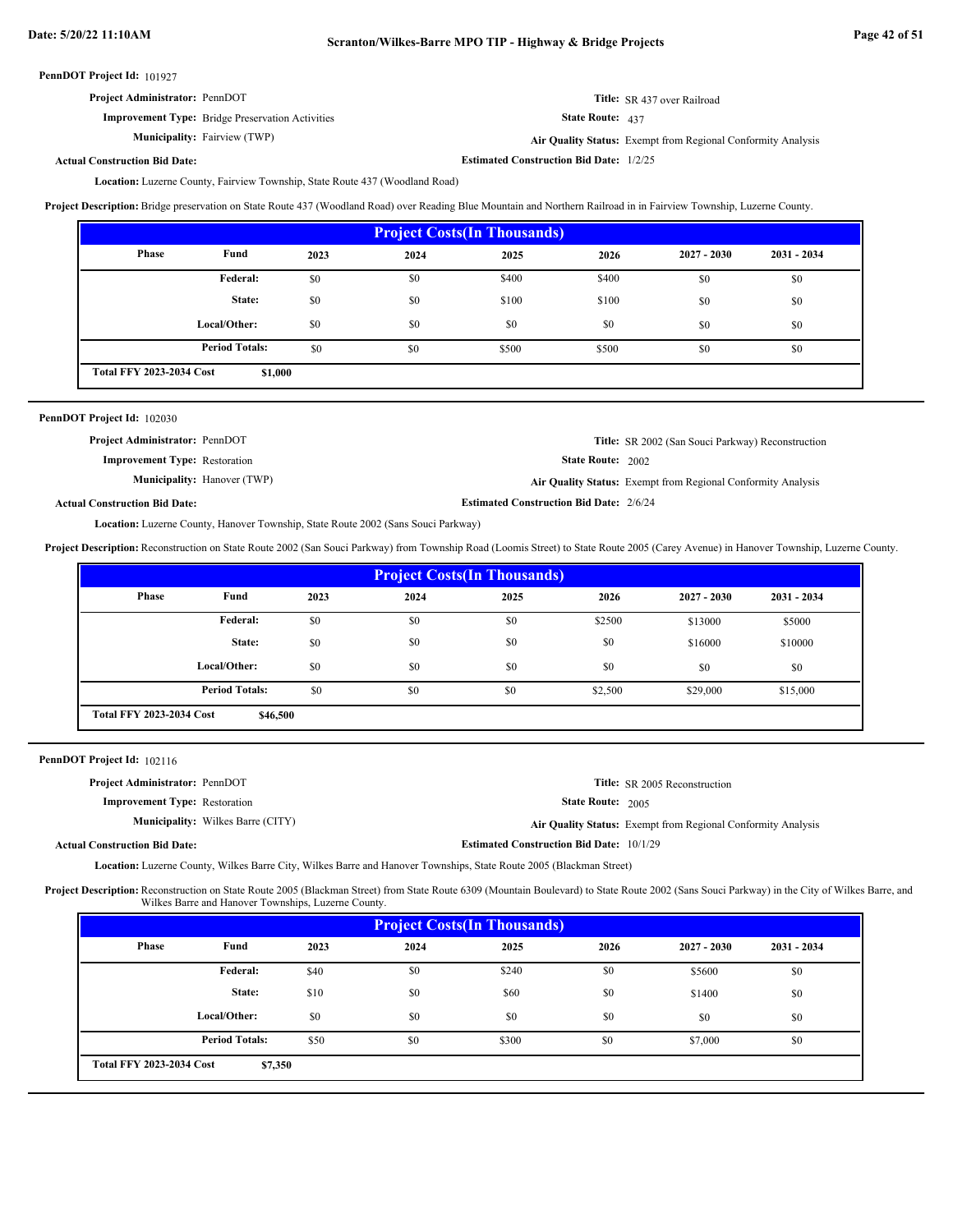**PennDOT Project Id:** 101927

**Project Administrator:** PennDOT

**Title:** SR 437 over Railroad

**Improvement Type:** Bridge Preservation Activities

**State Route:** 437

**Municipality:** Fairview (TWP)

**Air Quality Status:** Exempt from Regional Conformity Analysis

**Actual Construction Bid Date:**

**Estimated Construction Bid Date:** 1/2/25

**Location:** Luzerne County, Fairview Township, State Route 437 (Woodland Road)

**Project Description:** Bridge preservation on State Route 437 (Woodland Road) over Reading Blue Mountain and Northern Railroad in in Fairview Township, Luzerne County.

| Project Costs(In Thousands) | | | | | | | |
|---|---|---|---|---|---|---|---|
| Phase | Fund | 2023 | 2024 | 2025 | 2026 | 2027 - 2030 | 2031 - 2034 |
| | Federal: | $0 | $0 | $400 | $400 | $0 | $0 |
| | State: | $0 | $0 | $100 | $100 | $0 | $0 |
| | Local/Other: | $0 | $0 | $0 | $0 | $0 | $0 |
| | Period Totals: | $0 | $0 | $500 | $500 | $0 | $0 |
| Total FFY 2023-2034 Cost | $1,000 | | | | | | |

---

**PennDOT Project Id:** 102030

**Project Administrator:** PennDOT

**Title:** SR 2002 (San Souci Parkway) Reconstruction

**Improvement Type:** Restoration

**State Route:** 2002

**Municipality:** Hanover (TWP)

**Air Quality Status:** Exempt from Regional Conformity Analysis

**Actual Construction Bid Date:**

**Estimated Construction Bid Date:** 2/6/24

**Location:** Luzerne County, Hanover Township, State Route 2002 (Sans Souci Parkway)

**Project Description:** Reconstruction on State Route 2002 (San Souci Parkway) from Township Road (Loomis Street) to State Route 2005 (Carey Avenue) in Hanover Township, Luzerne County.

| Project Costs(In Thousands) | | | | | | | |
|---|---|---|---|---|---|---|---|
| Phase | Fund | 2023 | 2024 | 2025 | 2026 | 2027 - 2030 | 2031 - 2034 |
| | Federal: | $0 | $0 | $0 | $2500 | $13000 | $5000 |
| | State: | $0 | $0 | $0 | $0 | $16000 | $10000 |
| | Local/Other: | $0 | $0 | $0 | $0 | $0 | $0 |
| | Period Totals: | $0 | $0 | $0 | $2,500 | $29,000 | $15,000 |
| Total FFY 2023-2034 Cost | $46,500 | | | | | | |

---

**PennDOT Project Id:** 102116

**Project Administrator:** PennDOT

**Title:** SR 2005 Reconstruction

**Improvement Type:** Restoration

**State Route:** 2005

**Municipality:** Wilkes Barre (CITY)

**Air Quality Status:** Exempt from Regional Conformity Analysis

**Actual Construction Bid Date:**

**Estimated Construction Bid Date:** 10/1/29

**Location:** Luzerne County, Wilkes Barre City, Wilkes Barre and Hanover Townships, State Route 2005 (Blackman Street)

**Project Description:** Reconstruction on State Route 2005 (Blackman Street) from State Route 6309 (Mountain Boulevard) to State Route 2002 (Sans Souci Parkway) in the City of Wilkes Barre, and Wilkes Barre and Hanover Townships, Luzerne County.

| Project Costs(In Thousands) | | | | | | | |
|---|---|---|---|---|---|---|---|
| Phase | Fund | 2023 | 2024 | 2025 | 2026 | 2027 - 2030 | 2031 - 2034 |
| | Federal: | $40 | $0 | $240 | $0 | $5600 | $0 |
| | State: | $10 | $0 | $60 | $0 | $1400 | $0 |
| | Local/Other: | $0 | $0 | $0 | $0 | $0 | $0 |
| | Period Totals: | $50 | $0 | $300 | $0 | $7,000 | $0 |
| Total FFY 2023-2034 Cost | $7,350 | | | | | | |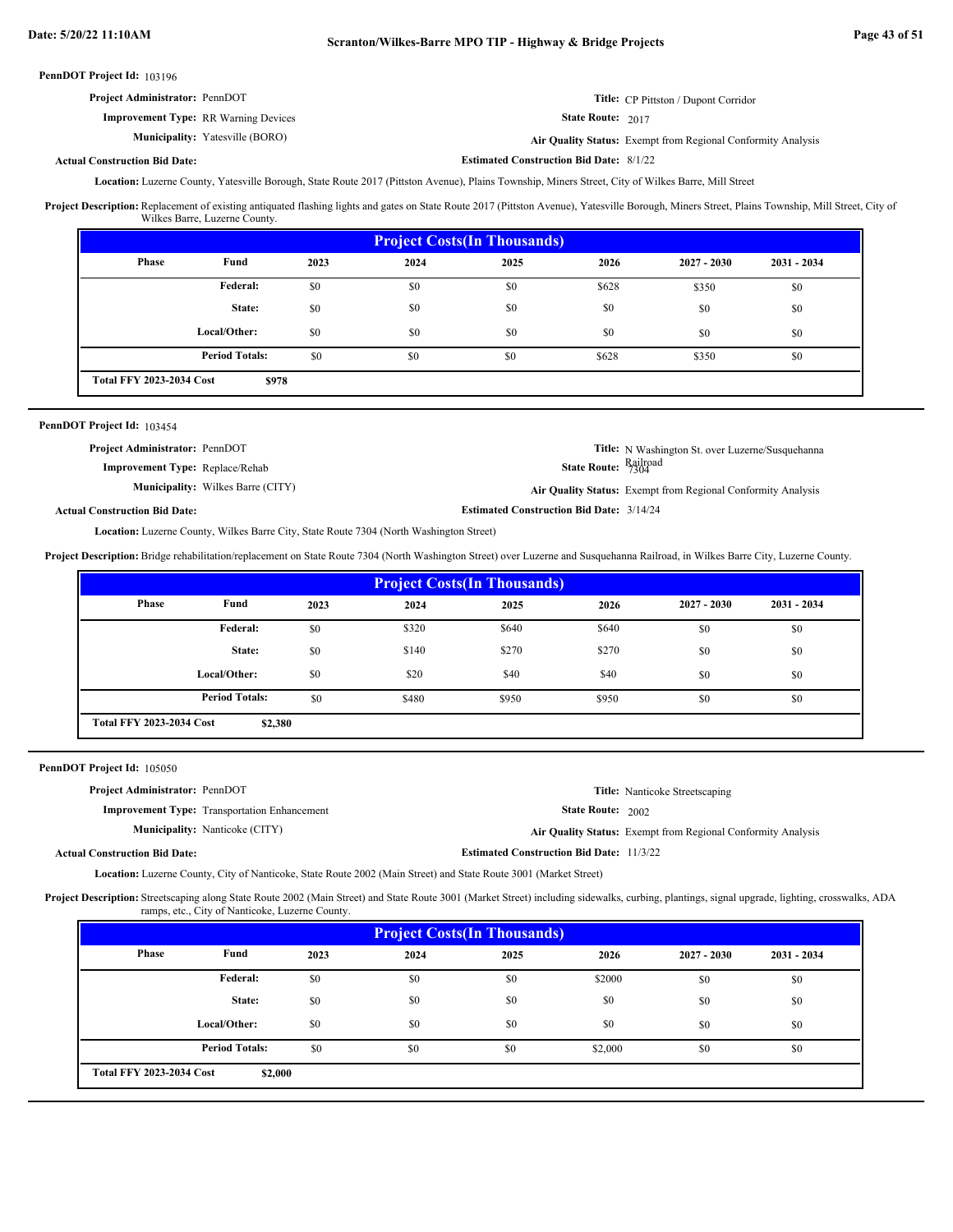**PennDOT Project Id:** 103196

**Project Administrator:** PennDOT

**Title:** CP Pittston / Dupont Corridor

**Improvement Type:** RR Warning Devices

**State Route:** 2017

**Municipality:** Yatesville (BORO)

**Air Quality Status:** Exempt from Regional Conformity Analysis

**Actual Construction Bid Date:**

**Estimated Construction Bid Date:** 8/1/22

**Location:** Luzerne County, Yatesville Borough, State Route 2017 (Pittston Avenue), Plains Township, Miners Street, City of Wilkes Barre, Mill Street

**Project Description:** Replacement of existing antiquated flashing lights and gates on State Route 2017 (Pittston Avenue), Yatesville Borough, Miners Street, Plains Township, Mill Street, City of Wilkes Barre, Luzerne County.

| Project Costs(In Thousands) | | | | | | | |
|---|---|---|---|---|---|---|---|
| Phase | Fund | 2023 | 2024 | 2025 | 2026 | 2027 - 2030 | 2031 - 2034 |
| | Federal: | $0 | $0 | $0 | $628 | $350 | $0 |
| | State: | $0 | $0 | $0 | $0 | $0 | $0 |
| | Local/Other: | $0 | $0 | $0 | $0 | $0 | $0 |
| | Period Totals: | $0 | $0 | $0 | $628 | $350 | $0 |
| Total FFY 2023-2034 Cost | $978 | | | | | | |

---

**PennDOT Project Id:** 103454

**Project Administrator:** PennDOT

**Title:** N Washington St. over Luzerne/Susquehanna Railroad

**Improvement Type:** Replace/Rehab

**State Route:** 7304

**Municipality:** Wilkes Barre (CITY)

**Air Quality Status:** Exempt from Regional Conformity Analysis

**Actual Construction Bid Date:**

**Estimated Construction Bid Date:** 3/14/24

**Location:** Luzerne County, Wilkes Barre City, State Route 7304 (North Washington Street)

**Project Description:** Bridge rehabilitation/replacement on State Route 7304 (North Washington Street) over Luzerne and Susquehanna Railroad, in Wilkes Barre City, Luzerne County.

| Project Costs(In Thousands) | | | | | | | |
|---|---|---|---|---|---|---|---|
| Phase | Fund | 2023 | 2024 | 2025 | 2026 | 2027 - 2030 | 2031 - 2034 |
| | Federal: | $0 | $320 | $640 | $640 | $0 | $0 |
| | State: | $0 | $140 | $270 | $270 | $0 | $0 |
| | Local/Other: | $0 | $20 | $40 | $40 | $0 | $0 |
| | Period Totals: | $0 | $480 | $950 | $950 | $0 | $0 |
| Total FFY 2023-2034 Cost | $2,380 | | | | | | |

---

**PennDOT Project Id:** 105050

**Project Administrator:** PennDOT

**Title:** Nanticoke Streetscaping

**Improvement Type:** Transportation Enhancement

**State Route:** 2002

**Municipality:** Nanticoke (CITY)

**Air Quality Status:** Exempt from Regional Conformity Analysis

**Actual Construction Bid Date:**

**Estimated Construction Bid Date:** 11/3/22

**Location:** Luzerne County, City of Nanticoke, State Route 2002 (Main Street) and State Route 3001 (Market Street)

**Project Description:** Streetscaping along State Route 2002 (Main Street) and State Route 3001 (Market Street) including sidewalks, curbing, plantings, signal upgrade, lighting, crosswalks, ADA ramps, etc., City of Nanticoke, Luzerne County.

| Project Costs(In Thousands) | | | | | | | |
|---|---|---|---|---|---|---|---|
| Phase | Fund | 2023 | 2024 | 2025 | 2026 | 2027 - 2030 | 2031 - 2034 |
| | Federal: | $0 | $0 | $0 | $2000 | $0 | $0 |
| | State: | $0 | $0 | $0 | $0 | $0 | $0 |
| | Local/Other: | $0 | $0 | $0 | $0 | $0 | $0 |
| | Period Totals: | $0 | $0 | $0 | $2,000 | $0 | $0 |
| Total FFY 2023-2034 Cost | $2,000 | | | | | | |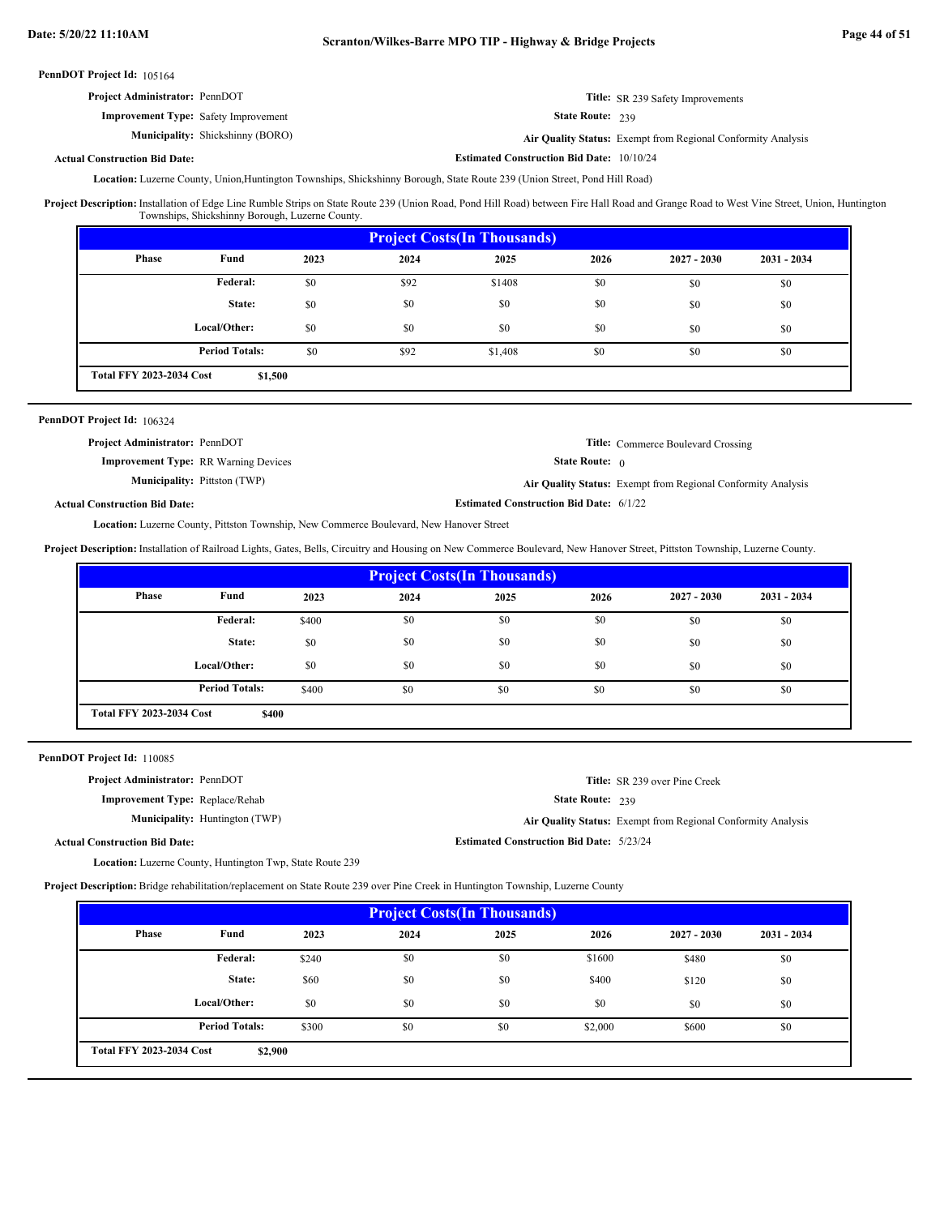**PennDOT Project Id:** 105164

**Project Administrator:** PennDOT

**Title:** SR 239 Safety Improvements

**Improvement Type:** Safety Improvement

**State Route:** 239

**Municipality:** Shickshinny (BORO)

**Air Quality Status:** Exempt from Regional Conformity Analysis

**Actual Construction Bid Date:**

**Estimated Construction Bid Date:** 10/10/24

**Location:** Luzerne County, Union,Huntington Townships, Shickshinny Borough, State Route 239 (Union Street, Pond Hill Road)

**Project Description:** Installation of Edge Line Rumble Strips on State Route 239 (Union Road, Pond Hill Road) between Fire Hall Road and Grange Road to West Vine Street, Union, Huntington Townships, Shickshinny Borough, Luzerne County.

| Project Costs(In Thousands) | | | | | | | |
|---|---|---|---|---|---|---|---|
| Phase | Fund | 2023 | 2024 | 2025 | 2026 | 2027 - 2030 | 2031 - 2034 |
| | Federal: | $0 | $92 | $1408 | $0 | $0 | $0 |
| | State: | $0 | $0 | $0 | $0 | $0 | $0 |
| | Local/Other: | $0 | $0 | $0 | $0 | $0 | $0 |
| | Period Totals: | $0 | $92 | $1,408 | $0 | $0 | $0 |
| Total FFY 2023-2034 Cost | $1,500 | | | | | | |

---

**PennDOT Project Id:** 106324

**Project Administrator:** PennDOT

**Title:** Commerce Boulevard Crossing

**Improvement Type:** RR Warning Devices

**State Route:** 0

**Municipality:** Pittston (TWP)

**Air Quality Status:** Exempt from Regional Conformity Analysis

**Actual Construction Bid Date:**

**Estimated Construction Bid Date:** 6/1/22

**Location:** Luzerne County, Pittston Township, New Commerce Boulevard, New Hanover Street

**Project Description:** Installation of Railroad Lights, Gates, Bells, Circuitry and Housing on New Commerce Boulevard, New Hanover Street, Pittston Township, Luzerne County.

| Project Costs(In Thousands) | | | | | | | |
|---|---|---|---|---|---|---|---|
| Phase | Fund | 2023 | 2024 | 2025 | 2026 | 2027 - 2030 | 2031 - 2034 |
| | Federal: | $400 | $0 | $0 | $0 | $0 | $0 |
| | State: | $0 | $0 | $0 | $0 | $0 | $0 |
| | Local/Other: | $0 | $0 | $0 | $0 | $0 | $0 |
| | Period Totals: | $400 | $0 | $0 | $0 | $0 | $0 |
| Total FFY 2023-2034 Cost | $400 | | | | | | |

---

**PennDOT Project Id:** 110085

**Project Administrator:** PennDOT

**Title:** SR 239 over Pine Creek

**Improvement Type:** Replace/Rehab

**State Route:** 239

**Municipality:** Huntington (TWP)

**Air Quality Status:** Exempt from Regional Conformity Analysis

**Actual Construction Bid Date:**

**Estimated Construction Bid Date:** 5/23/24

**Location:** Luzerne County, Huntington Twp, State Route 239

**Project Description:** Bridge rehabilitation/replacement on State Route 239 over Pine Creek in Huntington Township, Luzerne County

| Project Costs(In Thousands) | | | | | | | |
|---|---|---|---|---|---|---|---|
| Phase | Fund | 2023 | 2024 | 2025 | 2026 | 2027 - 2030 | 2031 - 2034 |
| | Federal: | $240 | $0 | $0 | $1600 | $480 | $0 |
| | State: | $60 | $0 | $0 | $400 | $120 | $0 |
| | Local/Other: | $0 | $0 | $0 | $0 | $0 | $0 |
| | Period Totals: | $300 | $0 | $0 | $2,000 | $600 | $0 |
| Total FFY 2023-2034 Cost | $2,900 | | | | | | |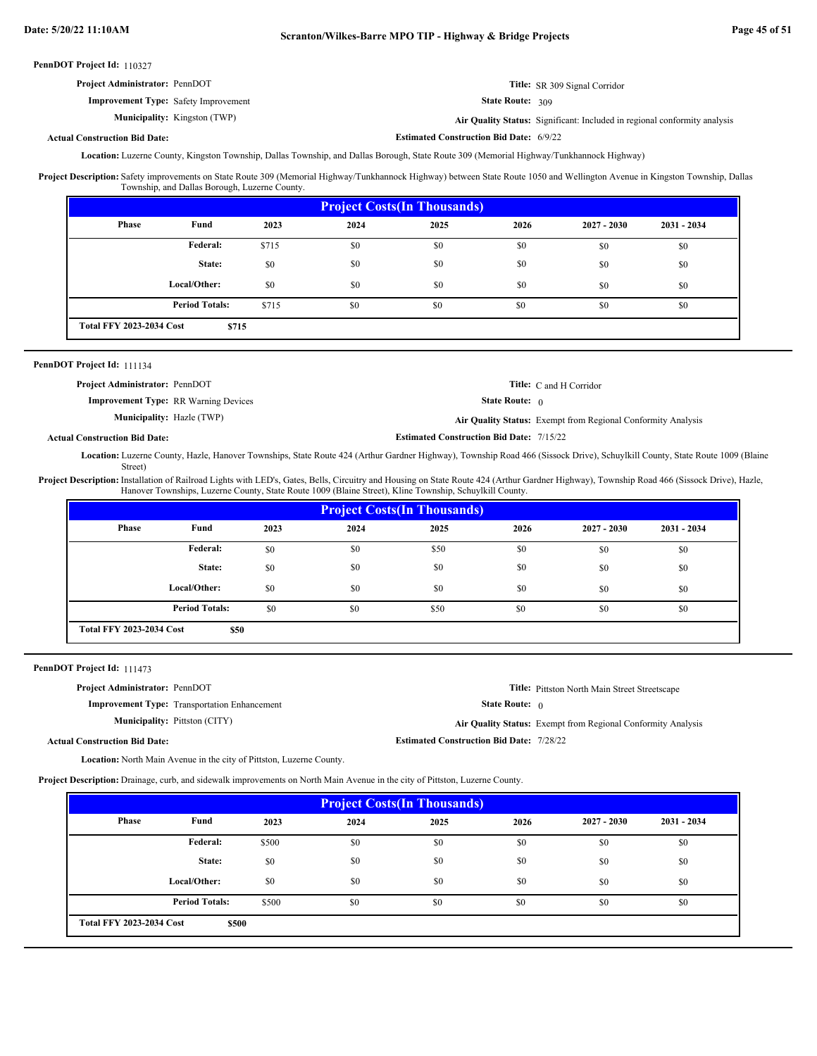**PennDOT Project Id:** 110327

**Project Administrator:** PennDOT

**Title:** SR 309 Signal Corridor

**Improvement Type:** Safety Improvement

**State Route:** 309

**Municipality:** Kingston (TWP)

**Air Quality Status:** Significant: Included in regional conformity analysis

**Actual Construction Bid Date:**

**Estimated Construction Bid Date:** 6/9/22

**Location:** Luzerne County, Kingston Township, Dallas Township, and Dallas Borough, State Route 309 (Memorial Highway/Tunkhannock Highway)

**Project Description:** Safety improvements on State Route 309 (Memorial Highway/Tunkhannock Highway) between State Route 1050 and Wellington Avenue in Kingston Township, Dallas Township, and Dallas Borough, Luzerne County.

| Project Costs(In Thousands) | | | | | | | |
|---|---|---|---|---|---|---|---|
| Phase | Fund | 2023 | 2024 | 2025 | 2026 | 2027 - 2030 | 2031 - 2034 |
| | Federal: | $715 | $0 | $0 | $0 | $0 | $0 |
| | State: | $0 | $0 | $0 | $0 | $0 | $0 |
| | Local/Other: | $0 | $0 | $0 | $0 | $0 | $0 |
| | Period Totals: | $715 | $0 | $0 | $0 | $0 | $0 |
| Total FFY 2023-2034 Cost | | $715 | | | | | |

---

**PennDOT Project Id:** 111134

**Project Administrator:** PennDOT

**Title:** C and H Corridor

**Improvement Type:** RR Warning Devices

**State Route:** 0

**Municipality:** Hazle (TWP)

**Air Quality Status:** Exempt from Regional Conformity Analysis

**Actual Construction Bid Date:**

**Estimated Construction Bid Date:** 7/15/22

**Location:** Luzerne County, Hazle, Hanover Townships, State Route 424 (Arthur Gardner Highway), Township Road 466 (Sissock Drive), Schuylkill County, State Route 1009 (Blaine Street)

**Project Description:** Installation of Railroad Lights with LED's, Gates, Bells, Circuitry and Housing on State Route 424 (Arthur Gardner Highway), Township Road 466 (Sissock Drive), Hazle, Hanover Townships, Luzerne County, State Route 1009 (Blaine Street), Kline Township, Schuylkill County.

| Project Costs(In Thousands) | | | | | | | |
|---|---|---|---|---|---|---|---|
| Phase | Fund | 2023 | 2024 | 2025 | 2026 | 2027 - 2030 | 2031 - 2034 |
| | Federal: | $0 | $0 | $50 | $0 | $0 | $0 |
| | State: | $0 | $0 | $0 | $0 | $0 | $0 |
| | Local/Other: | $0 | $0 | $0 | $0 | $0 | $0 |
| | Period Totals: | $0 | $0 | $50 | $0 | $0 | $0 |
| Total FFY 2023-2034 Cost | | $50 | | | | | |

---

**PennDOT Project Id:** 111473

**Project Administrator:** PennDOT

**Title:** Pittston North Main Street Streetscape

**Improvement Type:** Transportation Enhancement

**State Route:** 0

**Municipality:** Pittston (CITY)

**Air Quality Status:** Exempt from Regional Conformity Analysis

**Actual Construction Bid Date:**

**Estimated Construction Bid Date:** 7/28/22

**Location:** North Main Avenue in the city of Pittston, Luzerne County.

**Project Description:** Drainage, curb, and sidewalk improvements on North Main Avenue in the city of Pittston, Luzerne County.

| Project Costs(In Thousands) | | | | | | | |
|---|---|---|---|---|---|---|---|
| Phase | Fund | 2023 | 2024 | 2025 | 2026 | 2027 - 2030 | 2031 - 2034 |
| | Federal: | $500 | $0 | $0 | $0 | $0 | $0 |
| | State: | $0 | $0 | $0 | $0 | $0 | $0 |
| | Local/Other: | $0 | $0 | $0 | $0 | $0 | $0 |
| | Period Totals: | $500 | $0 | $0 | $0 | $0 | $0 |
| Total FFY 2023-2034 Cost | | $500 | | | | | |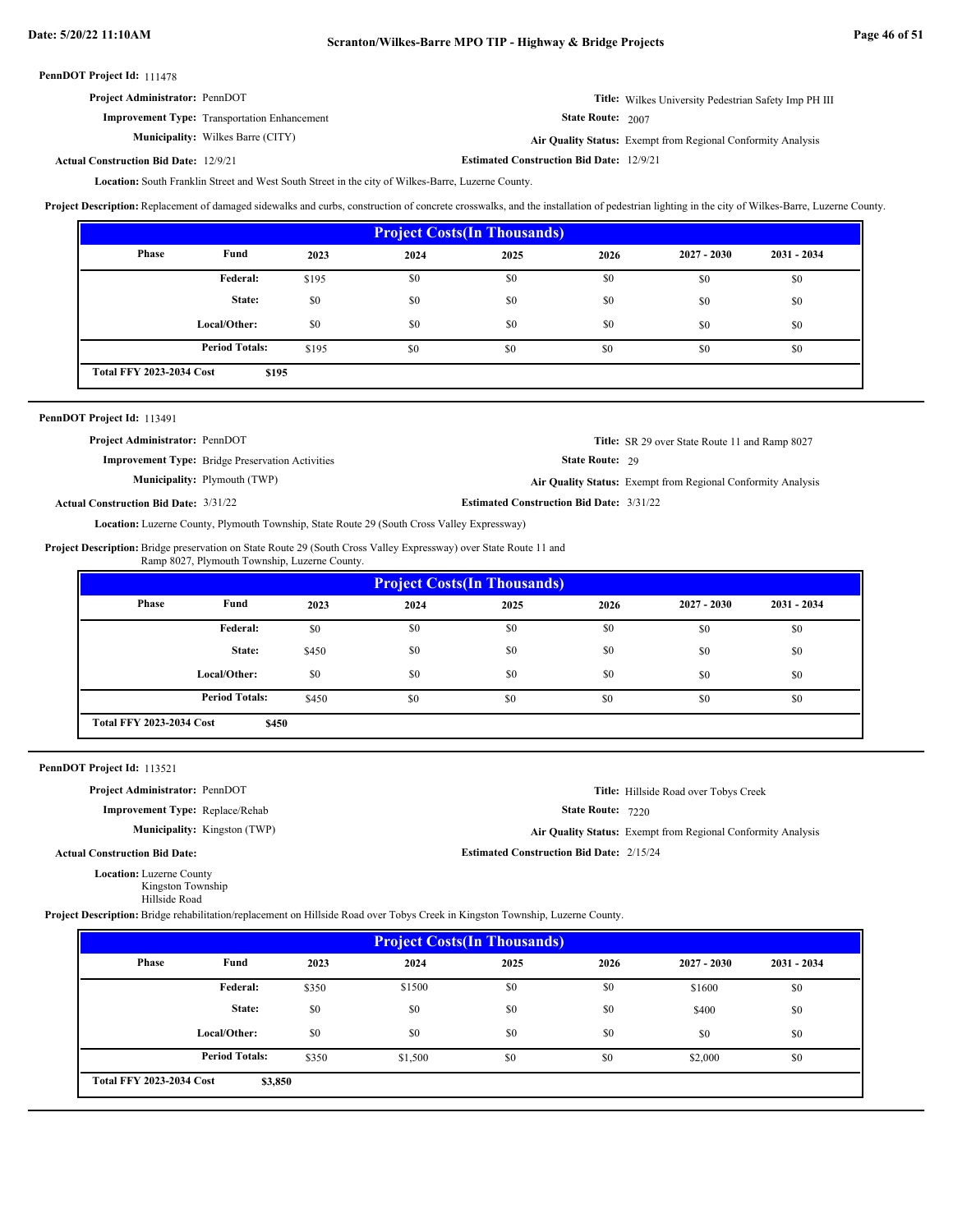**PennDOT Project Id:** 111478

**Project Administrator:** PennDOT

**Title:** Wilkes University Pedestrian Safety Imp PH III

**Improvement Type:** Transportation Enhancement

**State Route:** 2007

**Municipality:** Wilkes Barre (CITY)

**Air Quality Status:** Exempt from Regional Conformity Analysis

**Actual Construction Bid Date:** 12/9/21

**Estimated Construction Bid Date:** 12/9/21

**Location:** South Franklin Street and West South Street in the city of Wilkes-Barre, Luzerne County.

**Project Description:** Replacement of damaged sidewalks and curbs, construction of concrete crosswalks, and the installation of pedestrian lighting in the city of Wilkes-Barre, Luzerne County.

**Project Costs(In Thousands)**

| Phase | Fund | 2023 | 2024 | 2025 | 2026 | 2027 - 2030 | 2031 - 2034 |
|---|---|---|---|---|---|---|---|
| | Federal: | $195 | $0 | $0 | $0 | $0 | $0 |
| | State: | $0 | $0 | $0 | $0 | $0 | $0 |
| | Local/Other: | $0 | $0 | $0 | $0 | $0 | $0 |
| | Period Totals: | $195 | $0 | $0 | $0 | $0 | $0 |

**Total FFY 2023-2034 Cost** $195

---

**PennDOT Project Id:** 113491

**Project Administrator:** PennDOT

**Title:** SR 29 over State Route 11 and Ramp 8027

**Improvement Type:** Bridge Preservation Activities

**State Route:** 29

**Municipality:** Plymouth (TWP)

**Air Quality Status:** Exempt from Regional Conformity Analysis

**Actual Construction Bid Date:** 3/31/22

**Estimated Construction Bid Date:** 3/31/22

**Location:** Luzerne County, Plymouth Township, State Route 29 (South Cross Valley Expressway)

**Project Description:** Bridge preservation on State Route 29 (South Cross Valley Expressway) over State Route 11 and Ramp 8027, Plymouth Township, Luzerne County.

**Project Costs(In Thousands)**

| Phase | Fund | 2023 | 2024 | 2025 | 2026 | 2027 - 2030 | 2031 - 2034 |
|---|---|---|---|---|---|---|---|
| | Federal: | $0 | $0 | $0 | $0 | $0 | $0 |
| | State: | $450 | $0 | $0 | $0 | $0 | $0 |
| | Local/Other: | $0 | $0 | $0 | $0 | $0 | $0 |
| | Period Totals: | $450 | $0 | $0 | $0 | $0 | $0 |

**Total FFY 2023-2034 Cost** $450

---

**PennDOT Project Id:** 113521

**Project Administrator:** PennDOT

**Title:** Hillside Road over Tobys Creek

**Improvement Type:** Replace/Rehab

**State Route:** 7220

**Municipality:** Kingston (TWP)

**Air Quality Status:** Exempt from Regional Conformity Analysis

**Actual Construction Bid Date:**

**Estimated Construction Bid Date:** 2/15/24

**Location:** Luzerne County
Kingston Township
Hillside Road

**Project Description:** Bridge rehabilitation/replacement on Hillside Road over Tobys Creek in Kingston Township, Luzerne County.

**Project Costs(In Thousands)**

| Phase | Fund | 2023 | 2024 | 2025 | 2026 | 2027 - 2030 | 2031 - 2034 |
|---|---|---|---|---|---|---|---|
| | Federal: | $350 | $1500 | $0 | $0 | $1600 | $0 |
| | State: | $0 | $0 | $0 | $0 | $400 | $0 |
| | Local/Other: | $0 | $0 | $0 | $0 | $0 | $0 |
| | Period Totals: | $350 | $1,500 | $0 | $0 | $2,000 | $0 |

**Total FFY 2023-2034 Cost** $3,850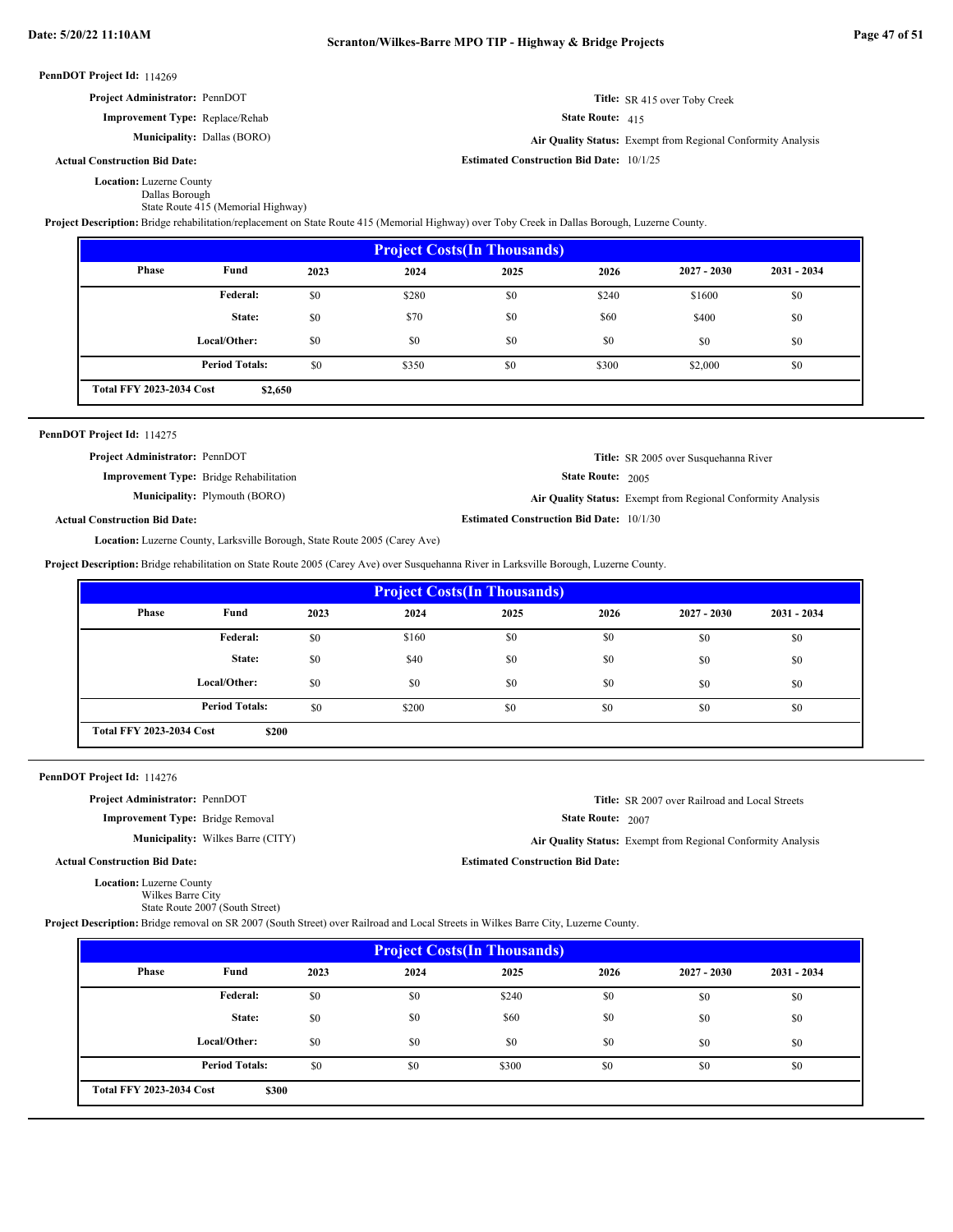**PennDOT Project Id:** 114269

**Project Administrator:** PennDOT

**Improvement Type:** Replace/Rehab

**Municipality:** Dallas (BORO)

**Actual Construction Bid Date:**

**Title:** SR 415 over Toby Creek

**State Route:** 415

**Air Quality Status:** Exempt from Regional Conformity Analysis

**Estimated Construction Bid Date:** 10/1/25

**Location:** Luzerne County
Dallas Borough
State Route 415 (Memorial Highway)

**Project Description:** Bridge rehabilitation/replacement on State Route 415 (Memorial Highway) over Toby Creek in Dallas Borough, Luzerne County.

| Project Costs(In Thousands) | | | | | | | |
|---|---|---|---|---|---|---|---|
| Phase | Fund | 2023 | 2024 | 2025 | 2026 | 2027 - 2030 | 2031 - 2034 |
| | Federal: | $0 | $280 | $0 | $240 | $1600 | $0 |
| | State: | $0 | $70 | $0 | $60 | $400 | $0 |
| | Local/Other: | $0 | $0 | $0 | $0 | $0 | $0 |
| | Period Totals: | $0 | $350 | $0 | $300 | $2,000 | $0 |
| Total FFY 2023-2034 Cost | $2,650 | | | | | | |

---

**PennDOT Project Id:** 114275

**Project Administrator:** PennDOT

**Improvement Type:** Bridge Rehabilitation

**Municipality:** Plymouth (BORO)

**Actual Construction Bid Date:**

**Title:** SR 2005 over Susquehanna River

**State Route:** 2005

**Air Quality Status:** Exempt from Regional Conformity Analysis

**Estimated Construction Bid Date:** 10/1/30

**Location:** Luzerne County, Larksville Borough, State Route 2005 (Carey Ave)

**Project Description:** Bridge rehabilitation on State Route 2005 (Carey Ave) over Susquehanna River in Larksville Borough, Luzerne County.

| Project Costs(In Thousands) | | | | | | | |
|---|---|---|---|---|---|---|---|
| Phase | Fund | 2023 | 2024 | 2025 | 2026 | 2027 - 2030 | 2031 - 2034 |
| | Federal: | $0 | $160 | $0 | $0 | $0 | $0 |
| | State: | $0 | $40 | $0 | $0 | $0 | $0 |
| | Local/Other: | $0 | $0 | $0 | $0 | $0 | $0 |
| | Period Totals: | $0 | $200 | $0 | $0 | $0 | $0 |
| Total FFY 2023-2034 Cost | $200 | | | | | | |

---

**PennDOT Project Id:** 114276

**Project Administrator:** PennDOT

**Improvement Type:** Bridge Removal

**Municipality:** Wilkes Barre (CITY)

**Actual Construction Bid Date:**

**Title:** SR 2007 over Railroad and Local Streets

**State Route:** 2007

**Air Quality Status:** Exempt from Regional Conformity Analysis

**Estimated Construction Bid Date:**

**Location:** Luzerne County
Wilkes Barre City
State Route 2007 (South Street)

**Project Description:** Bridge removal on SR 2007 (South Street) over Railroad and Local Streets in Wilkes Barre City, Luzerne County.

| Project Costs(In Thousands) | | | | | | | |
|---|---|---|---|---|---|---|---|
| Phase | Fund | 2023 | 2024 | 2025 | 2026 | 2027 - 2030 | 2031 - 2034 |
| | Federal: | $0 | $0 | $240 | $0 | $0 | $0 |
| | State: | $0 | $0 | $60 | $0 | $0 | $0 |
| | Local/Other: | $0 | $0 | $0 | $0 | $0 | $0 |
| | Period Totals: | $0 | $0 | $300 | $0 | $0 | $0 |
| Total FFY 2023-2034 Cost | $300 | | | | | | |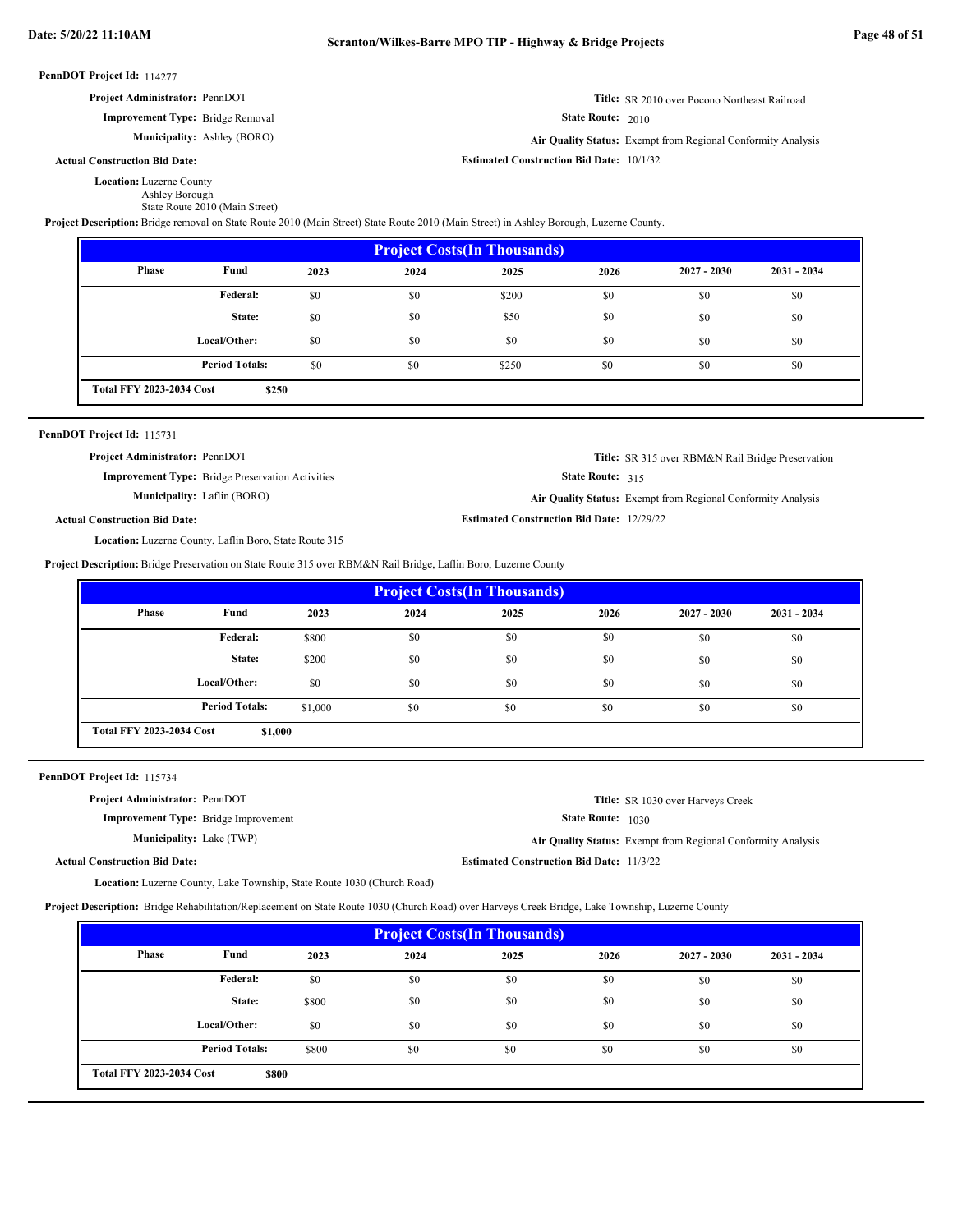**PennDOT Project Id:** 114277

**Project Administrator:** PennDOT

**Title:** SR 2010 over Pocono Northeast Railroad

**Improvement Type:** Bridge Removal

**State Route:** 2010

**Municipality:** Ashley (BORO)

**Air Quality Status:** Exempt from Regional Conformity Analysis

**Actual Construction Bid Date:**

**Estimated Construction Bid Date:** 10/1/32

**Location:** Luzerne County
Ashley Borough
State Route 2010 (Main Street)

**Project Description:** Bridge removal on State Route 2010 (Main Street) State Route 2010 (Main Street) in Ashley Borough, Luzerne County.

| Project Costs(In Thousands) | | | | | | | |
|---|---|---|---|---|---|---|---|
| Phase | Fund | 2023 | 2024 | 2025 | 2026 | 2027 - 2030 | 2031 - 2034 |
| | Federal: | $0 | $0 | $200 | $0 | $0 | $0 |
| | State: | $0 | $0 | $50 | $0 | $0 | $0 |
| | Local/Other: | $0 | $0 | $0 | $0 | $0 | $0 |
| | Period Totals: | $0 | $0 | $250 | $0 | $0 | $0 |
| Total FFY 2023-2034 Cost | $250 | | | | | | |

**PennDOT Project Id:** 115731

**Project Administrator:** PennDOT

**Title:** SR 315 over RBM&N Rail Bridge Preservation

**Improvement Type:** Bridge Preservation Activities

**State Route:** 315

**Municipality:** Laflin (BORO)

**Air Quality Status:** Exempt from Regional Conformity Analysis

**Actual Construction Bid Date:**

**Estimated Construction Bid Date:** 12/29/22

**Location:** Luzerne County, Laflin Boro, State Route 315

**Project Description:** Bridge Preservation on State Route 315 over RBM&N Rail Bridge, Laflin Boro, Luzerne County

| Project Costs(In Thousands) | | | | | | | |
|---|---|---|---|---|---|---|---|
| Phase | Fund | 2023 | 2024 | 2025 | 2026 | 2027 - 2030 | 2031 - 2034 |
| | Federal: | $800 | $0 | $0 | $0 | $0 | $0 |
| | State: | $200 | $0 | $0 | $0 | $0 | $0 |
| | Local/Other: | $0 | $0 | $0 | $0 | $0 | $0 |
| | Period Totals: | $1,000 | $0 | $0 | $0 | $0 | $0 |
| Total FFY 2023-2034 Cost | $1,000 | | | | | | |

**PennDOT Project Id:** 115734

**Project Administrator:** PennDOT

**Title:** SR 1030 over Harveys Creek

**Improvement Type:** Bridge Improvement

**State Route:** 1030

**Municipality:** Lake (TWP)

**Air Quality Status:** Exempt from Regional Conformity Analysis

**Actual Construction Bid Date:**

**Estimated Construction Bid Date:** 11/3/22

**Location:** Luzerne County, Lake Township, State Route 1030 (Church Road)

**Project Description:** Bridge Rehabilitation/Replacement on State Route 1030 (Church Road) over Harveys Creek Bridge, Lake Township, Luzerne County

| Project Costs(In Thousands) | | | | | | | |
|---|---|---|---|---|---|---|---|
| Phase | Fund | 2023 | 2024 | 2025 | 2026 | 2027 - 2030 | 2031 - 2034 |
| | Federal: | $0 | $0 | $0 | $0 | $0 | $0 |
| | State: | $800 | $0 | $0 | $0 | $0 | $0 |
| | Local/Other: | $0 | $0 | $0 | $0 | $0 | $0 |
| | Period Totals: | $800 | $0 | $0 | $0 | $0 | $0 |
| Total FFY 2023-2034 Cost | $800 | | | | | | |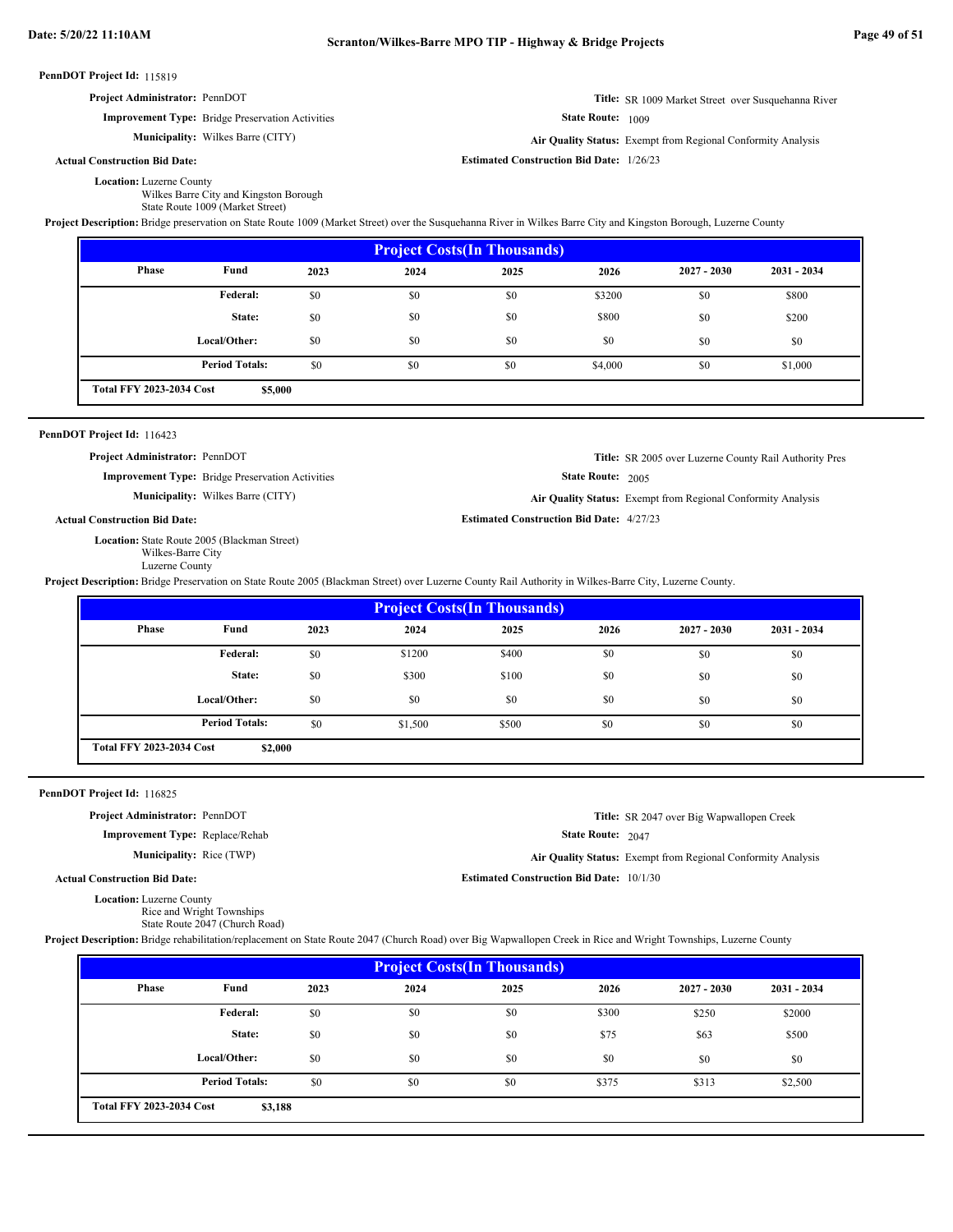**PennDOT Project Id:** 115819

**Project Administrator:** PennDOT

**Improvement Type:** Bridge Preservation Activities

**Municipality:** Wilkes Barre (CITY)

**Actual Construction Bid Date:**

**Title:** SR 1009 Market Street over Susquehanna River

**State Route:** 1009

**Air Quality Status:** Exempt from Regional Conformity Analysis

**Estimated Construction Bid Date:** 1/26/23

**Location:** Luzerne County
Wilkes Barre City and Kingston Borough
State Route 1009 (Market Street)

**Project Description:** Bridge preservation on State Route 1009 (Market Street) over the Susquehanna River in Wilkes Barre City and Kingston Borough, Luzerne County

| Project Costs(In Thousands) | | | | | | | |
|---|---|---|---|---|---|---|---|
| Phase | Fund | 2023 | 2024 | 2025 | 2026 | 2027 - 2030 | 2031 - 2034 |
| | Federal: | $0 | $0 | $0 | $3200 | $0 | $800 |
| | State: | $0 | $0 | $0 | $800 | $0 | $200 |
| | Local/Other: | $0 | $0 | $0 | $0 | $0 | $0 |
| | Period Totals: | $0 | $0 | $0 | $4,000 | $0 | $1,000 |
| Total FFY 2023-2034 Cost | $5,000 | | | | | | |

---

**PennDOT Project Id:** 116423

**Project Administrator:** PennDOT

**Improvement Type:** Bridge Preservation Activities

**Municipality:** Wilkes Barre (CITY)

**Actual Construction Bid Date:**

**Title:** SR 2005 over Luzerne County Rail Authority Pres

**State Route:** 2005

**Air Quality Status:** Exempt from Regional Conformity Analysis

**Estimated Construction Bid Date:** 4/27/23

**Location:** State Route 2005 (Blackman Street)
Wilkes-Barre City
Luzerne County

**Project Description:** Bridge Preservation on State Route 2005 (Blackman Street) over Luzerne County Rail Authority in Wilkes-Barre City, Luzerne County.

| Project Costs(In Thousands) | | | | | | | |
|---|---|---|---|---|---|---|---|
| Phase | Fund | 2023 | 2024 | 2025 | 2026 | 2027 - 2030 | 2031 - 2034 |
| | Federal: | $0 | $1200 | $400 | $0 | $0 | $0 |
| | State: | $0 | $300 | $100 | $0 | $0 | $0 |
| | Local/Other: | $0 | $0 | $0 | $0 | $0 | $0 |
| | Period Totals: | $0 | $1,500 | $500 | $0 | $0 | $0 |
| Total FFY 2023-2034 Cost | $2,000 | | | | | | |

---

**PennDOT Project Id:** 116825

**Project Administrator:** PennDOT

**Improvement Type:** Replace/Rehab

**Municipality:** Rice (TWP)

**Actual Construction Bid Date:**

**Title:** SR 2047 over Big Wapwallopen Creek

**State Route:** 2047

**Air Quality Status:** Exempt from Regional Conformity Analysis

**Estimated Construction Bid Date:** 10/1/30

**Location:** Luzerne County
Rice and Wright Townships
State Route 2047 (Church Road)

**Project Description:** Bridge rehabilitation/replacement on State Route 2047 (Church Road) over Big Wapwallopen Creek in Rice and Wright Townships, Luzerne County

| Project Costs(In Thousands) | | | | | | | |
|---|---|---|---|---|---|---|---|
| Phase | Fund | 2023 | 2024 | 2025 | 2026 | 2027 - 2030 | 2031 - 2034 |
| | Federal: | $0 | $0 | $0 | $300 | $250 | $2000 |
| | State: | $0 | $0 | $0 | $75 | $63 | $500 |
| | Local/Other: | $0 | $0 | $0 | $0 | $0 | $0 |
| | Period Totals: | $0 | $0 | $0 | $375 | $313 | $2,500 |
| Total FFY 2023-2034 Cost | $3,188 | | | | | | |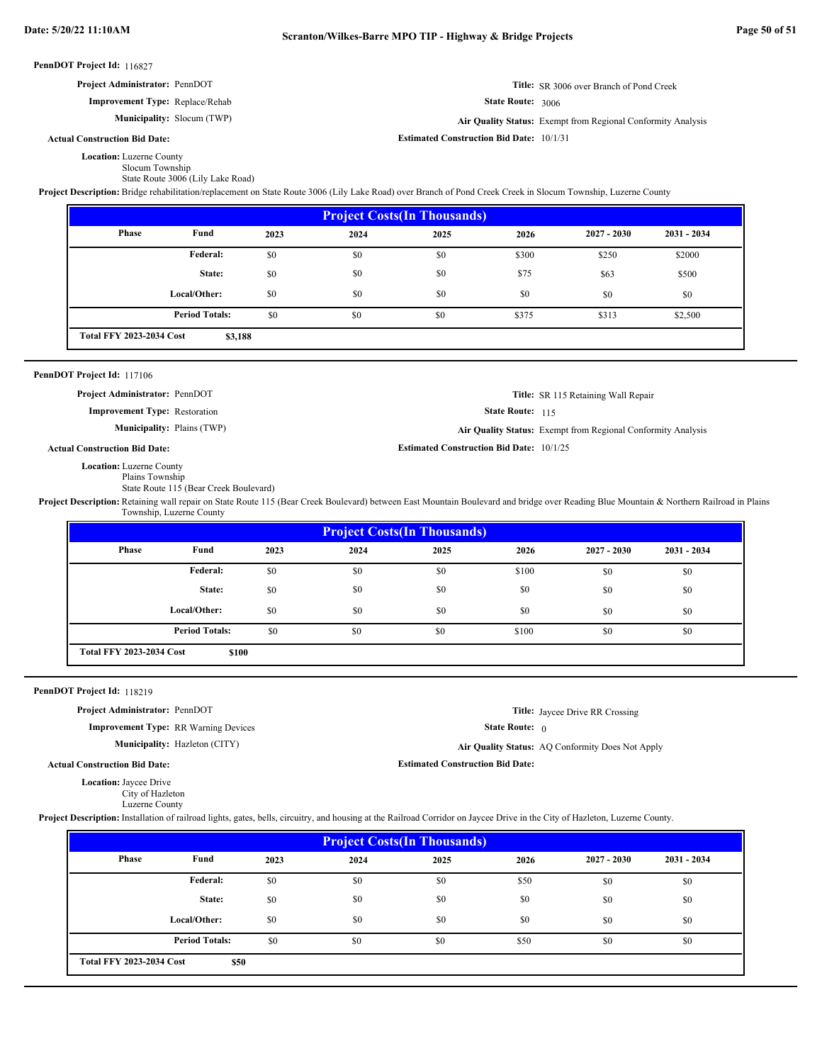**PennDOT Project Id:** 116827

**Project Administrator:** PennDOT

**Improvement Type:** Replace/Rehab

**Municipality:** Slocum (TWP)

**Actual Construction Bid Date:**

**Title:** SR 3006 over Branch of Pond Creek

**State Route:** 3006

**Air Quality Status:** Exempt from Regional Conformity Analysis

**Estimated Construction Bid Date:** 10/1/31

**Location:** Luzerne County
Slocum Township
State Route 3006 (Lily Lake Road)

**Project Description:** Bridge rehabilitation/replacement on State Route 3006 (Lily Lake Road) over Branch of Pond Creek Creek in Slocum Township, Luzerne County

| Project Costs(In Thousands) | | | | | | | |
|---|---|---|---|---|---|---|---|
| Phase | Fund | 2023 | 2024 | 2025 | 2026 | 2027 - 2030 | 2031 - 2034 |
| | Federal: | $0 | $0 | $0 | $300 | $250 | $2000 |
| | State: | $0 | $0 | $0 | $75 | $63 | $500 |
| | Local/Other: | $0 | $0 | $0 | $0 | $0 | $0 |
| | Period Totals: | $0 | $0 | $0 | $375 | $313 | $2,500 |
| Total FFY 2023-2034 Cost | $3,188 | | | | | | |

---

**PennDOT Project Id:** 117106

**Project Administrator:** PennDOT

**Improvement Type:** Restoration

**Municipality:** Plains (TWP)

**Actual Construction Bid Date:**

**Title:** SR 115 Retaining Wall Repair

**State Route:** 115

**Air Quality Status:** Exempt from Regional Conformity Analysis

**Estimated Construction Bid Date:** 10/1/25

**Location:** Luzerne County
Plains Township
State Route 115 (Bear Creek Boulevard)

**Project Description:** Retaining wall repair on State Route 115 (Bear Creek Boulevard) between East Mountain Boulevard and bridge over Reading Blue Mountain & Northern Railroad in Plains Township, Luzerne County

| Project Costs(In Thousands) | | | | | | | |
|---|---|---|---|---|---|---|---|
| Phase | Fund | 2023 | 2024 | 2025 | 2026 | 2027 - 2030 | 2031 - 2034 |
| | Federal: | $0 | $0 | $0 | $100 | $0 | $0 |
| | State: | $0 | $0 | $0 | $0 | $0 | $0 |
| | Local/Other: | $0 | $0 | $0 | $0 | $0 | $0 |
| | Period Totals: | $0 | $0 | $0 | $100 | $0 | $0 |
| Total FFY 2023-2034 Cost | $100 | | | | | | |

---

**PennDOT Project Id:** 118219

**Project Administrator:** PennDOT

**Improvement Type:** RR Warning Devices

**Municipality:** Hazleton (CITY)

**Actual Construction Bid Date:**

**Title:** Jaycee Drive RR Crossing

**State Route:** 0

**Air Quality Status:** AQ Conformity Does Not Apply

**Estimated Construction Bid Date:**

**Location:** Jaycee Drive
City of Hazleton
Luzerne County

**Project Description:** Installation of railroad lights, gates, bells, circuitry, and housing at the Railroad Corridor on Jaycee Drive in the City of Hazleton, Luzerne County.

| Project Costs(In Thousands) | | | | | | | |
|---|---|---|---|---|---|---|---|
| Phase | Fund | 2023 | 2024 | 2025 | 2026 | 2027 - 2030 | 2031 - 2034 |
| | Federal: | $0 | $0 | $0 | $50 | $0 | $0 |
| | State: | $0 | $0 | $0 | $0 | $0 | $0 |
| | Local/Other: | $0 | $0 | $0 | $0 | $0 | $0 |
| | Period Totals: | $0 | $0 | $0 | $50 | $0 | $0 |
| Total FFY 2023-2034 Cost | $50 | | | | | | |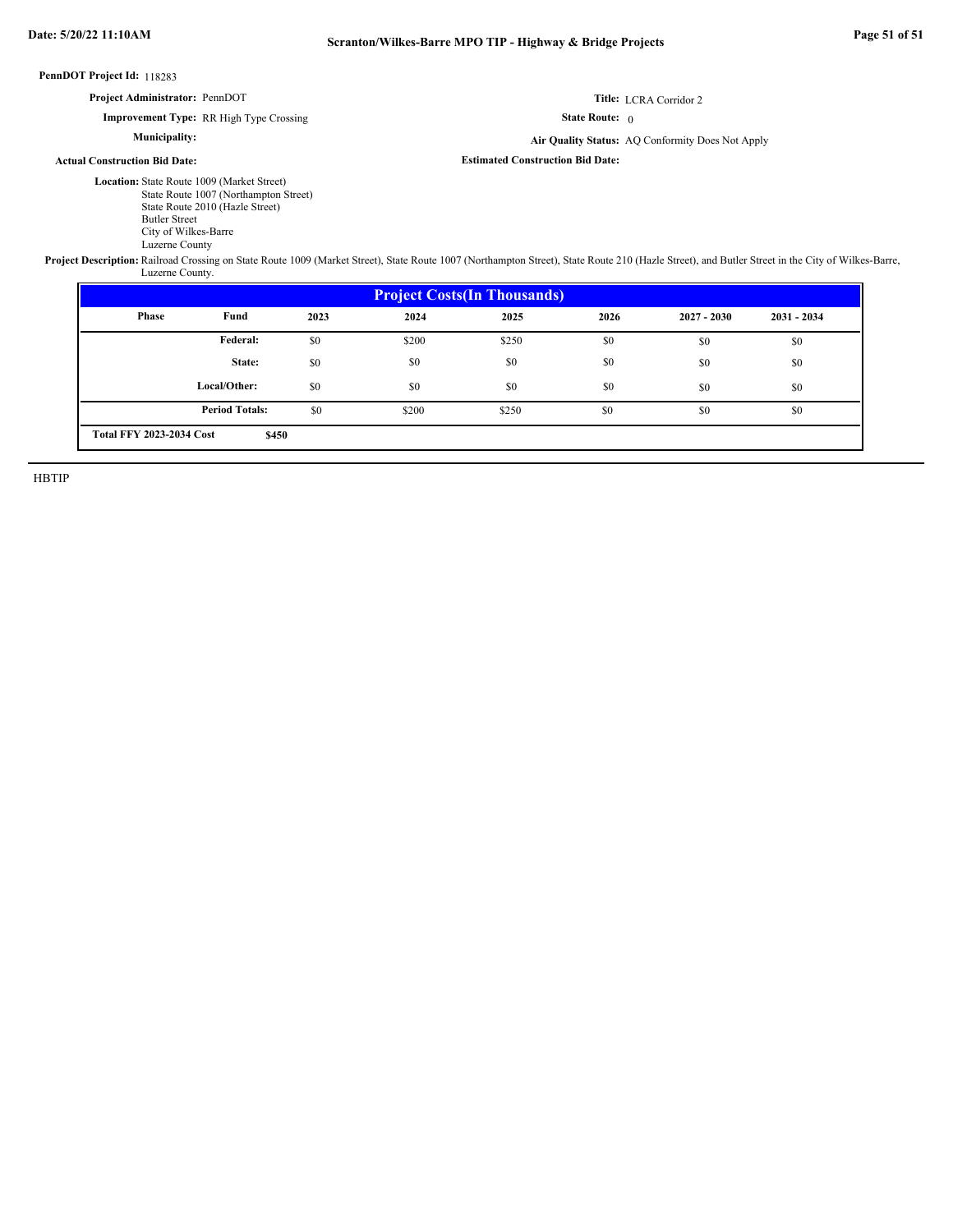**PennDOT Project Id:** 118283

**Project Administrator:** PennDOT

**Title:** LCRA Corridor 2

**Improvement Type:** RR High Type Crossing

**State Route:** 0

**Municipality:**

**Air Quality Status:** AQ Conformity Does Not Apply

**Actual Construction Bid Date:**

**Estimated Construction Bid Date:**

**Location:** State Route 1009 (Market Street)
State Route 1007 (Northampton Street)
State Route 2010 (Hazle Street)
Butler Street
City of Wilkes-Barre
Luzerne County

**Project Description:** Railroad Crossing on State Route 1009 (Market Street), State Route 1007 (Northampton Street), State Route 210 (Hazle Street), and Butler Street in the City of Wilkes-Barre, Luzerne County.

**Project Costs(In Thousands)**

| Phase | Fund | 2023 | 2024 | 2025 | 2026 | 2027 - 2030 | 2031 - 2034 |
|---|---|---|---|---|---|---|---|
| | Federal: | $0 | $200 | $250 | $0 | $0 | $0 |
| | State: | $0 | $0 | $0 | $0 | $0 | $0 |
| | Local/Other: | $0 | $0 | $0 | $0 | $0 | $0 |
| | Period Totals: | $0 | $200 | $250 | $0 | $0 | $0 |
| Total FFY 2023-2034 Cost | $450 | | | | | | |

HBTIP